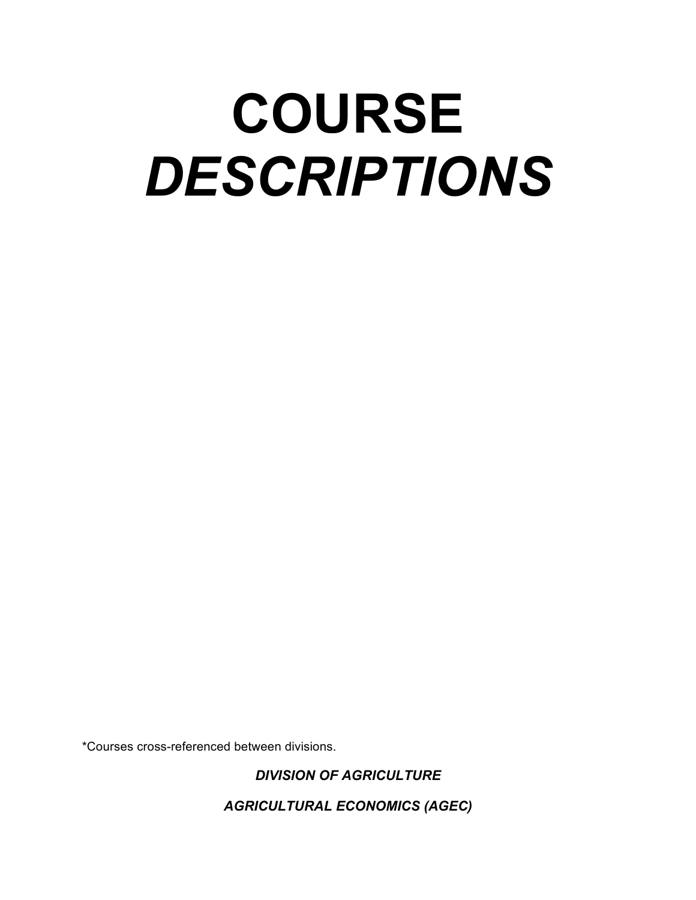# COURSE *DESCRIPTIONS*

*Courses cross-referenced between divisions.

## *DIVISION OF AGRICULTURE*

### *AGRICULTURAL ECONOMICS (AGEC)*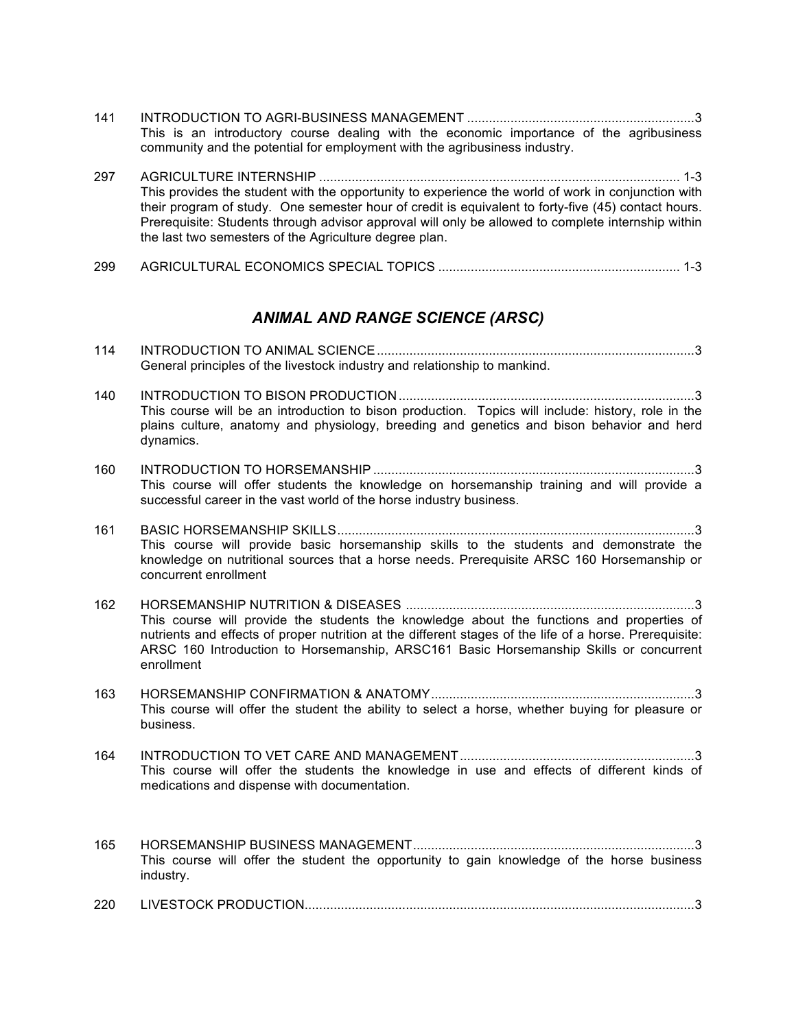141 INTRODUCTION TO AGRI-BUSINESS MANAGEMENT ............................................................... 3
This is an introductory course dealing with the economic importance of the agribusiness community and the potential for employment with the agribusiness industry.

297 AGRICULTURE INTERNSHIP ................................................................................................ 1-3
This provides the student with the opportunity to experience the world of work in conjunction with their program of study. One semester hour of credit is equivalent to forty-five (45) contact hours. Prerequisite: Students through advisor approval will only be allowed to complete internship within the last two semesters of the Agriculture degree plan.

299 AGRICULTURAL ECONOMICS SPECIAL TOPICS .................................................................. 1-3

## *ANIMAL AND RANGE SCIENCE (ARSC)*

114 INTRODUCTION TO ANIMAL SCIENCE ....................................................................................... 3
General principles of the livestock industry and relationship to mankind.

140 INTRODUCTION TO BISON PRODUCTION ................................................................................. 3
This course will be an introduction to bison production. Topics will include: history, role in the plains culture, anatomy and physiology, breeding and genetics and bison behavior and herd dynamics.

160 INTRODUCTION TO HORSEMANSHIP ......................................................................................... 3
This course will offer students the knowledge on horsemanship training and will provide a successful career in the vast world of the horse industry business.

161 BASIC HORSEMANSHIP SKILLS .................................................................................................. 3
This course will provide basic horsemanship skills to the students and demonstrate the knowledge on nutritional sources that a horse needs. Prerequisite ARSC 160 Horsemanship or concurrent enrollment

162 HORSEMANSHIP NUTRITION & DISEASES ............................................................................... 3
This course will provide the students the knowledge about the functions and properties of nutrients and effects of proper nutrition at the different stages of the life of a horse. Prerequisite: ARSC 160 Introduction to Horsemanship, ARSC161 Basic Horsemanship Skills or concurrent enrollment

163 HORSEMANSHIP CONFIRMATION & ANATOMY ........................................................................ 3
This course will offer the student the ability to select a horse, whether buying for pleasure or business.

164 INTRODUCTION TO VET CARE AND MANAGEMENT ................................................................. 3
This course will offer the students the knowledge in use and effects of different kinds of medications and dispense with documentation.

165 HORSEMANSHIP BUSINESS MANAGEMENT ............................................................................. 3
This course will offer the student the opportunity to gain knowledge of the horse business industry.

220 LIVESTOCK PRODUCTION ........................................................................................................... 3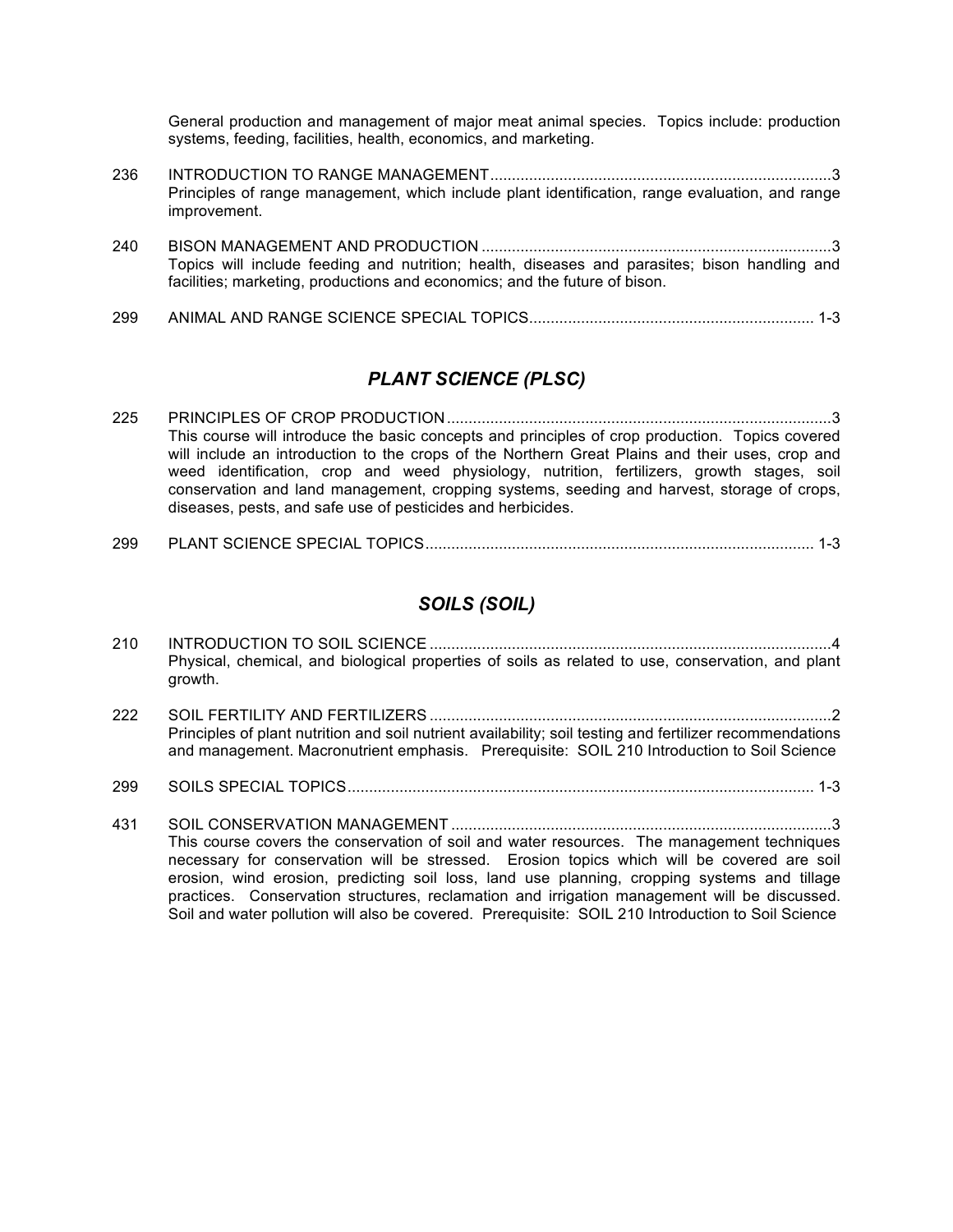General production and management of major meat animal species. Topics include: production systems, feeding, facilities, health, economics, and marketing.

236 INTRODUCTION TO RANGE MANAGEMENT..............................................................................3
Principles of range management, which include plant identification, range evaluation, and range improvement.

240 BISON MANAGEMENT AND PRODUCTION ................................................................................3
Topics will include feeding and nutrition; health, diseases and parasites; bison handling and facilities; marketing, productions and economics; and the future of bison.

299 ANIMAL AND RANGE SCIENCE SPECIAL TOPICS................................................................. 1-3

## *PLANT SCIENCE (PLSC)*

225 PRINCIPLES OF CROP PRODUCTION........................................................................................3
This course will introduce the basic concepts and principles of crop production. Topics covered will include an introduction to the crops of the Northern Great Plains and their uses, crop and weed identification, crop and weed physiology, nutrition, fertilizers, growth stages, soil conservation and land management, cropping systems, seeding and harvest, storage of crops, diseases, pests, and safe use of pesticides and herbicides.

299 PLANT SCIENCE SPECIAL TOPICS......................................................................................... 1-3

## *SOILS (SOIL)*

210 INTRODUCTION TO SOIL SCIENCE ............................................................................................4
Physical, chemical, and biological properties of soils as related to use, conservation, and plant growth.

222 SOIL FERTILITY AND FERTILIZERS ............................................................................................2
Principles of plant nutrition and soil nutrient availability; soil testing and fertilizer recommendations and management. Macronutrient emphasis. Prerequisite: SOIL 210 Introduction to Soil Science

299 SOILS SPECIAL TOPICS........................................................................................................... 1-3

431 SOIL CONSERVATION MANAGEMENT ........................................................................................3
This course covers the conservation of soil and water resources. The management techniques necessary for conservation will be stressed. Erosion topics which will be covered are soil erosion, wind erosion, predicting soil loss, land use planning, cropping systems and tillage practices. Conservation structures, reclamation and irrigation management will be discussed. Soil and water pollution will also be covered. Prerequisite: SOIL 210 Introduction to Soil Science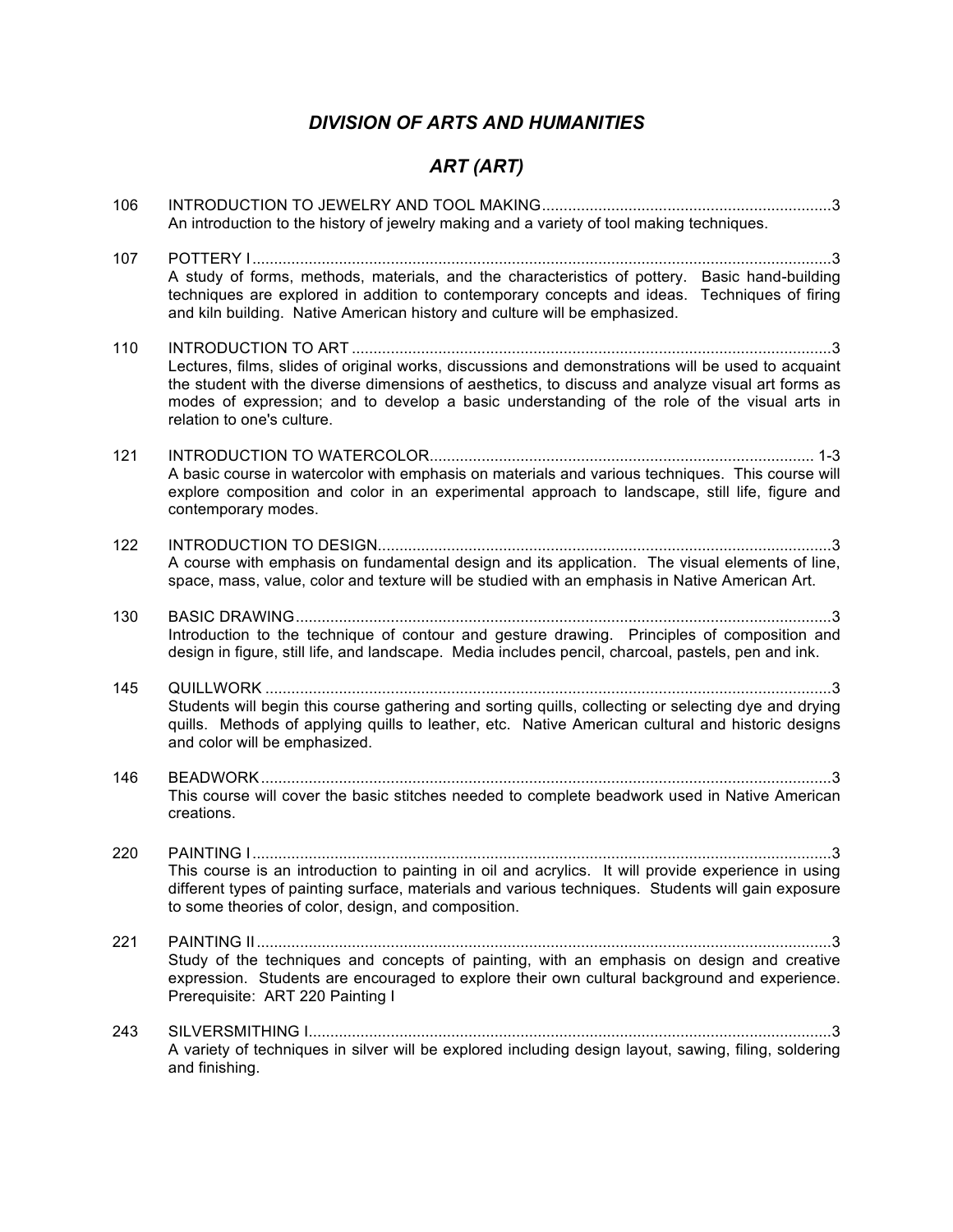## *DIVISION OF ARTS AND HUMANITIES*

## *ART (ART)*

106 INTRODUCTION TO JEWELRY AND TOOL MAKING..................................................................3
An introduction to the history of jewelry making and a variety of tool making techniques.

107 POTTERY I.....................................................................................................................................3
A study of forms, methods, materials, and the characteristics of pottery. Basic hand-building techniques are explored in addition to contemporary concepts and ideas. Techniques of firing and kiln building. Native American history and culture will be emphasized.

110 INTRODUCTION TO ART ..............................................................................................................3
Lectures, films, slides of original works, discussions and demonstrations will be used to acquaint the student with the diverse dimensions of aesthetics, to discuss and analyze visual art forms as modes of expression; and to develop a basic understanding of the role of the visual arts in relation to one's culture.

121 INTRODUCTION TO WATERCOLOR........................................................................................ 1-3
A basic course in watercolor with emphasis on materials and various techniques. This course will explore composition and color in an experimental approach to landscape, still life, figure and contemporary modes.

122 INTRODUCTION TO DESIGN........................................................................................................3
A course with emphasis on fundamental design and its application. The visual elements of line, space, mass, value, color and texture will be studied with an emphasis in Native American Art.

130 BASIC DRAWING...........................................................................................................................3
Introduction to the technique of contour and gesture drawing. Principles of composition and design in figure, still life, and landscape. Media includes pencil, charcoal, pastels, pen and ink.

145 QUILLWORK ..................................................................................................................................3
Students will begin this course gathering and sorting quills, collecting or selecting dye and drying quills. Methods of applying quills to leather, etc. Native American cultural and historic designs and color will be emphasized.

146 BEADWORK ...................................................................................................................................3
This course will cover the basic stitches needed to complete beadwork used in Native American creations.

220 PAINTING I ....................................................................................................................................3
This course is an introduction to painting in oil and acrylics. It will provide experience in using different types of painting surface, materials and various techniques. Students will gain exposure to some theories of color, design, and composition.

221 PAINTING II ...................................................................................................................................3
Study of the techniques and concepts of painting, with an emphasis on design and creative expression. Students are encouraged to explore their own cultural background and experience. Prerequisite: ART 220 Painting I

243 SILVERSMITHING I........................................................................................................................3
A variety of techniques in silver will be explored including design layout, sawing, filing, soldering and finishing.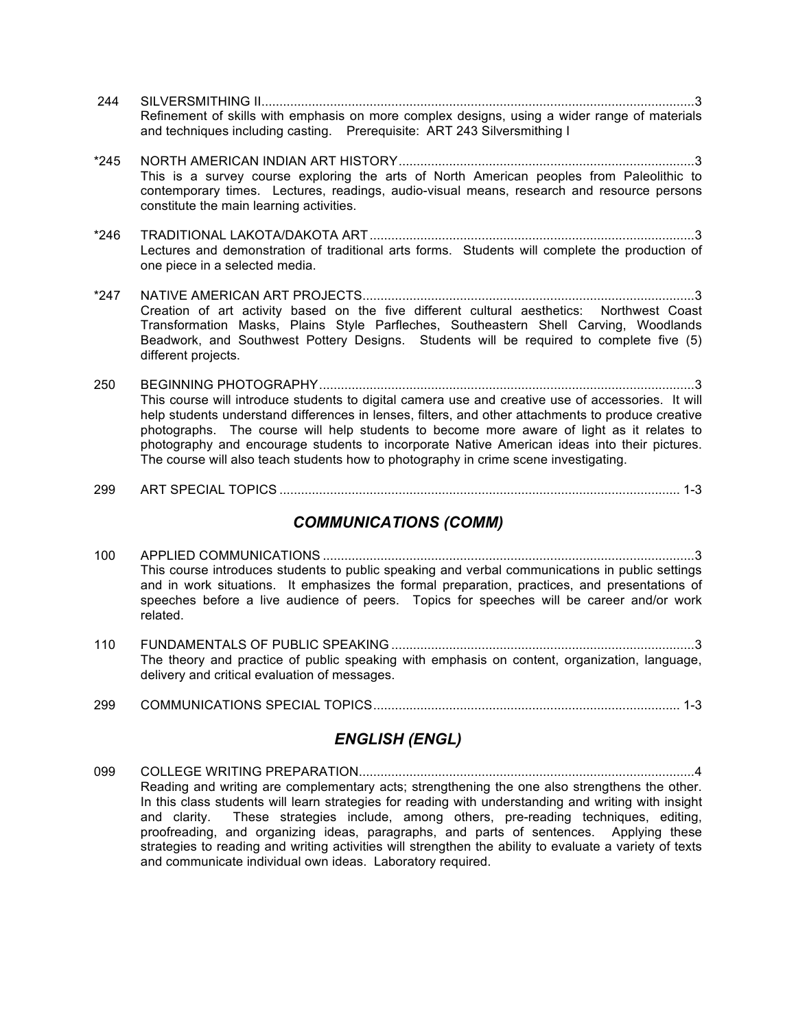244 SILVERSMITHING II........................................................................................................................3
Refinement of skills with emphasis on more complex designs, using a wider range of materials and techniques including casting. Prerequisite: ART 243 Silversmithing I

*245 NORTH AMERICAN INDIAN ART HISTORY..................................................................................3
This is a survey course exploring the arts of North American peoples from Paleolithic to contemporary times. Lectures, readings, audio-visual means, research and resource persons constitute the main learning activities.

*246 TRADITIONAL LAKOTA/DAKOTA ART..........................................................................................3
Lectures and demonstration of traditional arts forms. Students will complete the production of one piece in a selected media.

*247 NATIVE AMERICAN ART PROJECTS............................................................................................3
Creation of art activity based on the five different cultural aesthetics: Northwest Coast Transformation Masks, Plains Style Parfleches, Southeastern Shell Carving, Woodlands Beadwork, and Southwest Pottery Designs. Students will be required to complete five (5) different projects.

250 BEGINNING PHOTOGRAPHY.......................................................................................................3
This course will introduce students to digital camera use and creative use of accessories. It will help students understand differences in lenses, filters, and other attachments to produce creative photographs. The course will help students to become more aware of light as it relates to photography and encourage students to incorporate Native American ideas into their pictures. The course will also teach students how to photography in crime scene investigating.

299 ART SPECIAL TOPICS .............................................................................................................. 1-3

## COMMUNICATIONS (COMM)

100 APPLIED COMMUNICATIONS ......................................................................................................3
This course introduces students to public speaking and verbal communications in public settings and in work situations. It emphasizes the formal preparation, practices, and presentations of speeches before a live audience of peers. Topics for speeches will be career and/or work related.

110 FUNDAMENTALS OF PUBLIC SPEAKING ...................................................................................3
The theory and practice of public speaking with emphasis on content, organization, language, delivery and critical evaluation of messages.

299 COMMUNICATIONS SPECIAL TOPICS.................................................................................... 1-3

## ENGLISH (ENGL)

099 COLLEGE WRITING PREPARATION............................................................................................4
Reading and writing are complementary acts; strengthening the one also strengthens the other. In this class students will learn strategies for reading with understanding and writing with insight and clarity. These strategies include, among others, pre-reading techniques, editing, proofreading, and organizing ideas, paragraphs, and parts of sentences. Applying these strategies to reading and writing activities will strengthen the ability to evaluate a variety of texts and communicate individual own ideas. Laboratory required.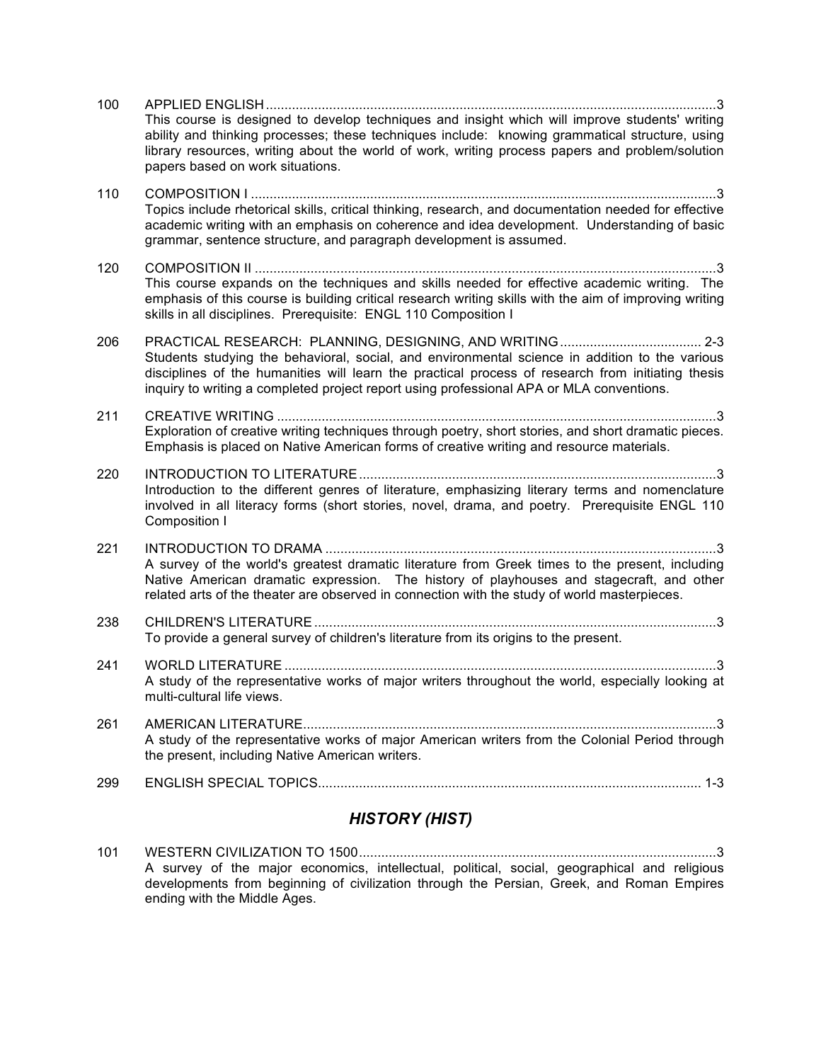100 APPLIED ENGLISH ........................................................................................................................3
This course is designed to develop techniques and insight which will improve students' writing ability and thinking processes; these techniques include: knowing grammatical structure, using library resources, writing about the world of work, writing process papers and problem/solution papers based on work situations.

110 COMPOSITION I ............................................................................................................................3
Topics include rhetorical skills, critical thinking, research, and documentation needed for effective academic writing with an emphasis on coherence and idea development. Understanding of basic grammar, sentence structure, and paragraph development is assumed.

120 COMPOSITION II ...........................................................................................................................3
This course expands on the techniques and skills needed for effective academic writing. The emphasis of this course is building critical research writing skills with the aim of improving writing skills in all disciplines. Prerequisite: ENGL 110 Composition I

206 PRACTICAL RESEARCH: PLANNING, DESIGNING, AND WRITING ...................................... 2-3
Students studying the behavioral, social, and environmental science in addition to the various disciplines of the humanities will learn the practical process of research from initiating thesis inquiry to writing a completed project report using professional APA or MLA conventions.

211 CREATIVE WRITING .....................................................................................................................3
Exploration of creative writing techniques through poetry, short stories, and short dramatic pieces. Emphasis is placed on Native American forms of creative writing and resource materials.

220 INTRODUCTION TO LITERATURE ...............................................................................................3
Introduction to the different genres of literature, emphasizing literary terms and nomenclature involved in all literacy forms (short stories, novel, drama, and poetry. Prerequisite ENGL 110 Composition I

221 INTRODUCTION TO DRAMA ........................................................................................................3
A survey of the world's greatest dramatic literature from Greek times to the present, including Native American dramatic expression. The history of playhouses and stagecraft, and other related arts of the theater are observed in connection with the study of world masterpieces.

238 CHILDREN'S LITERATURE ...........................................................................................................3
To provide a general survey of children's literature from its origins to the present.

241 WORLD LITERATURE ...................................................................................................................3
A study of the representative works of major writers throughout the world, especially looking at multi-cultural life views.

261 AMERICAN LITERATURE..............................................................................................................3
A study of the representative works of major American writers from the Colonial Period through the present, including Native American writers.

299 ENGLISH SPECIAL TOPICS...................................................................................................... 1-3

## *HISTORY (HIST)*

101 WESTERN CIVILIZATION TO 1500...............................................................................................3
A survey of the major economics, intellectual, political, social, geographical and religious developments from beginning of civilization through the Persian, Greek, and Roman Empires ending with the Middle Ages.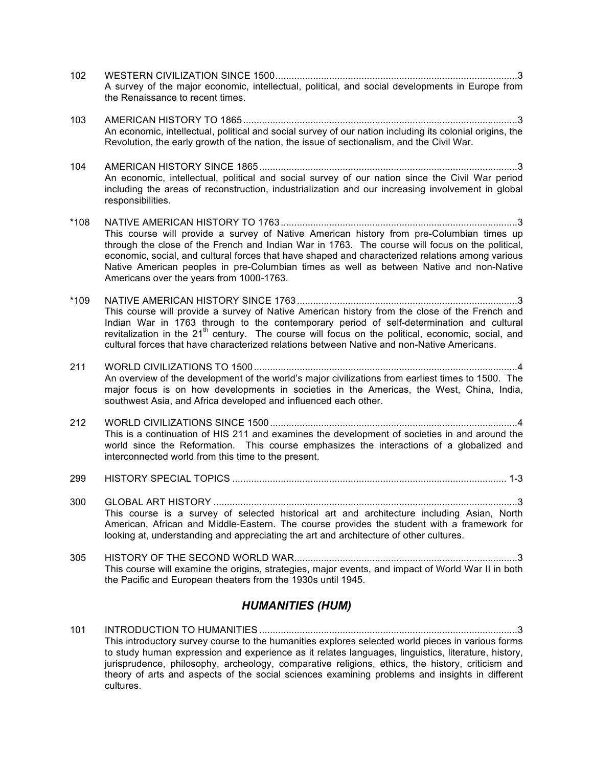102 WESTERN CIVILIZATION SINCE 1500.........................................................................................3
A survey of the major economic, intellectual, political, and social developments in Europe from the Renaissance to recent times.

103 AMERICAN HISTORY TO 1865.....................................................................................................3
An economic, intellectual, political and social survey of our nation including its colonial origins, the Revolution, the early growth of the nation, the issue of sectionalism, and the Civil War.

104 AMERICAN HISTORY SINCE 1865...............................................................................................3
An economic, intellectual, political and social survey of our nation since the Civil War period including the areas of reconstruction, industrialization and our increasing involvement in global responsibilities.

*108 NATIVE AMERICAN HISTORY TO 1763.......................................................................................3
This course will provide a survey of Native American history from pre-Columbian times up through the close of the French and Indian War in 1763. The course will focus on the political, economic, social, and cultural forces that have shaped and characterized relations among various Native American peoples in pre-Columbian times as well as between Native and non-Native Americans over the years from 1000-1763.

*109 NATIVE AMERICAN HISTORY SINCE 1763.................................................................................3
This course will provide a survey of Native American history from the close of the French and Indian War in 1763 through to the contemporary period of self-determination and cultural revitalization in the 21st century. The course will focus on the political, economic, social, and cultural forces that have characterized relations between Native and non-Native Americans.

211 WORLD CIVILIZATIONS TO 1500.................................................................................................4
An overview of the development of the world's major civilizations from earliest times to 1500. The major focus is on how developments in societies in the Americas, the West, China, India, southwest Asia, and Africa developed and influenced each other.

212 WORLD CIVILIZATIONS SINCE 1500...........................................................................................4
This is a continuation of HIS 211 and examines the development of societies in and around the world since the Reformation. This course emphasizes the interactions of a globalized and interconnected world from this time to the present.

299 HISTORY SPECIAL TOPICS .................................................................................................... 1-3

300 GLOBAL ART HISTORY ................................................................................................................3
This course is a survey of selected historical art and architecture including Asian, North American, African and Middle-Eastern. The course provides the student with a framework for looking at, understanding and appreciating the art and architecture of other cultures.

305 HISTORY OF THE SECOND WORLD WAR..................................................................................3
This course will examine the origins, strategies, major events, and impact of World War II in both the Pacific and European theaters from the 1930s until 1945.

## *HUMANITIES (HUM)*

101 INTRODUCTION TO HUMANITIES...............................................................................................3
This introductory survey course to the humanities explores selected world pieces in various forms to study human expression and experience as it relates languages, linguistics, literature, history, jurisprudence, philosophy, archeology, comparative religions, ethics, the history, criticism and theory of arts and aspects of the social sciences examining problems and insights in different cultures.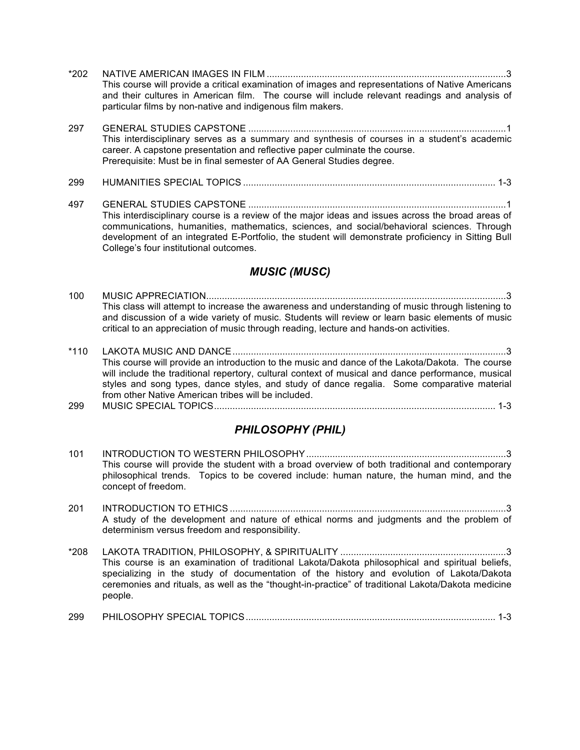*202 NATIVE AMERICAN IMAGES IN FILM ..........................................................................................3
This course will provide a critical examination of images and representations of Native Americans and their cultures in American film. The course will include relevant readings and analysis of particular films by non-native and indigenous film makers.

297 GENERAL STUDIES CAPSTONE .................................................................................................1
This interdisciplinary serves as a summary and synthesis of courses in a student's academic career. A capstone presentation and reflective paper culminate the course.
Prerequisite: Must be in final semester of AA General Studies degree.

299 HUMANITIES SPECIAL TOPICS ............................................................................................... 1-3

497 GENERAL STUDIES CAPSTONE .................................................................................................1
This interdisciplinary course is a review of the major ideas and issues across the broad areas of communications, humanities, mathematics, sciences, and social/behavioral sciences. Through development of an integrated E-Portfolio, the student will demonstrate proficiency in Sitting Bull College's four institutional outcomes.

## *MUSIC (MUSC)*

100 MUSIC APPRECIATION.................................................................................................................3
This class will attempt to increase the awareness and understanding of music through listening to and discussion of a wide variety of music. Students will review or learn basic elements of music critical to an appreciation of music through reading, lecture and hands-on activities.

*110 LAKOTA MUSIC AND DANCE.......................................................................................................3
This course will provide an introduction to the music and dance of the Lakota/Dakota. The course will include the traditional repertory, cultural context of musical and dance performance, musical styles and song types, dance styles, and study of dance regalia. Some comparative material from other Native American tribes will be included.

299 MUSIC SPECIAL TOPICS.......................................................................................................... 1-3

## *PHILOSOPHY (PHIL)*

101 INTRODUCTION TO WESTERN PHILOSOPHY...........................................................................3
This course will provide the student with a broad overview of both traditional and contemporary philosophical trends. Topics to be covered include: human nature, the human mind, and the concept of freedom.

201 INTRODUCTION TO ETHICS ........................................................................................................3
A study of the development and nature of ethical norms and judgments and the problem of determinism versus freedom and responsibility.

*208 LAKOTA TRADITION, PHILOSOPHY, & SPIRITUALITY ..............................................................3
This course is an examination of traditional Lakota/Dakota philosophical and spiritual beliefs, specializing in the study of documentation of the history and evolution of Lakota/Dakota ceremonies and rituals, as well as the "thought-in-practice" of traditional Lakota/Dakota medicine people.

299 PHILOSOPHY SPECIAL TOPICS.............................................................................................. 1-3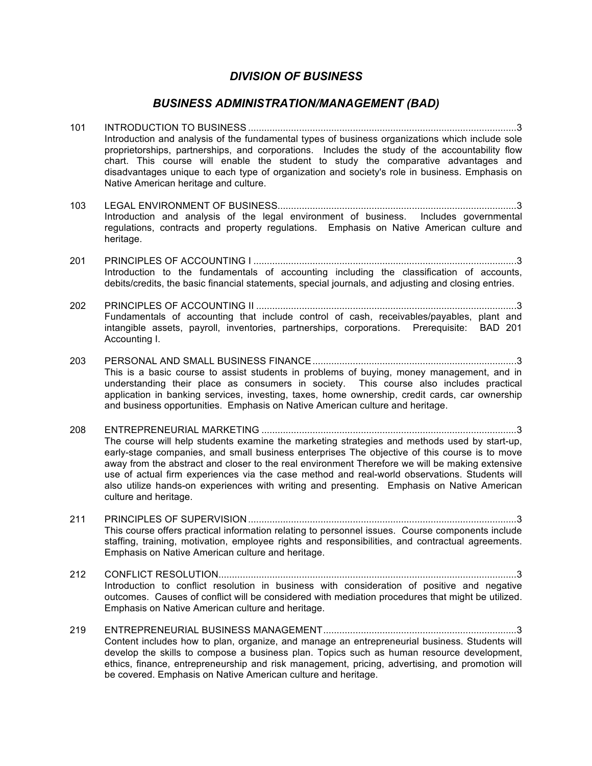## *DIVISION OF BUSINESS*

## *BUSINESS ADMINISTRATION/MANAGEMENT (BAD)*

**101 INTRODUCTION TO BUSINESS ........ 3**
Introduction and analysis of the fundamental types of business organizations which include sole proprietorships, partnerships, and corporations. Includes the study of the accountability flow chart. This course will enable the student to study the comparative advantages and disadvantages unique to each type of organization and society's role in business. Emphasis on Native American heritage and culture.

**103 LEGAL ENVIRONMENT OF BUSINESS ........ 3**
Introduction and analysis of the legal environment of business. Includes governmental regulations, contracts and property regulations. Emphasis on Native American culture and heritage.

**201 PRINCIPLES OF ACCOUNTING I ........ 3**
Introduction to the fundamentals of accounting including the classification of accounts, debits/credits, the basic financial statements, special journals, and adjusting and closing entries.

**202 PRINCIPLES OF ACCOUNTING II ........ 3**
Fundamentals of accounting that include control of cash, receivables/payables, plant and intangible assets, payroll, inventories, partnerships, corporations. Prerequisite: BAD 201 Accounting I.

**203 PERSONAL AND SMALL BUSINESS FINANCE ........ 3**
This is a basic course to assist students in problems of buying, money management, and in understanding their place as consumers in society. This course also includes practical application in banking services, investing, taxes, home ownership, credit cards, car ownership and business opportunities. Emphasis on Native American culture and heritage.

**208 ENTREPRENEURIAL MARKETING ........ 3**
The course will help students examine the marketing strategies and methods used by start-up, early-stage companies, and small business enterprises The objective of this course is to move away from the abstract and closer to the real environment Therefore we will be making extensive use of actual firm experiences via the case method and real-world observations. Students will also utilize hands-on experiences with writing and presenting. Emphasis on Native American culture and heritage.

**211 PRINCIPLES OF SUPERVISION ........ 3**
This course offers practical information relating to personnel issues. Course components include staffing, training, motivation, employee rights and responsibilities, and contractual agreements. Emphasis on Native American culture and heritage.

**212 CONFLICT RESOLUTION ........ 3**
Introduction to conflict resolution in business with consideration of positive and negative outcomes. Causes of conflict will be considered with mediation procedures that might be utilized. Emphasis on Native American culture and heritage.

**219 ENTREPRENEURIAL BUSINESS MANAGEMENT ........ 3**
Content includes how to plan, organize, and manage an entrepreneurial business. Students will develop the skills to compose a business plan. Topics such as human resource development, ethics, finance, entrepreneurship and risk management, pricing, advertising, and promotion will be covered. Emphasis on Native American culture and heritage.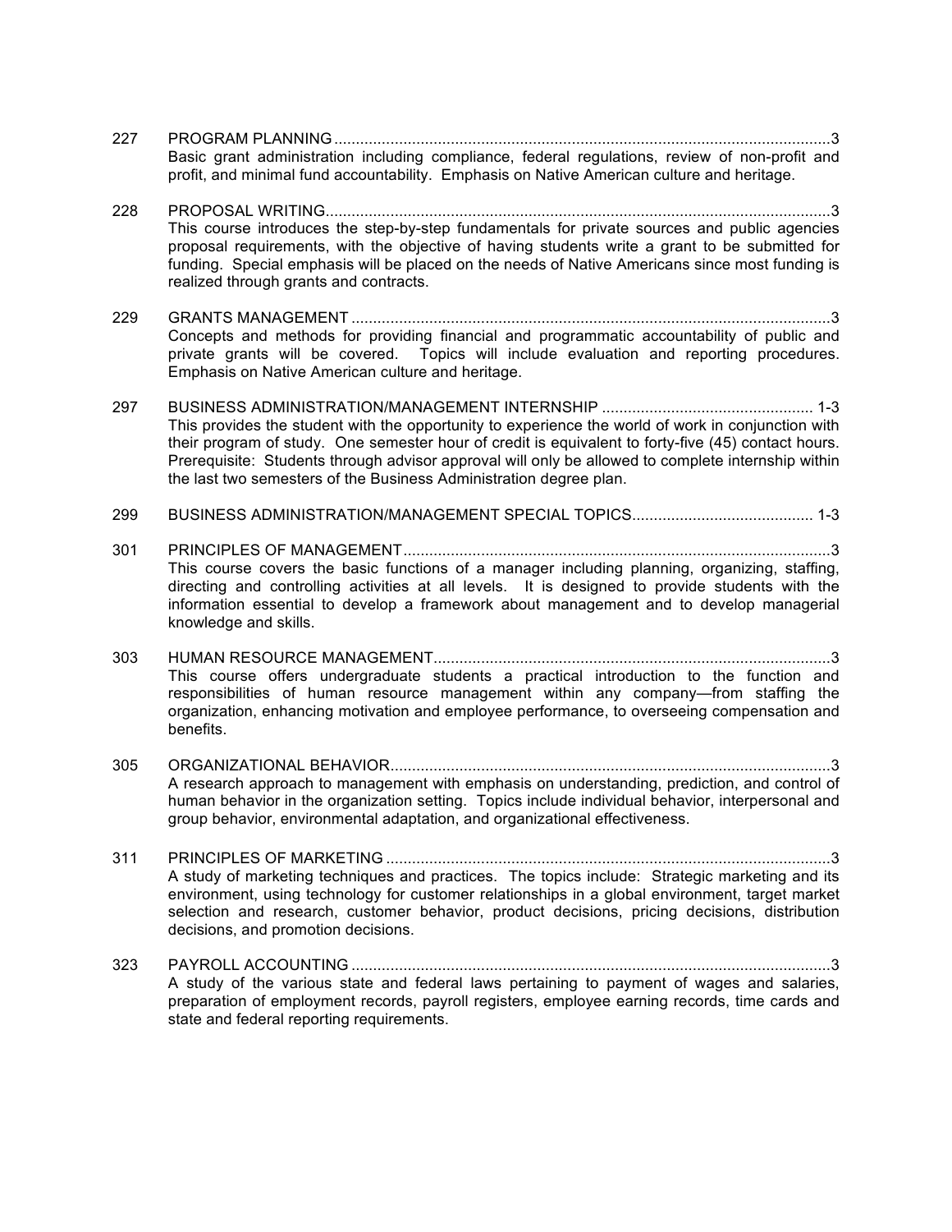227 PROGRAM PLANNING....................................................................................................................3
Basic grant administration including compliance, federal regulations, review of non-profit and profit, and minimal fund accountability. Emphasis on Native American culture and heritage.

228 PROPOSAL WRITING......................................................................................................................3
This course introduces the step-by-step fundamentals for private sources and public agencies proposal requirements, with the objective of having students write a grant to be submitted for funding. Special emphasis will be placed on the needs of Native Americans since most funding is realized through grants and contracts.

229 GRANTS MANAGEMENT ...............................................................................................................3
Concepts and methods for providing financial and programmatic accountability of public and private grants will be covered. Topics will include evaluation and reporting procedures. Emphasis on Native American culture and heritage.

297 BUSINESS ADMINISTRATION/MANAGEMENT INTERNSHIP ................................................. 1-3
This provides the student with the opportunity to experience the world of work in conjunction with their program of study. One semester hour of credit is equivalent to forty-five (45) contact hours. Prerequisite: Students through advisor approval will only be allowed to complete internship within the last two semesters of the Business Administration degree plan.

299 BUSINESS ADMINISTRATION/MANAGEMENT SPECIAL TOPICS.......................................... 1-3

301 PRINCIPLES OF MANAGEMENT...................................................................................................3
This course covers the basic functions of a manager including planning, organizing, staffing, directing and controlling activities at all levels. It is designed to provide students with the information essential to develop a framework about management and to develop managerial knowledge and skills.

303 HUMAN RESOURCE MANAGEMENT............................................................................................3
This course offers undergraduate students a practical introduction to the function and responsibilities of human resource management within any company—from staffing the organization, enhancing motivation and employee performance, to overseeing compensation and benefits.

305 ORGANIZATIONAL BEHAVIOR......................................................................................................3
A research approach to management with emphasis on understanding, prediction, and control of human behavior in the organization setting. Topics include individual behavior, interpersonal and group behavior, environmental adaptation, and organizational effectiveness.

311 PRINCIPLES OF MARKETING .......................................................................................................3
A study of marketing techniques and practices. The topics include: Strategic marketing and its environment, using technology for customer relationships in a global environment, target market selection and research, customer behavior, product decisions, pricing decisions, distribution decisions, and promotion decisions.

323 PAYROLL ACCOUNTING ..............................................................................................................3
A study of the various state and federal laws pertaining to payment of wages and salaries, preparation of employment records, payroll registers, employee earning records, time cards and state and federal reporting requirements.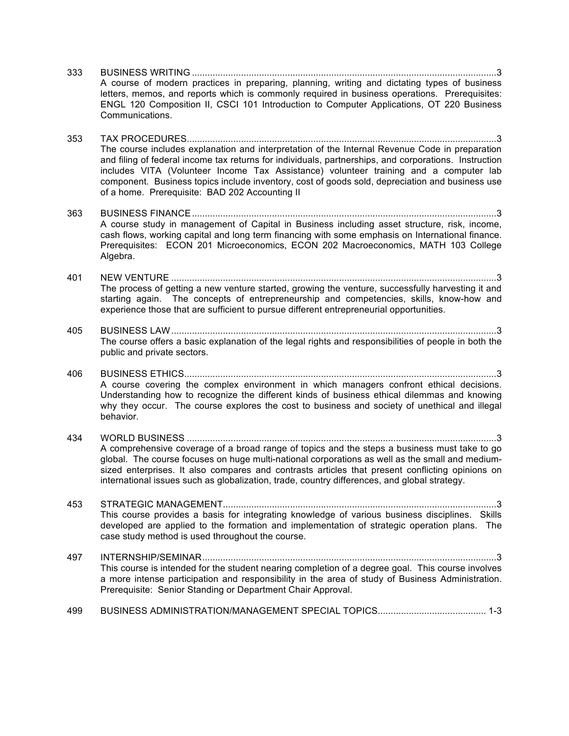333 BUSINESS WRITING ....................................................................................................................3
A course of modern practices in preparing, planning, writing and dictating types of business letters, memos, and reports which is commonly required in business operations. Prerequisites: ENGL 120 Composition II, CSCI 101 Introduction to Computer Applications, OT 220 Business Communications.

353 TAX PROCEDURES......................................................................................................................3
The course includes explanation and interpretation of the Internal Revenue Code in preparation and filing of federal income tax returns for individuals, partnerships, and corporations. Instruction includes VITA (Volunteer Income Tax Assistance) volunteer training and a computer lab component. Business topics include inventory, cost of goods sold, depreciation and business use of a home. Prerequisite: BAD 202 Accounting II

363 BUSINESS FINANCE ....................................................................................................................3
A course study in management of Capital in Business including asset structure, risk, income, cash flows, working capital and long term financing with some emphasis on International finance. Prerequisites: ECON 201 Microeconomics, ECON 202 Macroeconomics, MATH 103 College Algebra.

401 NEW VENTURE ............................................................................................................................3
The process of getting a new venture started, growing the venture, successfully harvesting it and starting again. The concepts of entrepreneurship and competencies, skills, know-how and experience those that are sufficient to pursue different entrepreneurial opportunities.

405 BUSINESS LAW ............................................................................................................................3
The course offers a basic explanation of the legal rights and responsibilities of people in both the public and private sectors.

406 BUSINESS ETHICS.......................................................................................................................3
A course covering the complex environment in which managers confront ethical decisions. Understanding how to recognize the different kinds of business ethical dilemmas and knowing why they occur. The course explores the cost to business and society of unethical and illegal behavior.

434 WORLD BUSINESS ......................................................................................................................3
A comprehensive coverage of a broad range of topics and the steps a business must take to go global. The course focuses on huge multi-national corporations as well as the small and medium-sized enterprises. It also compares and contrasts articles that present conflicting opinions on international issues such as globalization, trade, country differences, and global strategy.

453 STRATEGIC MANAGEMENT.........................................................................................................3
This course provides a basis for integrating knowledge of various business disciplines. Skills developed are applied to the formation and implementation of strategic operation plans. The case study method is used throughout the course.

497 INTERNSHIP/SEMINAR................................................................................................................3
This course is intended for the student nearing completion of a degree goal. This course involves a more intense participation and responsibility in the area of study of Business Administration. Prerequisite: Senior Standing or Department Chair Approval.

499 BUSINESS ADMINISTRATION/MANAGEMENT SPECIAL TOPICS.......................................... 1-3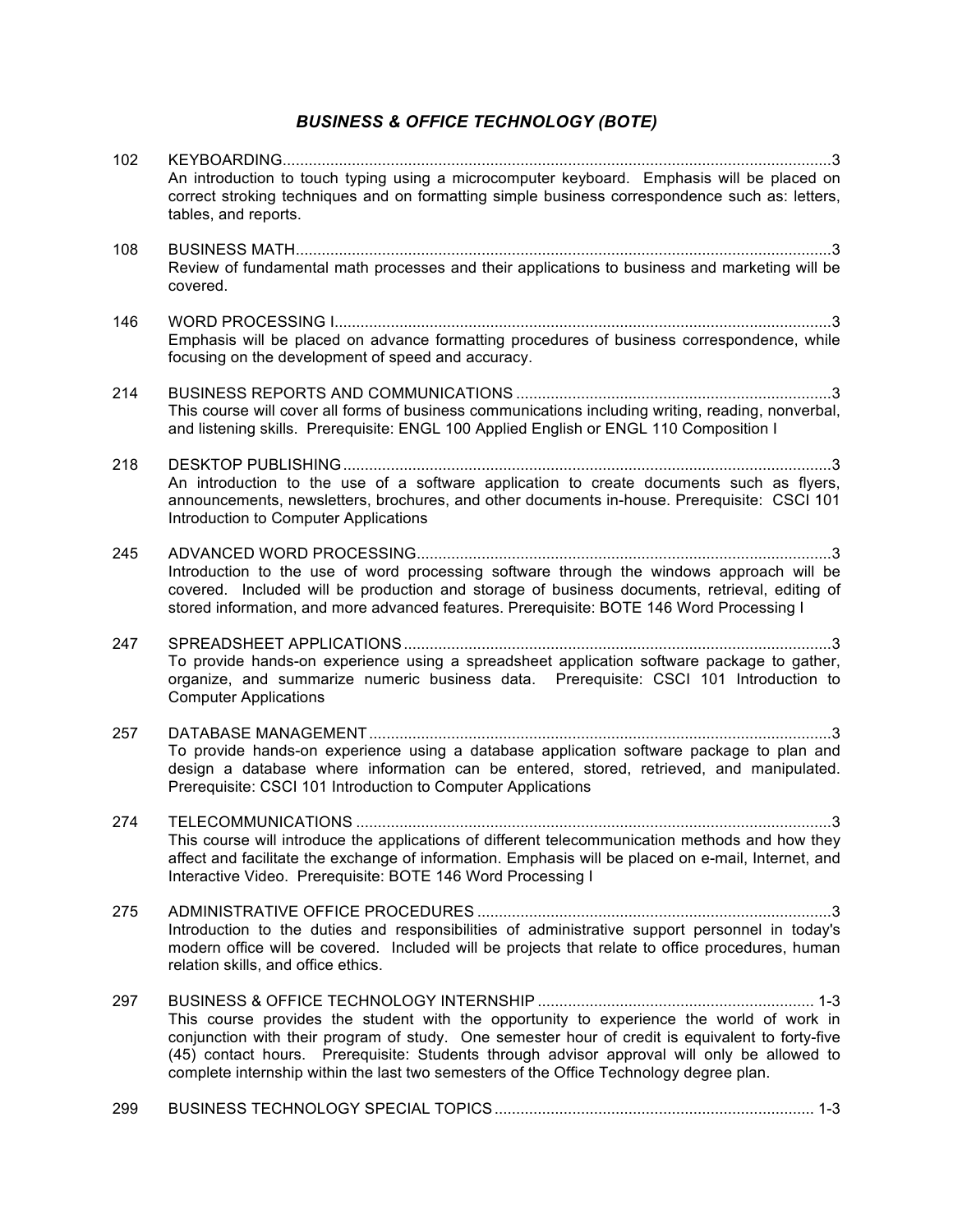## *BUSINESS & OFFICE TECHNOLOGY (BOTE)*

**102 KEYBOARDING** .......... 3
An introduction to touch typing using a microcomputer keyboard. Emphasis will be placed on correct stroking techniques and on formatting simple business correspondence such as: letters, tables, and reports.

**108 BUSINESS MATH** .......... 3
Review of fundamental math processes and their applications to business and marketing will be covered.

**146 WORD PROCESSING I** .......... 3
Emphasis will be placed on advance formatting procedures of business correspondence, while focusing on the development of speed and accuracy.

**214 BUSINESS REPORTS AND COMMUNICATIONS** .......... 3
This course will cover all forms of business communications including writing, reading, nonverbal, and listening skills. Prerequisite: ENGL 100 Applied English or ENGL 110 Composition I

**218 DESKTOP PUBLISHING** .......... 3
An introduction to the use of a software application to create documents such as flyers, announcements, newsletters, brochures, and other documents in-house. Prerequisite: CSCI 101 Introduction to Computer Applications

**245 ADVANCED WORD PROCESSING** .......... 3
Introduction to the use of word processing software through the windows approach will be covered. Included will be production and storage of business documents, retrieval, editing of stored information, and more advanced features. Prerequisite: BOTE 146 Word Processing I

**247 SPREADSHEET APPLICATIONS** .......... 3
To provide hands-on experience using a spreadsheet application software package to gather, organize, and summarize numeric business data. Prerequisite: CSCI 101 Introduction to Computer Applications

**257 DATABASE MANAGEMENT** .......... 3
To provide hands-on experience using a database application software package to plan and design a database where information can be entered, stored, retrieved, and manipulated. Prerequisite: CSCI 101 Introduction to Computer Applications

**274 TELECOMMUNICATIONS** .......... 3
This course will introduce the applications of different telecommunication methods and how they affect and facilitate the exchange of information. Emphasis will be placed on e-mail, Internet, and Interactive Video. Prerequisite: BOTE 146 Word Processing I

**275 ADMINISTRATIVE OFFICE PROCEDURES** .......... 3
Introduction to the duties and responsibilities of administrative support personnel in today's modern office will be covered. Included will be projects that relate to office procedures, human relation skills, and office ethics.

**297 BUSINESS & OFFICE TECHNOLOGY INTERNSHIP** .......... 1-3
This course provides the student with the opportunity to experience the world of work in conjunction with their program of study. One semester hour of credit is equivalent to forty-five (45) contact hours. Prerequisite: Students through advisor approval will only be allowed to complete internship within the last two semesters of the Office Technology degree plan.

**299 BUSINESS TECHNOLOGY SPECIAL TOPICS** .......... 1-3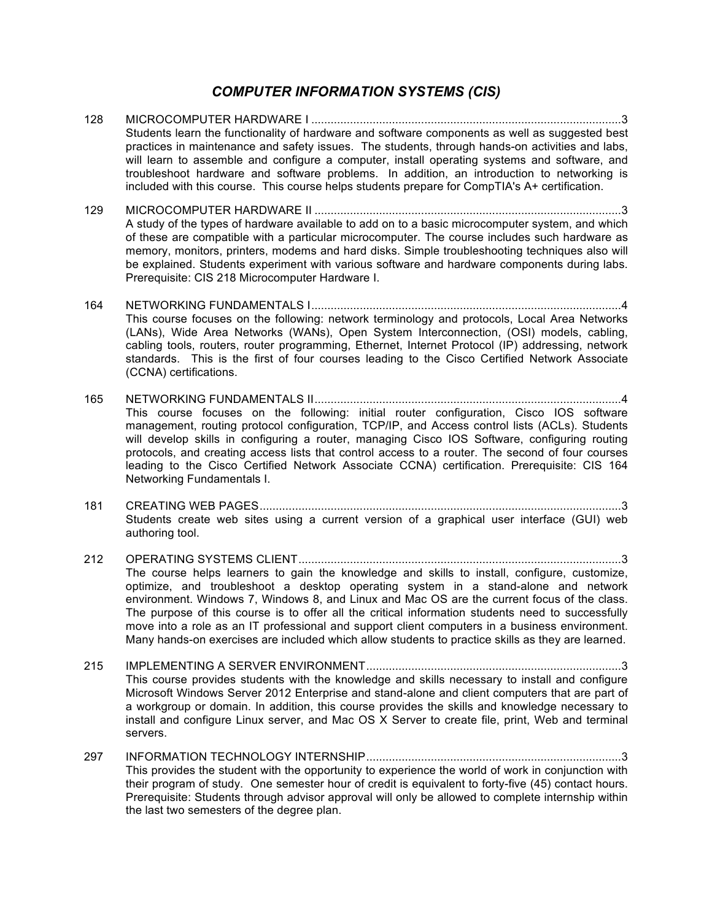## *COMPUTER INFORMATION SYSTEMS (CIS)*

128 MICROCOMPUTER HARDWARE I ................................................................................................3
Students learn the functionality of hardware and software components as well as suggested best practices in maintenance and safety issues. The students, through hands-on activities and labs, will learn to assemble and configure a computer, install operating systems and software, and troubleshoot hardware and software problems. In addition, an introduction to networking is included with this course. This course helps students prepare for CompTIA's A+ certification.

129 MICROCOMPUTER HARDWARE II ...............................................................................................3
A study of the types of hardware available to add on to a basic microcomputer system, and which of these are compatible with a particular microcomputer. The course includes such hardware as memory, monitors, printers, modems and hard disks. Simple troubleshooting techniques also will be explained. Students experiment with various software and hardware components during labs. Prerequisite: CIS 218 Microcomputer Hardware I.

164 NETWORKING FUNDAMENTALS I................................................................................................4
This course focuses on the following: network terminology and protocols, Local Area Networks (LANs), Wide Area Networks (WANs), Open System Interconnection, (OSI) models, cabling, cabling tools, routers, router programming, Ethernet, Internet Protocol (IP) addressing, network standards. This is the first of four courses leading to the Cisco Certified Network Associate (CCNA) certifications.

165 NETWORKING FUNDAMENTALS II...............................................................................................4
This course focuses on the following: initial router configuration, Cisco IOS software management, routing protocol configuration, TCP/IP, and Access control lists (ACLs). Students will develop skills in configuring a router, managing Cisco IOS Software, configuring routing protocols, and creating access lists that control access to a router. The second of four courses leading to the Cisco Certified Network Associate CCNA) certification. Prerequisite: CIS 164 Networking Fundamentals I.

181 CREATING WEB PAGES................................................................................................................3
Students create web sites using a current version of a graphical user interface (GUI) web authoring tool.

212 OPERATING SYSTEMS CLIENT....................................................................................................3
The course helps learners to gain the knowledge and skills to install, configure, customize, optimize, and troubleshoot a desktop operating system in a stand-alone and network environment. Windows 7, Windows 8, and Linux and Mac OS are the current focus of the class. The purpose of this course is to offer all the critical information students need to successfully move into a role as an IT professional and support client computers in a business environment. Many hands-on exercises are included which allow students to practice skills as they are learned.

215 IMPLEMENTING A SERVER ENVIRONMENT...............................................................................3
This course provides students with the knowledge and skills necessary to install and configure Microsoft Windows Server 2012 Enterprise and stand-alone and client computers that are part of a workgroup or domain. In addition, this course provides the skills and knowledge necessary to install and configure Linux server, and Mac OS X Server to create file, print, Web and terminal servers.

297 INFORMATION TECHNOLOGY INTERNSHIP...............................................................................3
This provides the student with the opportunity to experience the world of work in conjunction with their program of study. One semester hour of credit is equivalent to forty-five (45) contact hours. Prerequisite: Students through advisor approval will only be allowed to complete internship within the last two semesters of the degree plan.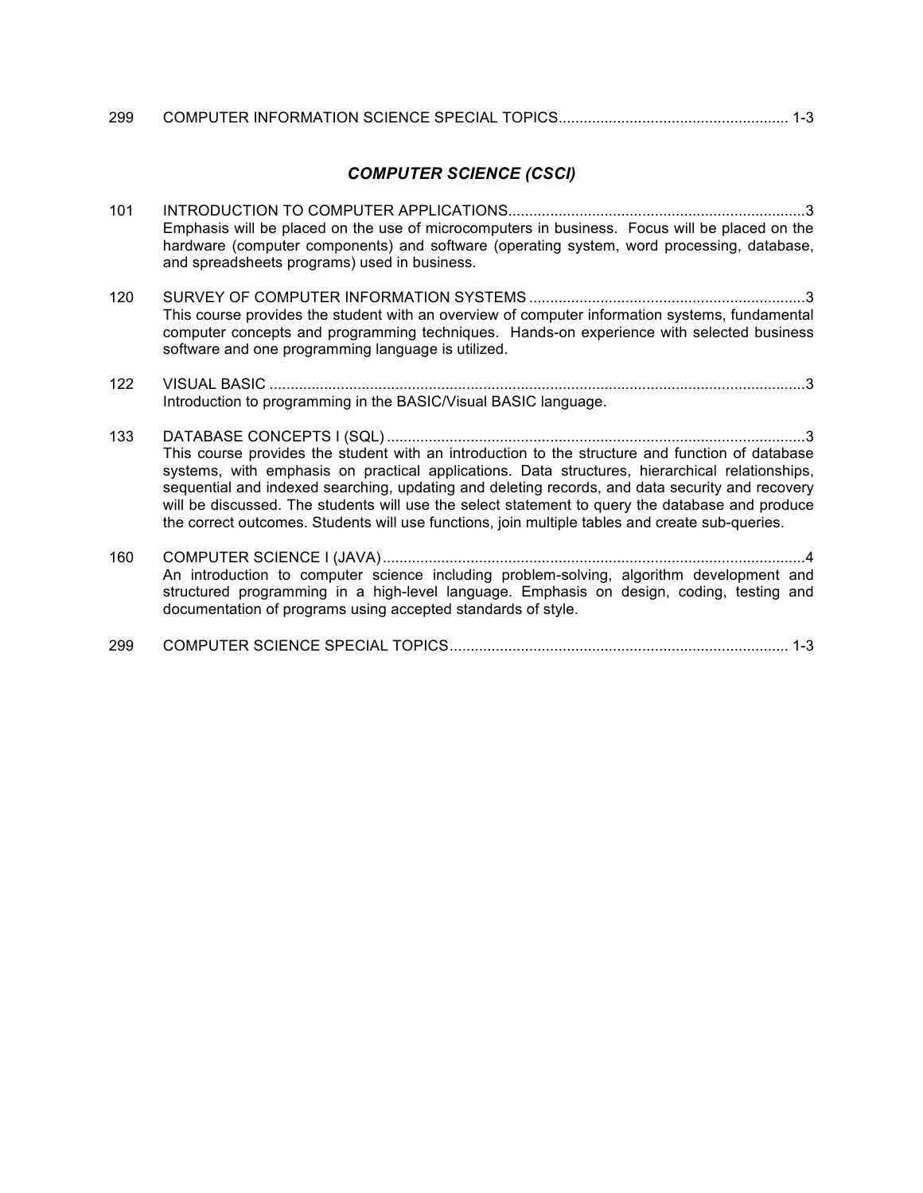299 COMPUTER INFORMATION SCIENCE SPECIAL TOPICS....................................................... 1-3

## *COMPUTER SCIENCE (CSCI)*

101 INTRODUCTION TO COMPUTER APPLICATIONS.......................................................................3
Emphasis will be placed on the use of microcomputers in business. Focus will be placed on the hardware (computer components) and software (operating system, word processing, database, and spreadsheets programs) used in business.

120 SURVEY OF COMPUTER INFORMATION SYSTEMS ..................................................................3
This course provides the student with an overview of computer information systems, fundamental computer concepts and programming techniques. Hands-on experience with selected business software and one programming language is utilized.

122 VISUAL BASIC ...............................................................................................................................3
Introduction to programming in the BASIC/Visual BASIC language.

133 DATABASE CONCEPTS I (SQL) ...................................................................................................3
This course provides the student with an introduction to the structure and function of database systems, with emphasis on practical applications. Data structures, hierarchical relationships, sequential and indexed searching, updating and deleting records, and data security and recovery will be discussed. The students will use the select statement to query the database and produce the correct outcomes. Students will use functions, join multiple tables and create sub-queries.

160 COMPUTER SCIENCE I (JAVA)....................................................................................................4
An introduction to computer science including problem-solving, algorithm development and structured programming in a high-level language. Emphasis on design, coding, testing and documentation of programs using accepted standards of style.

299 COMPUTER SCIENCE SPECIAL TOPICS................................................................................. 1-3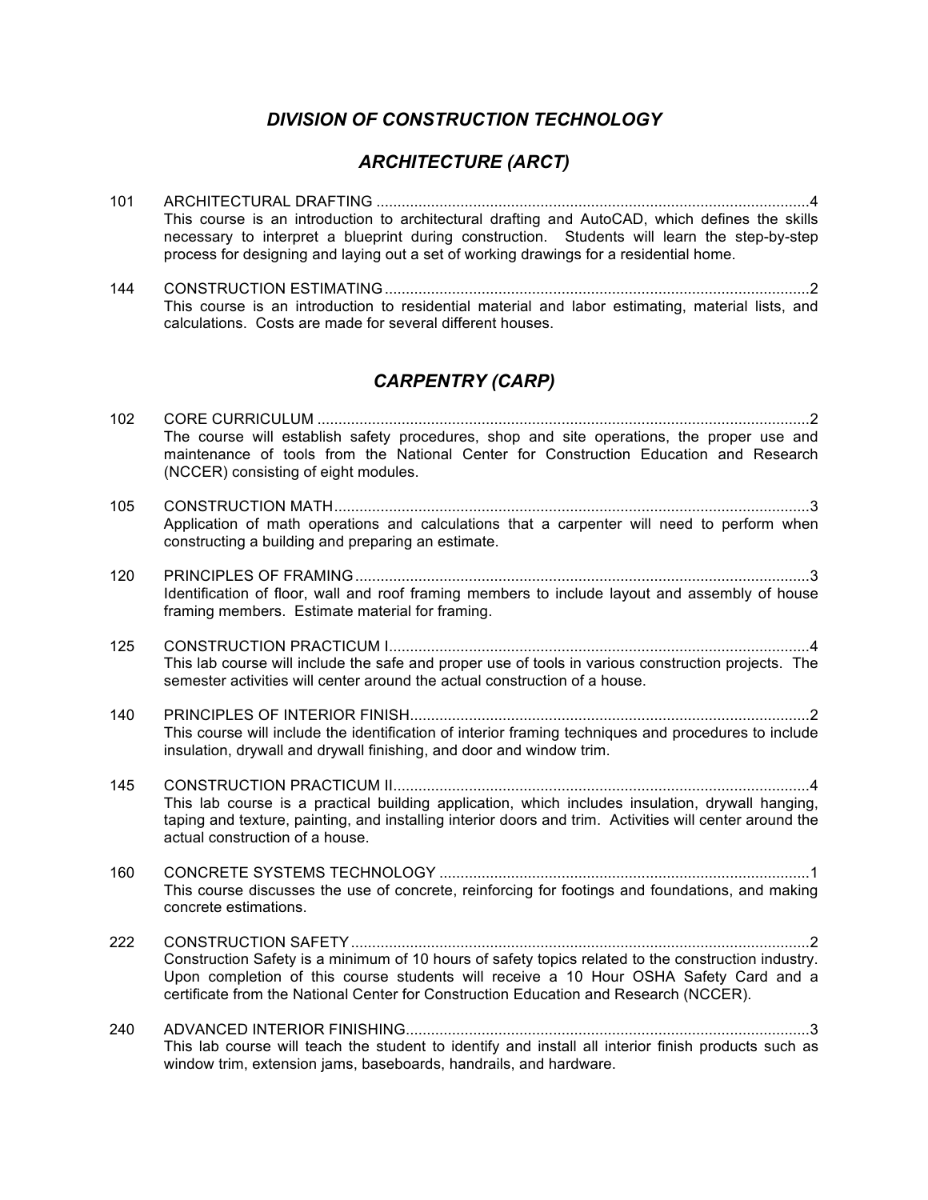# *DIVISION OF CONSTRUCTION TECHNOLOGY*

## *ARCHITECTURE (ARCT)*

101 ARCHITECTURAL DRAFTING ....................................................................................................4
This course is an introduction to architectural drafting and AutoCAD, which defines the skills necessary to interpret a blueprint during construction. Students will learn the step-by-step process for designing and laying out a set of working drawings for a residential home.

144 CONSTRUCTION ESTIMATING ..................................................................................................2
This course is an introduction to residential material and labor estimating, material lists, and calculations. Costs are made for several different houses.

## *CARPENTRY (CARP)*

102 CORE CURRICULUM ....................................................................................................................2
The course will establish safety procedures, shop and site operations, the proper use and maintenance of tools from the National Center for Construction Education and Research (NCCER) consisting of eight modules.

105 CONSTRUCTION MATH ................................................................................................................3
Application of math operations and calculations that a carpenter will need to perform when constructing a building and preparing an estimate.

120 PRINCIPLES OF FRAMING ...........................................................................................................3
Identification of floor, wall and roof framing members to include layout and assembly of house framing members. Estimate material for framing.

125 CONSTRUCTION PRACTICUM I ...................................................................................................4
This lab course will include the safe and proper use of tools in various construction projects. The semester activities will center around the actual construction of a house.

140 PRINCIPLES OF INTERIOR FINISH ..............................................................................................2
This course will include the identification of interior framing techniques and procedures to include insulation, drywall and drywall finishing, and door and window trim.

145 CONSTRUCTION PRACTICUM II ..................................................................................................4
This lab course is a practical building application, which includes insulation, drywall hanging, taping and texture, painting, and installing interior doors and trim. Activities will center around the actual construction of a house.

160 CONCRETE SYSTEMS TECHNOLOGY .......................................................................................1
This course discusses the use of concrete, reinforcing for footings and foundations, and making concrete estimations.

222 CONSTRUCTION SAFETY ............................................................................................................2
Construction Safety is a minimum of 10 hours of safety topics related to the construction industry. Upon completion of this course students will receive a 10 Hour OSHA Safety Card and a certificate from the National Center for Construction Education and Research (NCCER).

240 ADVANCED INTERIOR FINISHING ...............................................................................................3
This lab course will teach the student to identify and install all interior finish products such as window trim, extension jams, baseboards, handrails, and hardware.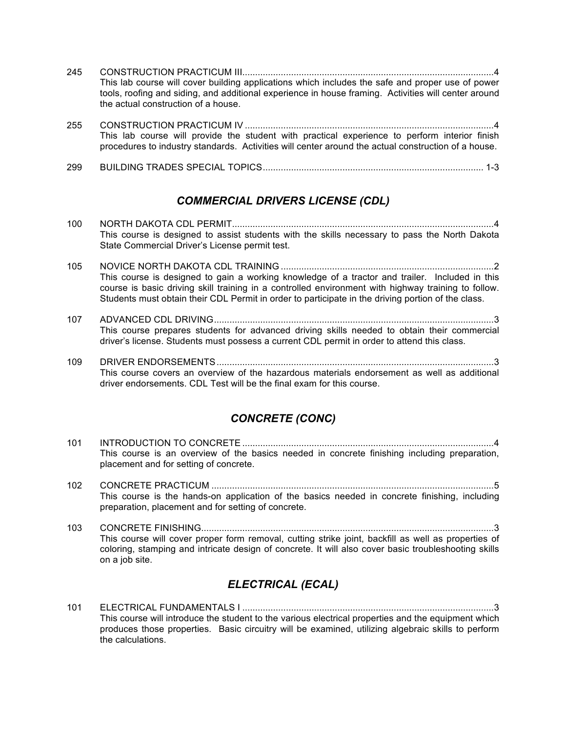245 CONSTRUCTION PRACTICUM III....................................................................................................4
This lab course will cover building applications which includes the safe and proper use of power tools, roofing and siding, and additional experience in house framing. Activities will center around the actual construction of a house.

255 CONSTRUCTION PRACTICUM IV ...................................................................................................4
This lab course will provide the student with practical experience to perform interior finish procedures to industry standards. Activities will center around the actual construction of a house.

299 BUILDING TRADES SPECIAL TOPICS...................................................................................... 1-3

## *COMMERCIAL DRIVERS LICENSE (CDL)*

100 NORTH DAKOTA CDL PERMIT.......................................................................................................4
This course is designed to assist students with the skills necessary to pass the North Dakota State Commercial Driver's License permit test.

105 NOVICE NORTH DAKOTA CDL TRAINING ....................................................................................2
This course is designed to gain a working knowledge of a tractor and trailer. Included in this course is basic driving skill training in a controlled environment with highway training to follow. Students must obtain their CDL Permit in order to participate in the driving portion of the class.

107 ADVANCED CDL DRIVING..............................................................................................................3
This course prepares students for advanced driving skills needed to obtain their commercial driver's license. Students must possess a current CDL permit in order to attend this class.

109 DRIVER ENDORSEMENTS .............................................................................................................3
This course covers an overview of the hazardous materials endorsement as well as additional driver endorsements. CDL Test will be the final exam for this course.

## *CONCRETE (CONC)*

101 INTRODUCTION TO CONCRETE ....................................................................................................4
This course is an overview of the basics needed in concrete finishing including preparation, placement and for setting of concrete.

102 CONCRETE PRACTICUM ...............................................................................................................5
This course is the hands-on application of the basics needed in concrete finishing, including preparation, placement and for setting of concrete.

103 CONCRETE FINISHING...................................................................................................................3
This course will cover proper form removal, cutting strike joint, backfill as well as properties of coloring, stamping and intricate design of concrete. It will also cover basic troubleshooting skills on a job site.

## *ELECTRICAL (ECAL)*

101 ELECTRICAL FUNDAMENTALS I ....................................................................................................3
This course will introduce the student to the various electrical properties and the equipment which produces those properties. Basic circuitry will be examined, utilizing algebraic skills to perform the calculations.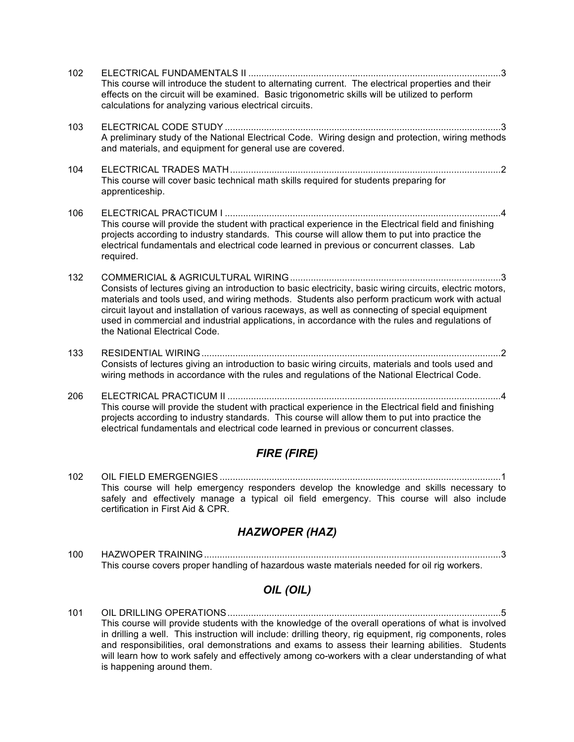102 ELECTRICAL FUNDAMENTALS II ....................................................................................................3
This course will introduce the student to alternating current. The electrical properties and their effects on the circuit will be examined. Basic trigonometric skills will be utilized to perform calculations for analyzing various electrical circuits.

103 ELECTRICAL CODE STUDY ..........................................................................................................3
A preliminary study of the National Electrical Code. Wiring design and protection, wiring methods and materials, and equipment for general use are covered.

104 ELECTRICAL TRADES MATH .......................................................................................................2
This course will cover basic technical math skills required for students preparing for apprenticeship.

106 ELECTRICAL PRACTICUM I ..........................................................................................................4
This course will provide the student with practical experience in the Electrical field and finishing projects according to industry standards. This course will allow them to put into practice the electrical fundamentals and electrical code learned in previous or concurrent classes. Lab required.

132 COMMERICIAL & AGRICULTURAL WIRING .................................................................................3
Consists of lectures giving an introduction to basic electricity, basic wiring circuits, electric motors, materials and tools used, and wiring methods. Students also perform practicum work with actual circuit layout and installation of various raceways, as well as connecting of special equipment used in commercial and industrial applications, in accordance with the rules and regulations of the National Electrical Code.

133 RESIDENTIAL WIRING ...................................................................................................................2
Consists of lectures giving an introduction to basic wiring circuits, materials and tools used and wiring methods in accordance with the rules and regulations of the National Electrical Code.

206 ELECTRICAL PRACTICUM II .........................................................................................................4
This course will provide the student with practical experience in the Electrical field and finishing projects according to industry standards. This course will allow them to put into practice the electrical fundamentals and electrical code learned in previous or concurrent classes.

## *FIRE (FIRE)*

102 OIL FIELD EMERGENGIES ...........................................................................................................1
This course will help emergency responders develop the knowledge and skills necessary to safely and effectively manage a typical oil field emergency. This course will also include certification in First Aid & CPR.

## *HAZWOPER (HAZ)*

100 HAZWOPER TRAINING ..................................................................................................................3
This course covers proper handling of hazardous waste materials needed for oil rig workers.

## *OIL (OIL)*

101 OIL DRILLING OPERATIONS .........................................................................................................5
This course will provide students with the knowledge of the overall operations of what is involved in drilling a well. This instruction will include: drilling theory, rig equipment, rig components, roles and responsibilities, oral demonstrations and exams to assess their learning abilities. Students will learn how to work safely and effectively among co-workers with a clear understanding of what is happening around them.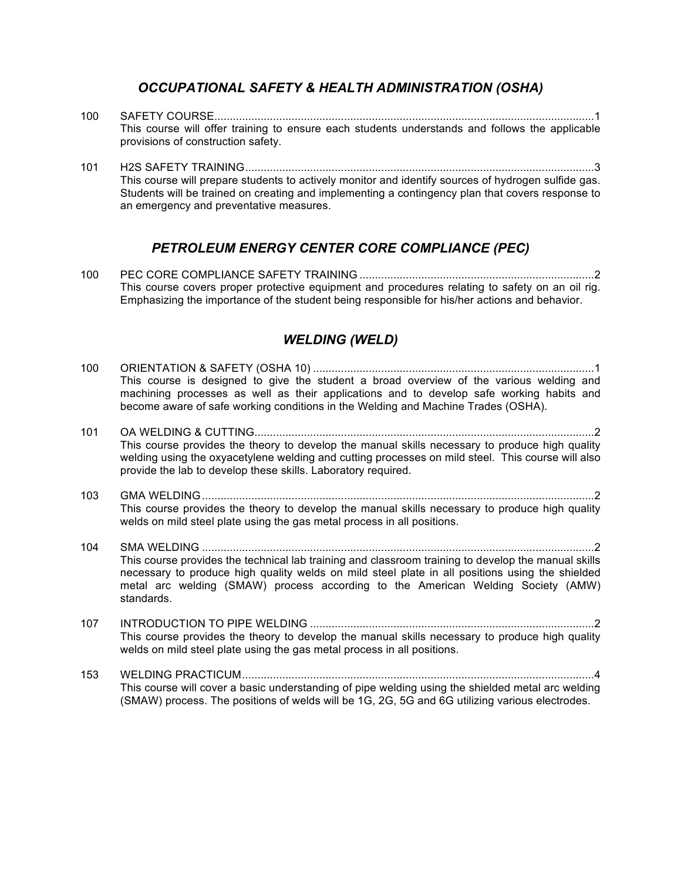## *OCCUPATIONAL SAFETY & HEALTH ADMINISTRATION (OSHA)*

100 SAFETY COURSE.......................................................................................................................1
This course will offer training to ensure each students understands and follows the applicable provisions of construction safety.

101 H2S SAFETY TRAINING...............................................................................................................3
This course will prepare students to actively monitor and identify sources of hydrogen sulfide gas. Students will be trained on creating and implementing a contingency plan that covers response to an emergency and preventative measures.

## *PETROLEUM ENERGY CENTER CORE COMPLIANCE (PEC)*

100 PEC CORE COMPLIANCE SAFETY TRAINING ...........................................................................2
This course covers proper protective equipment and procedures relating to safety on an oil rig. Emphasizing the importance of the student being responsible for his/her actions and behavior.

## *WELDING (WELD)*

100 ORIENTATION & SAFETY (OSHA 10) ..........................................................................................1
This course is designed to give the student a broad overview of the various welding and machining processes as well as their applications and to develop safe working habits and become aware of safe working conditions in the Welding and Machine Trades (OSHA).

101 OA WELDING & CUTTING.............................................................................................................2
This course provides the theory to develop the manual skills necessary to produce high quality welding using the oxyacetylene welding and cutting processes on mild steel. This course will also provide the lab to develop these skills. Laboratory required.

103 GMA WELDING..............................................................................................................................2
This course provides the theory to develop the manual skills necessary to produce high quality welds on mild steel plate using the gas metal process in all positions.

104 SMA WELDING ..............................................................................................................................2
This course provides the technical lab training and classroom training to develop the manual skills necessary to produce high quality welds on mild steel plate in all positions using the shielded metal arc welding (SMAW) process according to the American Welding Society (AMW) standards.

107 INTRODUCTION TO PIPE WELDING ...........................................................................................2
This course provides the theory to develop the manual skills necessary to produce high quality welds on mild steel plate using the gas metal process in all positions.

153 WELDING PRACTICUM.................................................................................................................4
This course will cover a basic understanding of pipe welding using the shielded metal arc welding (SMAW) process. The positions of welds will be 1G, 2G, 5G and 6G utilizing various electrodes.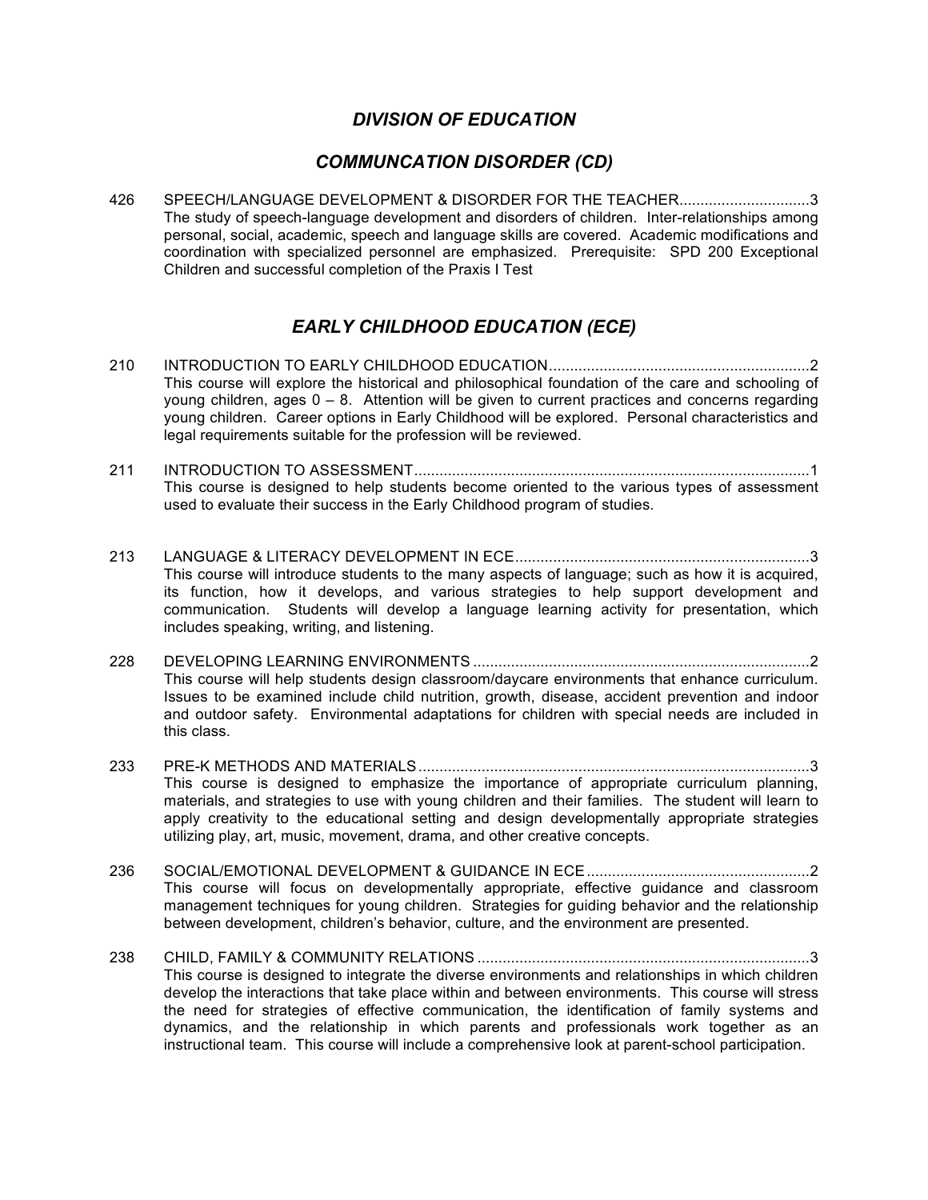## *DIVISION OF EDUCATION*

## *COMMUNCATION DISORDER (CD)*

426 SPEECH/LANGUAGE DEVELOPMENT & DISORDER FOR THE TEACHER...............................3
The study of speech-language development and disorders of children. Inter-relationships among personal, social, academic, speech and language skills are covered. Academic modifications and coordination with specialized personnel are emphasized. Prerequisite: SPD 200 Exceptional Children and successful completion of the Praxis I Test

## *EARLY CHILDHOOD EDUCATION (ECE)*

210 INTRODUCTION TO EARLY CHILDHOOD EDUCATION.............................................................2
This course will explore the historical and philosophical foundation of the care and schooling of young children, ages 0 – 8. Attention will be given to current practices and concerns regarding young children. Career options in Early Childhood will be explored. Personal characteristics and legal requirements suitable for the profession will be reviewed.

211 INTRODUCTION TO ASSESSMENT.............................................................................................1
This course is designed to help students become oriented to the various types of assessment used to evaluate their success in the Early Childhood program of studies.

213 LANGUAGE & LITERACY DEVELOPMENT IN ECE......................................................................3
This course will introduce students to the many aspects of language; such as how it is acquired, its function, how it develops, and various strategies to help support development and communication. Students will develop a language learning activity for presentation, which includes speaking, writing, and listening.

228 DEVELOPING LEARNING ENVIRONMENTS ...............................................................................2
This course will help students design classroom/daycare environments that enhance curriculum. Issues to be examined include child nutrition, growth, disease, accident prevention and indoor and outdoor safety. Environmental adaptations for children with special needs are included in this class.

233 PRE-K METHODS AND MATERIALS............................................................................................3
This course is designed to emphasize the importance of appropriate curriculum planning, materials, and strategies to use with young children and their families. The student will learn to apply creativity to the educational setting and design developmentally appropriate strategies utilizing play, art, music, movement, drama, and other creative concepts.

236 SOCIAL/EMOTIONAL DEVELOPMENT & GUIDANCE IN ECE....................................................2
This course will focus on developmentally appropriate, effective guidance and classroom management techniques for young children. Strategies for guiding behavior and the relationship between development, children's behavior, culture, and the environment are presented.

238 CHILD, FAMILY & COMMUNITY RELATIONS ..............................................................................3
This course is designed to integrate the diverse environments and relationships in which children develop the interactions that take place within and between environments. This course will stress the need for strategies of effective communication, the identification of family systems and dynamics, and the relationship in which parents and professionals work together as an instructional team. This course will include a comprehensive look at parent-school participation.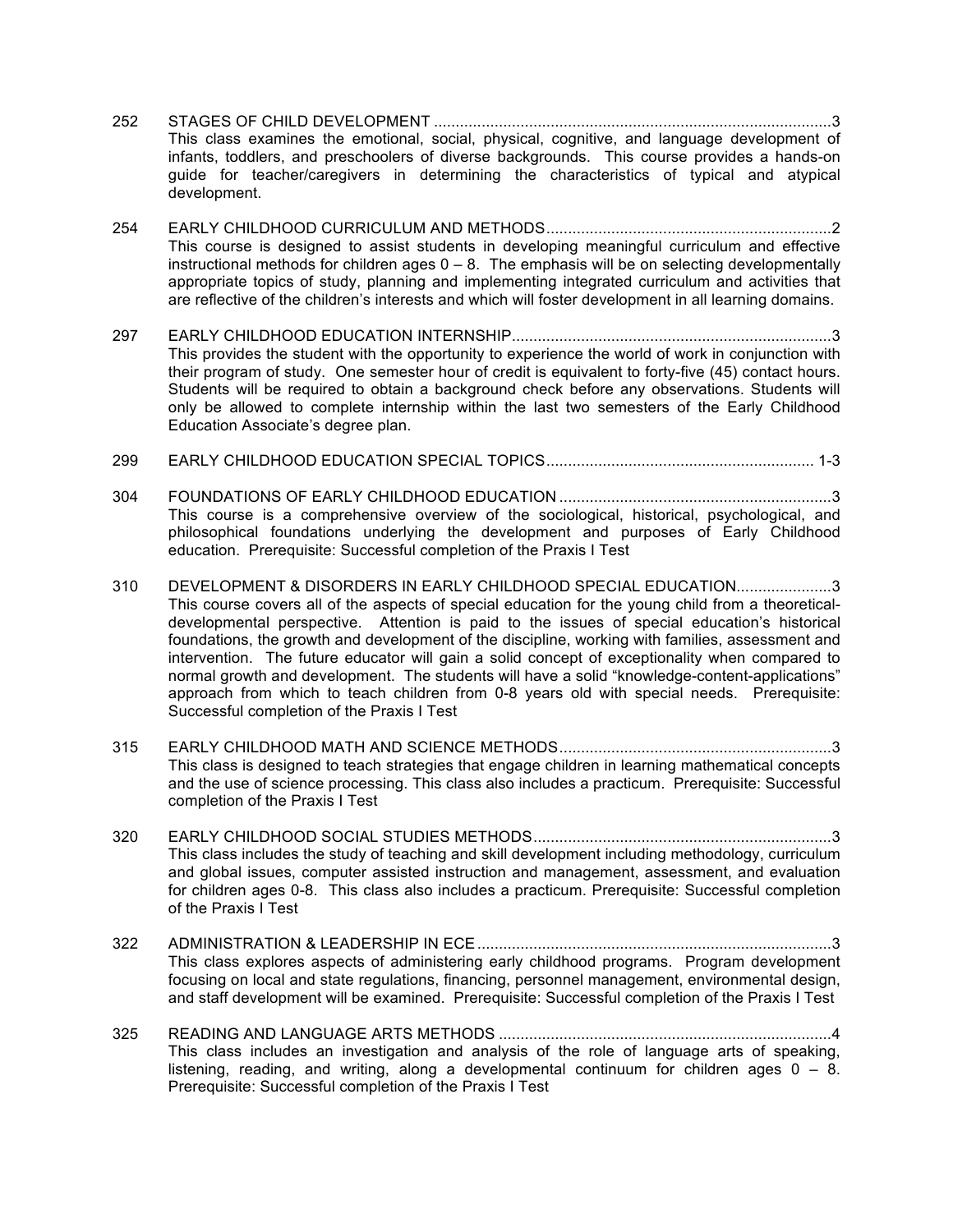252 STAGES OF CHILD DEVELOPMENT ............................................................................................3
This class examines the emotional, social, physical, cognitive, and language development of infants, toddlers, and preschoolers of diverse backgrounds. This course provides a hands-on guide for teacher/caregivers in determining the characteristics of typical and atypical development.

254 EARLY CHILDHOOD CURRICULUM AND METHODS.................................................................2
This course is designed to assist students in developing meaningful curriculum and effective instructional methods for children ages 0 – 8. The emphasis will be on selecting developmentally appropriate topics of study, planning and implementing integrated curriculum and activities that are reflective of the children's interests and which will foster development in all learning domains.

297 EARLY CHILDHOOD EDUCATION INTERNSHIP.........................................................................3
This provides the student with the opportunity to experience the world of work in conjunction with their program of study. One semester hour of credit is equivalent to forty-five (45) contact hours. Students will be required to obtain a background check before any observations. Students will only be allowed to complete internship within the last two semesters of the Early Childhood Education Associate's degree plan.

299 EARLY CHILDHOOD EDUCATION SPECIAL TOPICS............................................................. 1-3

304 FOUNDATIONS OF EARLY CHILDHOOD EDUCATION ..............................................................3
This course is a comprehensive overview of the sociological, historical, psychological, and philosophical foundations underlying the development and purposes of Early Childhood education. Prerequisite: Successful completion of the Praxis I Test

310 DEVELOPMENT & DISORDERS IN EARLY CHILDHOOD SPECIAL EDUCATION.....................3
This course covers all of the aspects of special education for the young child from a theoretical-developmental perspective. Attention is paid to the issues of special education's historical foundations, the growth and development of the discipline, working with families, assessment and intervention. The future educator will gain a solid concept of exceptionality when compared to normal growth and development. The students will have a solid "knowledge-content-applications" approach from which to teach children from 0-8 years old with special needs. Prerequisite: Successful completion of the Praxis I Test

315 EARLY CHILDHOOD MATH AND SCIENCE METHODS..............................................................3
This class is designed to teach strategies that engage children in learning mathematical concepts and the use of science processing. This class also includes a practicum. Prerequisite: Successful completion of the Praxis I Test

320 EARLY CHILDHOOD SOCIAL STUDIES METHODS....................................................................3
This class includes the study of teaching and skill development including methodology, curriculum and global issues, computer assisted instruction and management, assessment, and evaluation for children ages 0-8. This class also includes a practicum. Prerequisite: Successful completion of the Praxis I Test

322 ADMINISTRATION & LEADERSHIP IN ECE.................................................................................3
This class explores aspects of administering early childhood programs. Program development focusing on local and state regulations, financing, personnel management, environmental design, and staff development will be examined. Prerequisite: Successful completion of the Praxis I Test

325 READING AND LANGUAGE ARTS METHODS ............................................................................4
This class includes an investigation and analysis of the role of language arts of speaking, listening, reading, and writing, along a developmental continuum for children ages 0 – 8. Prerequisite: Successful completion of the Praxis I Test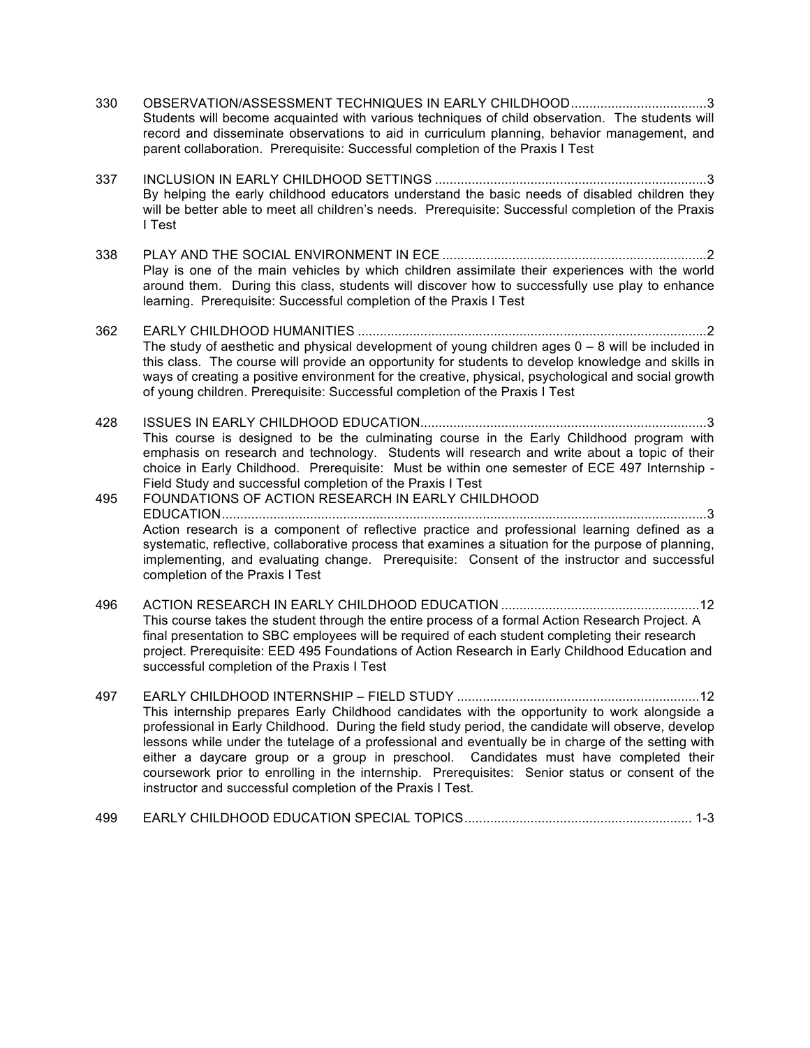330 OBSERVATION/ASSESSMENT TECHNIQUES IN EARLY CHILDHOOD....................................3
Students will become acquainted with various techniques of child observation. The students will record and disseminate observations to aid in curriculum planning, behavior management, and parent collaboration. Prerequisite: Successful completion of the Praxis I Test

337 INCLUSION IN EARLY CHILDHOOD SETTINGS .........................................................................3
By helping the early childhood educators understand the basic needs of disabled children they will be better able to meet all children's needs. Prerequisite: Successful completion of the Praxis I Test

338 PLAY AND THE SOCIAL ENVIRONMENT IN ECE .......................................................................2
Play is one of the main vehicles by which children assimilate their experiences with the world around them. During this class, students will discover how to successfully use play to enhance learning. Prerequisite: Successful completion of the Praxis I Test

362 EARLY CHILDHOOD HUMANITIES ..............................................................................................2
The study of aesthetic and physical development of young children ages 0 – 8 will be included in this class. The course will provide an opportunity for students to develop knowledge and skills in ways of creating a positive environment for the creative, physical, psychological and social growth of young children. Prerequisite: Successful completion of the Praxis I Test

428 ISSUES IN EARLY CHILDHOOD EDUCATION.............................................................................3
This course is designed to be the culminating course in the Early Childhood program with emphasis on research and technology. Students will research and write about a topic of their choice in Early Childhood. Prerequisite: Must be within one semester of ECE 497 Internship - Field Study and successful completion of the Praxis I Test

495 FOUNDATIONS OF ACTION RESEARCH IN EARLY CHILDHOOD EDUCATION..................................................................................................................................3
Action research is a component of reflective practice and professional learning defined as a systematic, reflective, collaborative process that examines a situation for the purpose of planning, implementing, and evaluating change. Prerequisite: Consent of the instructor and successful completion of the Praxis I Test

496 ACTION RESEARCH IN EARLY CHILDHOOD EDUCATION .....................................................12
This course takes the student through the entire process of a formal Action Research Project. A final presentation to SBC employees will be required of each student completing their research project. Prerequisite: EED 495 Foundations of Action Research in Early Childhood Education and successful completion of the Praxis I Test

497 EARLY CHILDHOOD INTERNSHIP – FIELD STUDY .................................................................12
This internship prepares Early Childhood candidates with the opportunity to work alongside a professional in Early Childhood. During the field study period, the candidate will observe, develop lessons while under the tutelage of a professional and eventually be in charge of the setting with either a daycare group or a group in preschool. Candidates must have completed their coursework prior to enrolling in the internship. Prerequisites: Senior status or consent of the instructor and successful completion of the Praxis I Test.

499 EARLY CHILDHOOD EDUCATION SPECIAL TOPICS............................................................. 1-3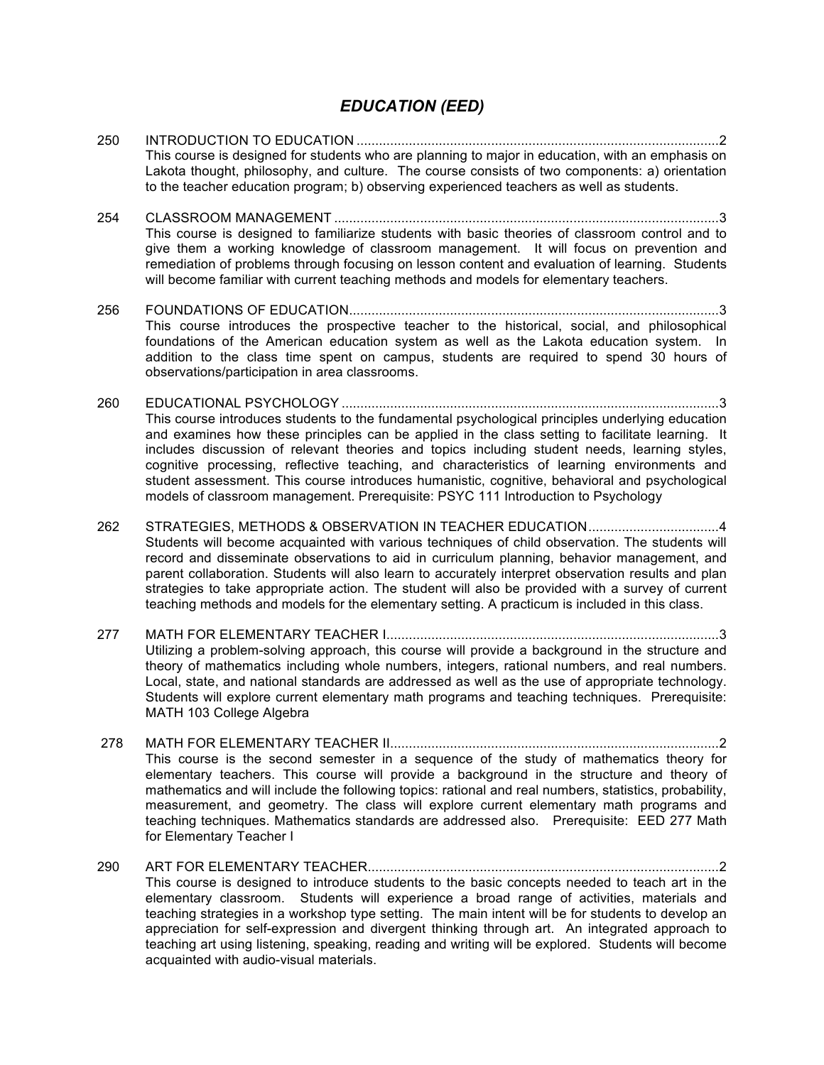## *EDUCATION (EED)*

**250 INTRODUCTION TO EDUCATION** .................................................................................................2
This course is designed for students who are planning to major in education, with an emphasis on Lakota thought, philosophy, and culture. The course consists of two components: a) orientation to the teacher education program; b) observing experienced teachers as well as students.

**254 CLASSROOM MANAGEMENT** ......................................................................................................3
This course is designed to familiarize students with basic theories of classroom control and to give them a working knowledge of classroom management. It will focus on prevention and remediation of problems through focusing on lesson content and evaluation of learning. Students will become familiar with current teaching methods and models for elementary teachers.

**256 FOUNDATIONS OF EDUCATION**..................................................................................................3
This course introduces the prospective teacher to the historical, social, and philosophical foundations of the American education system as well as the Lakota education system. In addition to the class time spent on campus, students are required to spend 30 hours of observations/participation in area classrooms.

**260 EDUCATIONAL PSYCHOLOGY** ....................................................................................................3
This course introduces students to the fundamental psychological principles underlying education and examines how these principles can be applied in the class setting to facilitate learning. It includes discussion of relevant theories and topics including student needs, learning styles, cognitive processing, reflective teaching, and characteristics of learning environments and student assessment. This course introduces humanistic, cognitive, behavioral and psychological models of classroom management. Prerequisite: PSYC 111 Introduction to Psychology

**262 STRATEGIES, METHODS & OBSERVATION IN TEACHER EDUCATION**...................................4
Students will become acquainted with various techniques of child observation. The students will record and disseminate observations to aid in curriculum planning, behavior management, and parent collaboration. Students will also learn to accurately interpret observation results and plan strategies to take appropriate action. The student will also be provided with a survey of current teaching methods and models for the elementary setting. A practicum is included in this class.

**277 MATH FOR ELEMENTARY TEACHER I**.........................................................................................3
Utilizing a problem-solving approach, this course will provide a background in the structure and theory of mathematics including whole numbers, integers, rational numbers, and real numbers. Local, state, and national standards are addressed as well as the use of appropriate technology. Students will explore current elementary math programs and teaching techniques. Prerequisite: MATH 103 College Algebra

**278 MATH FOR ELEMENTARY TEACHER II**........................................................................................2
This course is the second semester in a sequence of the study of mathematics theory for elementary teachers. This course will provide a background in the structure and theory of mathematics and will include the following topics: rational and real numbers, statistics, probability, measurement, and geometry. The class will explore current elementary math programs and teaching techniques. Mathematics standards are addressed also. Prerequisite: EED 277 Math for Elementary Teacher I

**290 ART FOR ELEMENTARY TEACHER**.............................................................................................2
This course is designed to introduce students to the basic concepts needed to teach art in the elementary classroom. Students will experience a broad range of activities, materials and teaching strategies in a workshop type setting. The main intent will be for students to develop an appreciation for self-expression and divergent thinking through art. An integrated approach to teaching art using listening, speaking, reading and writing will be explored. Students will become acquainted with audio-visual materials.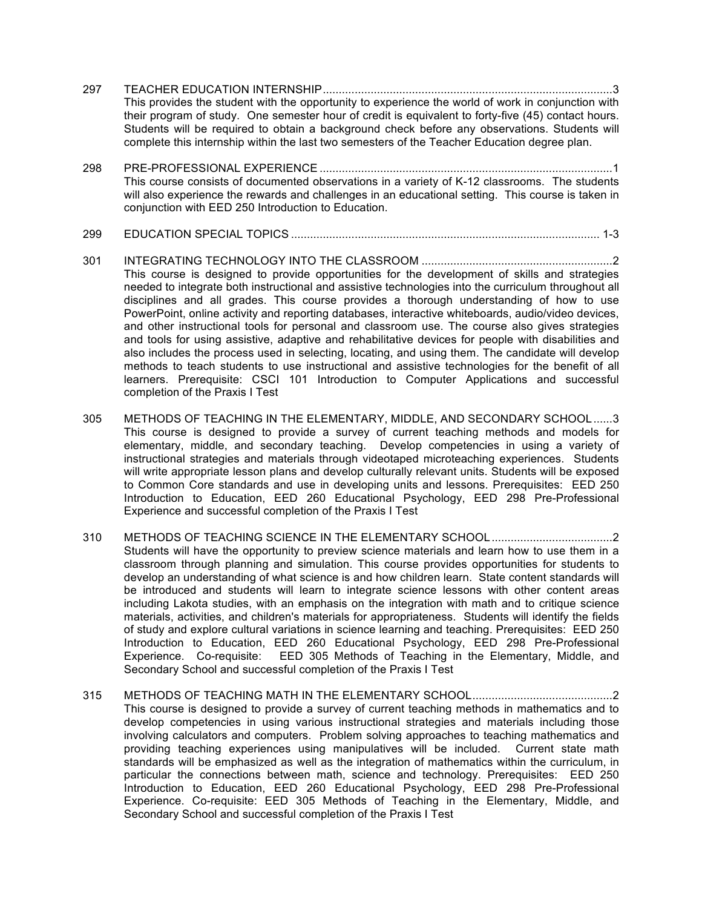297 TEACHER EDUCATION INTERNSHIP...........................................................................................3
This provides the student with the opportunity to experience the world of work in conjunction with their program of study. One semester hour of credit is equivalent to forty-five (45) contact hours. Students will be required to obtain a background check before any observations. Students will complete this internship within the last two semesters of the Teacher Education degree plan.

298 PRE-PROFESSIONAL EXPERIENCE ...........................................................................................1
This course consists of documented observations in a variety of K-12 classrooms. The students will also experience the rewards and challenges in an educational setting. This course is taken in conjunction with EED 250 Introduction to Education.

299 EDUCATION SPECIAL TOPICS ................................................................................................ 1-3

301 INTEGRATING TECHNOLOGY INTO THE CLASSROOM ............................................................2
This course is designed to provide opportunities for the development of skills and strategies needed to integrate both instructional and assistive technologies into the curriculum throughout all disciplines and all grades. This course provides a thorough understanding of how to use PowerPoint, online activity and reporting databases, interactive whiteboards, audio/video devices, and other instructional tools for personal and classroom use. The course also gives strategies and tools for using assistive, adaptive and rehabilitative devices for people with disabilities and also includes the process used in selecting, locating, and using them. The candidate will develop methods to teach students to use instructional and assistive technologies for the benefit of all learners. Prerequisite: CSCI 101 Introduction to Computer Applications and successful completion of the Praxis I Test

305 METHODS OF TEACHING IN THE ELEMENTARY, MIDDLE, AND SECONDARY SCHOOL ......3
This course is designed to provide a survey of current teaching methods and models for elementary, middle, and secondary teaching. Develop competencies in using a variety of instructional strategies and materials through videotaped microteaching experiences. Students will write appropriate lesson plans and develop culturally relevant units. Students will be exposed to Common Core standards and use in developing units and lessons. Prerequisites: EED 250 Introduction to Education, EED 260 Educational Psychology, EED 298 Pre-Professional Experience and successful completion of the Praxis I Test

310 METHODS OF TEACHING SCIENCE IN THE ELEMENTARY SCHOOL ......................................2
Students will have the opportunity to preview science materials and learn how to use them in a classroom through planning and simulation. This course provides opportunities for students to develop an understanding of what science is and how children learn. State content standards will be introduced and students will learn to integrate science lessons with other content areas including Lakota studies, with an emphasis on the integration with math and to critique science materials, activities, and children's materials for appropriateness. Students will identify the fields of study and explore cultural variations in science learning and teaching. Prerequisites: EED 250 Introduction to Education, EED 260 Educational Psychology, EED 298 Pre-Professional Experience. Co-requisite: EED 305 Methods of Teaching in the Elementary, Middle, and Secondary School and successful completion of the Praxis I Test

315 METHODS OF TEACHING MATH IN THE ELEMENTARY SCHOOL............................................2
This course is designed to provide a survey of current teaching methods in mathematics and to develop competencies in using various instructional strategies and materials including those involving calculators and computers. Problem solving approaches to teaching mathematics and providing teaching experiences using manipulatives will be included. Current state math standards will be emphasized as well as the integration of mathematics within the curriculum, in particular the connections between math, science and technology. Prerequisites: EED 250 Introduction to Education, EED 260 Educational Psychology, EED 298 Pre-Professional Experience. Co-requisite: EED 305 Methods of Teaching in the Elementary, Middle, and Secondary School and successful completion of the Praxis I Test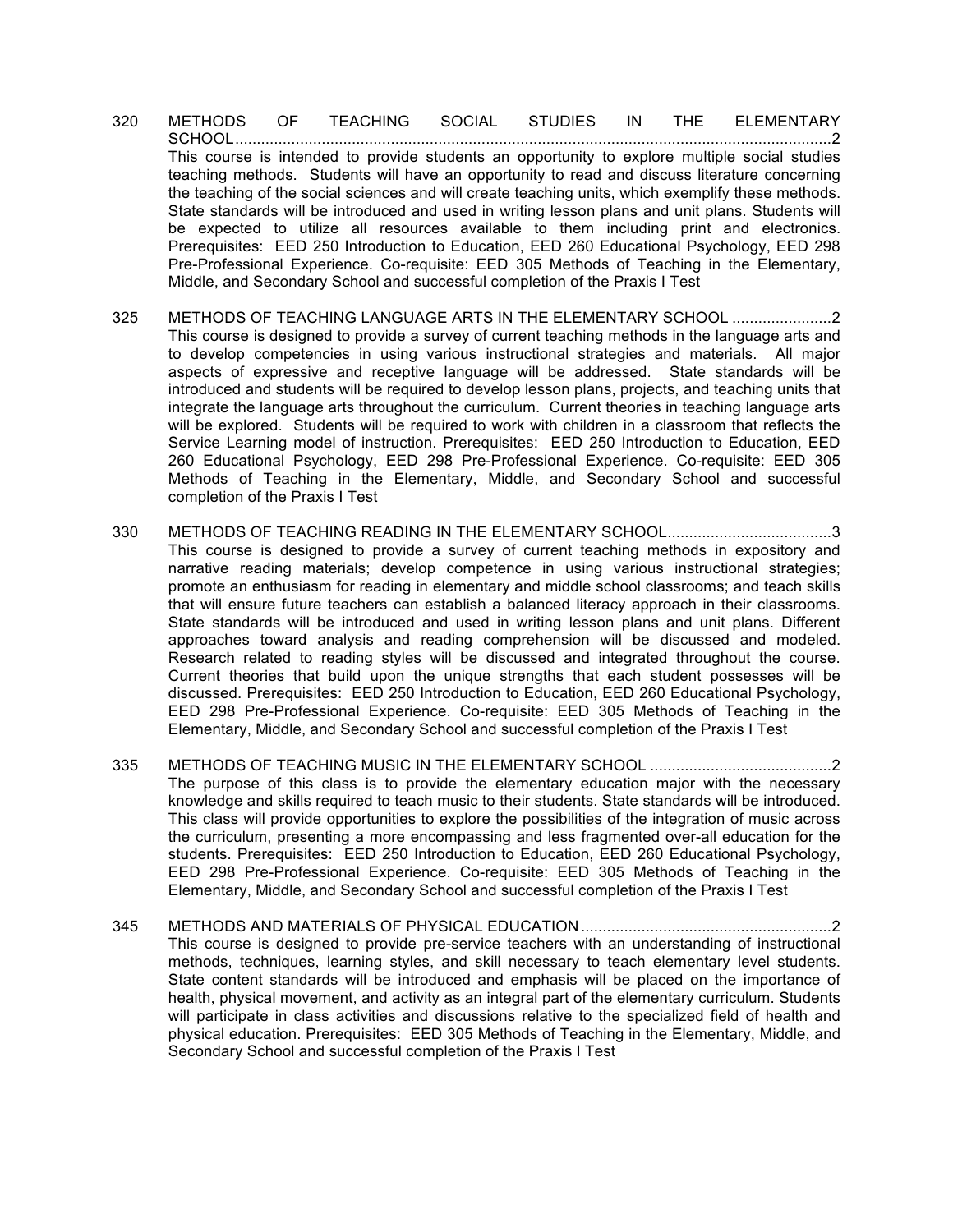**320 METHODS OF TEACHING SOCIAL STUDIES IN THE ELEMENTARY SCHOOL**.........................................................................................................................................2

This course is intended to provide students an opportunity to explore multiple social studies teaching methods. Students will have an opportunity to read and discuss literature concerning the teaching of the social sciences and will create teaching units, which exemplify these methods. State standards will be introduced and used in writing lesson plans and unit plans. Students will be expected to utilize all resources available to them including print and electronics. Prerequisites: EED 250 Introduction to Education, EED 260 Educational Psychology, EED 298 Pre-Professional Experience. Co-requisite: EED 305 Methods of Teaching in the Elementary, Middle, and Secondary School and successful completion of the Praxis I Test

**325 METHODS OF TEACHING LANGUAGE ARTS IN THE ELEMENTARY SCHOOL** .......................2

This course is designed to provide a survey of current teaching methods in the language arts and to develop competencies in using various instructional strategies and materials. All major aspects of expressive and receptive language will be addressed. State standards will be introduced and students will be required to develop lesson plans, projects, and teaching units that integrate the language arts throughout the curriculum. Current theories in teaching language arts will be explored. Students will be required to work with children in a classroom that reflects the Service Learning model of instruction. Prerequisites: EED 250 Introduction to Education, EED 260 Educational Psychology, EED 298 Pre-Professional Experience. Co-requisite: EED 305 Methods of Teaching in the Elementary, Middle, and Secondary School and successful completion of the Praxis I Test

**330 METHODS OF TEACHING READING IN THE ELEMENTARY SCHOOL**......................................3

This course is designed to provide a survey of current teaching methods in expository and narrative reading materials; develop competence in using various instructional strategies; promote an enthusiasm for reading in elementary and middle school classrooms; and teach skills that will ensure future teachers can establish a balanced literacy approach in their classrooms. State standards will be introduced and used in writing lesson plans and unit plans. Different approaches toward analysis and reading comprehension will be discussed and modeled. Research related to reading styles will be discussed and integrated throughout the course. Current theories that build upon the unique strengths that each student possesses will be discussed. Prerequisites: EED 250 Introduction to Education, EED 260 Educational Psychology, EED 298 Pre-Professional Experience. Co-requisite: EED 305 Methods of Teaching in the Elementary, Middle, and Secondary School and successful completion of the Praxis I Test

**335 METHODS OF TEACHING MUSIC IN THE ELEMENTARY SCHOOL** ..........................................2

The purpose of this class is to provide the elementary education major with the necessary knowledge and skills required to teach music to their students. State standards will be introduced. This class will provide opportunities to explore the possibilities of the integration of music across the curriculum, presenting a more encompassing and less fragmented over-all education for the students. Prerequisites: EED 250 Introduction to Education, EED 260 Educational Psychology, EED 298 Pre-Professional Experience. Co-requisite: EED 305 Methods of Teaching in the Elementary, Middle, and Secondary School and successful completion of the Praxis I Test

**345 METHODS AND MATERIALS OF PHYSICAL EDUCATION**..........................................................2

This course is designed to provide pre-service teachers with an understanding of instructional methods, techniques, learning styles, and skill necessary to teach elementary level students. State content standards will be introduced and emphasis will be placed on the importance of health, physical movement, and activity as an integral part of the elementary curriculum. Students will participate in class activities and discussions relative to the specialized field of health and physical education. Prerequisites: EED 305 Methods of Teaching in the Elementary, Middle, and Secondary School and successful completion of the Praxis I Test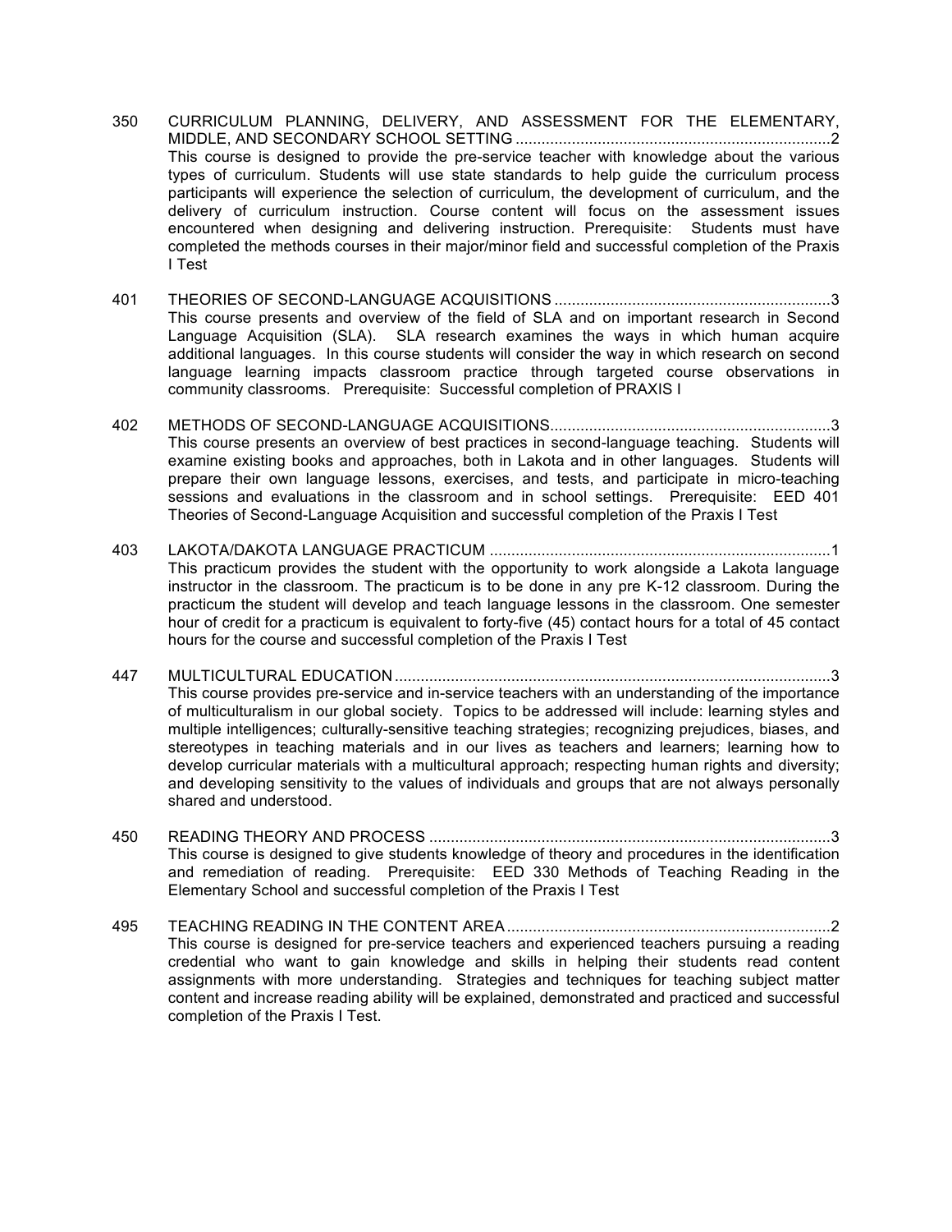350 CURRICULUM PLANNING, DELIVERY, AND ASSESSMENT FOR THE ELEMENTARY, MIDDLE, AND SECONDARY SCHOOL SETTING ........................................................................2
This course is designed to provide the pre-service teacher with knowledge about the various types of curriculum. Students will use state standards to help guide the curriculum process participants will experience the selection of curriculum, the development of curriculum, and the delivery of curriculum instruction. Course content will focus on the assessment issues encountered when designing and delivering instruction. Prerequisite: Students must have completed the methods courses in their major/minor field and successful completion of the Praxis I Test

401 THEORIES OF SECOND-LANGUAGE ACQUISITIONS ...............................................................3
This course presents and overview of the field of SLA and on important research in Second Language Acquisition (SLA). SLA research examines the ways in which human acquire additional languages. In this course students will consider the way in which research on second language learning impacts classroom practice through targeted course observations in community classrooms. Prerequisite: Successful completion of PRAXIS I

402 METHODS OF SECOND-LANGUAGE ACQUISITIONS................................................................3
This course presents an overview of best practices in second-language teaching. Students will examine existing books and approaches, both in Lakota and in other languages. Students will prepare their own language lessons, exercises, and tests, and participate in micro-teaching sessions and evaluations in the classroom and in school settings. Prerequisite: EED 401 Theories of Second-Language Acquisition and successful completion of the Praxis I Test

403 LAKOTA/DAKOTA LANGUAGE PRACTICUM ..............................................................................1
This practicum provides the student with the opportunity to work alongside a Lakota language instructor in the classroom. The practicum is to be done in any pre K-12 classroom. During the practicum the student will develop and teach language lessons in the classroom. One semester hour of credit for a practicum is equivalent to forty-five (45) contact hours for a total of 45 contact hours for the course and successful completion of the Praxis I Test

447 MULTICULTURAL EDUCATION....................................................................................................3
This course provides pre-service and in-service teachers with an understanding of the importance of multiculturalism in our global society. Topics to be addressed will include: learning styles and multiple intelligences; culturally-sensitive teaching strategies; recognizing prejudices, biases, and stereotypes in teaching materials and in our lives as teachers and learners; learning how to develop curricular materials with a multicultural approach; respecting human rights and diversity; and developing sensitivity to the values of individuals and groups that are not always personally shared and understood.

450 READING THEORY AND PROCESS ............................................................................................3
This course is designed to give students knowledge of theory and procedures in the identification and remediation of reading. Prerequisite: EED 330 Methods of Teaching Reading in the Elementary School and successful completion of the Praxis I Test

495 TEACHING READING IN THE CONTENT AREA..........................................................................2
This course is designed for pre-service teachers and experienced teachers pursuing a reading credential who want to gain knowledge and skills in helping their students read content assignments with more understanding. Strategies and techniques for teaching subject matter content and increase reading ability will be explained, demonstrated and practiced and successful completion of the Praxis I Test.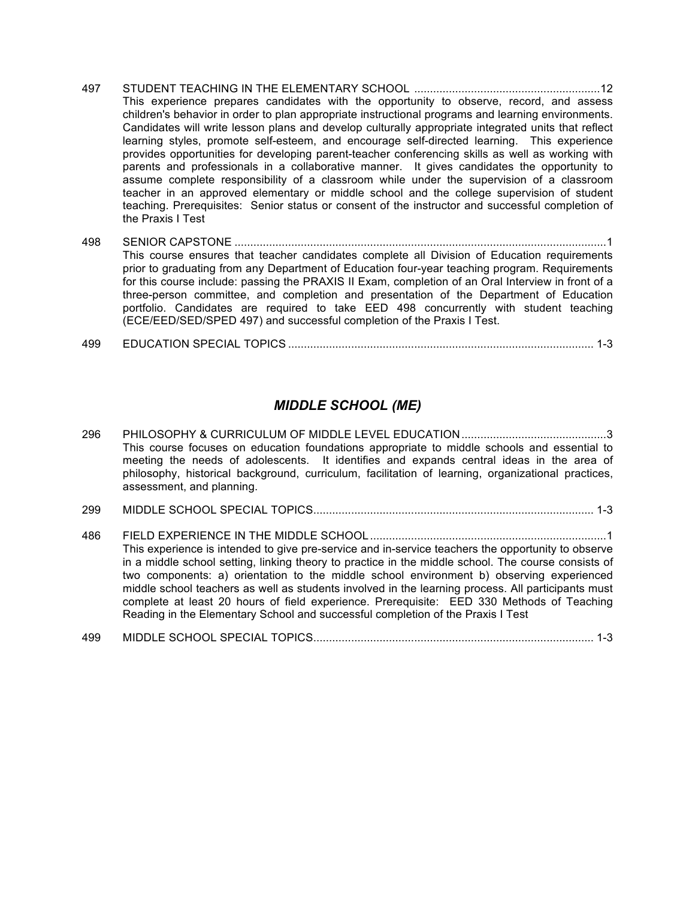497 STUDENT TEACHING IN THE ELEMENTARY SCHOOL ..........12

This experience prepares candidates with the opportunity to observe, record, and assess children's behavior in order to plan appropriate instructional programs and learning environments. Candidates will write lesson plans and develop culturally appropriate integrated units that reflect learning styles, promote self-esteem, and encourage self-directed learning. This experience provides opportunities for developing parent-teacher conferencing skills as well as working with parents and professionals in a collaborative manner. It gives candidates the opportunity to assume complete responsibility of a classroom while under the supervision of a classroom teacher in an approved elementary or middle school and the college supervision of student teaching. Prerequisites: Senior status or consent of the instructor and successful completion of the Praxis I Test

498 SENIOR CAPSTONE ..........1

This course ensures that teacher candidates complete all Division of Education requirements prior to graduating from any Department of Education four-year teaching program. Requirements for this course include: passing the PRAXIS II Exam, completion of an Oral Interview in front of a three-person committee, and completion and presentation of the Department of Education portfolio. Candidates are required to take EED 498 concurrently with student teaching (ECE/EED/SED/SPED 497) and successful completion of the Praxis I Test.

499 EDUCATION SPECIAL TOPICS .......... 1-3

## *MIDDLE SCHOOL (ME)*

296 PHILOSOPHY & CURRICULUM OF MIDDLE LEVEL EDUCATION ..........3

This course focuses on education foundations appropriate to middle schools and essential to meeting the needs of adolescents. It identifies and expands central ideas in the area of philosophy, historical background, curriculum, facilitation of learning, organizational practices, assessment, and planning.

299 MIDDLE SCHOOL SPECIAL TOPICS .......... 1-3

486 FIELD EXPERIENCE IN THE MIDDLE SCHOOL ..........1

This experience is intended to give pre-service and in-service teachers the opportunity to observe in a middle school setting, linking theory to practice in the middle school. The course consists of two components: a) orientation to the middle school environment b) observing experienced middle school teachers as well as students involved in the learning process. All participants must complete at least 20 hours of field experience. Prerequisite: EED 330 Methods of Teaching Reading in the Elementary School and successful completion of the Praxis I Test

499 MIDDLE SCHOOL SPECIAL TOPICS .......... 1-3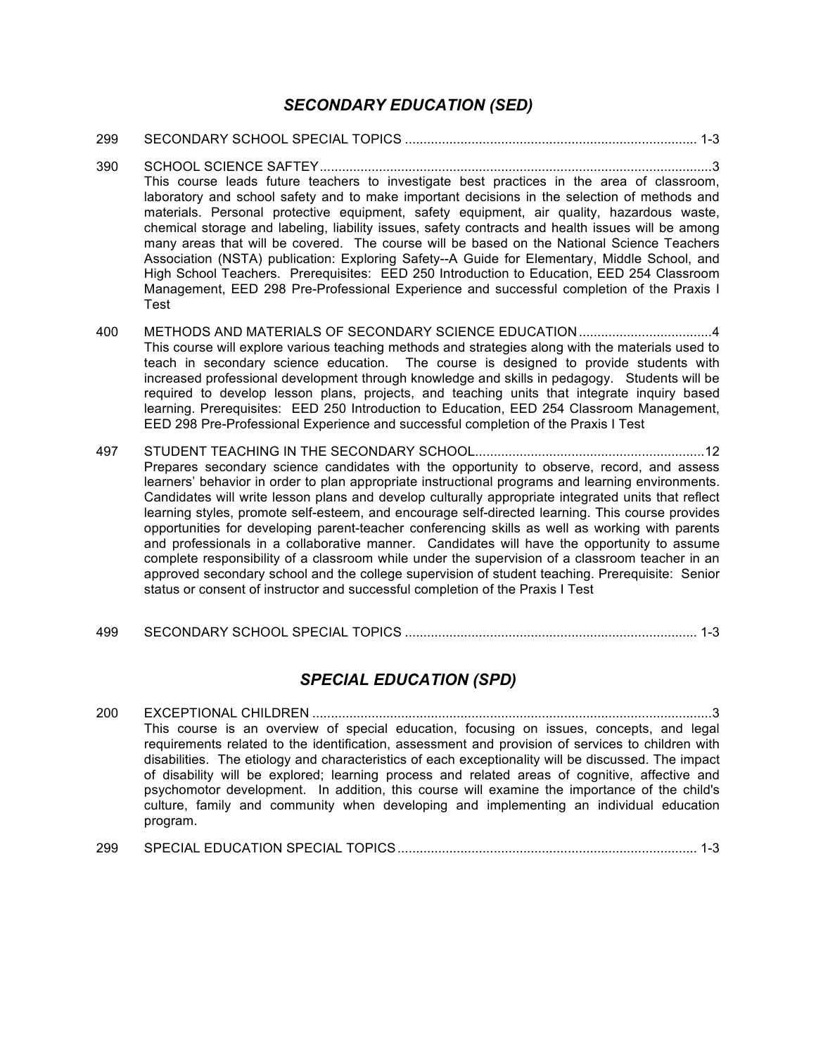## *SECONDARY EDUCATION (SED)*

299 SECONDARY SCHOOL SPECIAL TOPICS ............................................................................. 1-3

390 SCHOOL SCIENCE SAFTEY.........................................................................................................3
This course leads future teachers to investigate best practices in the area of classroom, laboratory and school safety and to make important decisions in the selection of methods and materials. Personal protective equipment, safety equipment, air quality, hazardous waste, chemical storage and labeling, liability issues, safety contracts and health issues will be among many areas that will be covered. The course will be based on the National Science Teachers Association (NSTA) publication: Exploring Safety--A Guide for Elementary, Middle School, and High School Teachers. Prerequisites: EED 250 Introduction to Education, EED 254 Classroom Management, EED 298 Pre-Professional Experience and successful completion of the Praxis I Test

400 METHODS AND MATERIALS OF SECONDARY SCIENCE EDUCATION ....................................4
This course will explore various teaching methods and strategies along with the materials used to teach in secondary science education. The course is designed to provide students with increased professional development through knowledge and skills in pedagogy. Students will be required to develop lesson plans, projects, and teaching units that integrate inquiry based learning. Prerequisites: EED 250 Introduction to Education, EED 254 Classroom Management, EED 298 Pre-Professional Experience and successful completion of the Praxis I Test

497 STUDENT TEACHING IN THE SECONDARY SCHOOL.............................................................12
Prepares secondary science candidates with the opportunity to observe, record, and assess learners' behavior in order to plan appropriate instructional programs and learning environments. Candidates will write lesson plans and develop culturally appropriate integrated units that reflect learning styles, promote self-esteem, and encourage self-directed learning. This course provides opportunities for developing parent-teacher conferencing skills as well as working with parents and professionals in a collaborative manner. Candidates will have the opportunity to assume complete responsibility of a classroom while under the supervision of a classroom teacher in an approved secondary school and the college supervision of student teaching. Prerequisite: Senior status or consent of instructor and successful completion of the Praxis I Test

499 SECONDARY SCHOOL SPECIAL TOPICS ............................................................................. 1-3

## *SPECIAL EDUCATION (SPD)*

200 EXCEPTIONAL CHILDREN ..........................................................................................................3
This course is an overview of special education, focusing on issues, concepts, and legal requirements related to the identification, assessment and provision of services to children with disabilities. The etiology and characteristics of each exceptionality will be discussed. The impact of disability will be explored; learning process and related areas of cognitive, affective and psychomotor development. In addition, this course will examine the importance of the child's culture, family and community when developing and implementing an individual education program.

299 SPECIAL EDUCATION SPECIAL TOPICS................................................................................ 1-3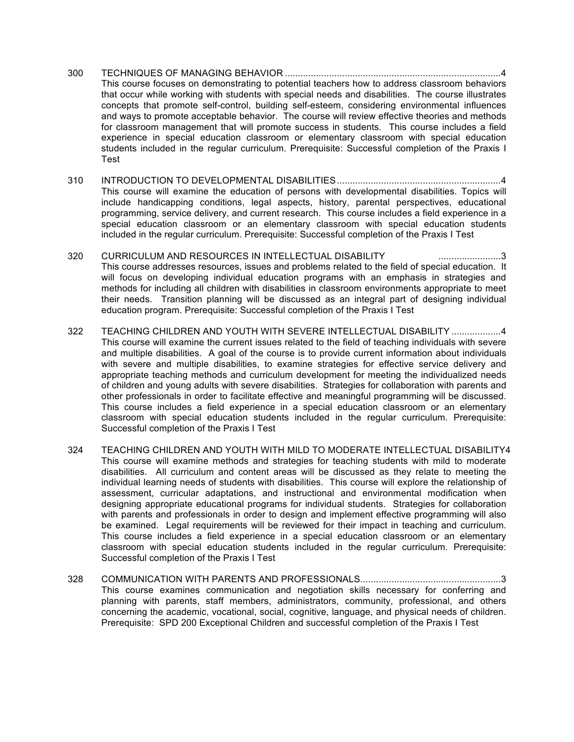300 TECHNIQUES OF MANAGING BEHAVIOR ....................................................................................4
This course focuses on demonstrating to potential teachers how to address classroom behaviors that occur while working with students with special needs and disabilities. The course illustrates concepts that promote self-control, building self-esteem, considering environmental influences and ways to promote acceptable behavior. The course will review effective theories and methods for classroom management that will promote success in students. This course includes a field experience in special education classroom or elementary classroom with special education students included in the regular curriculum. Prerequisite: Successful completion of the Praxis I Test

310 INTRODUCTION TO DEVELOPMENTAL DISABILITIES ..............................................................4
This course will examine the education of persons with developmental disabilities. Topics will include handicapping conditions, legal aspects, history, parental perspectives, educational programming, service delivery, and current research. This course includes a field experience in a special education classroom or an elementary classroom with special education students included in the regular curriculum. Prerequisite: Successful completion of the Praxis I Test

320 CURRICULUM AND RESOURCES IN INTELLECTUAL DISABILITY ........................3
This course addresses resources, issues and problems related to the field of special education. It will focus on developing individual education programs with an emphasis in strategies and methods for including all children with disabilities in classroom environments appropriate to meet their needs. Transition planning will be discussed as an integral part of designing individual education program. Prerequisite: Successful completion of the Praxis I Test

322 TEACHING CHILDREN AND YOUTH WITH SEVERE INTELLECTUAL DISABILITY ...................4
This course will examine the current issues related to the field of teaching individuals with severe and multiple disabilities. A goal of the course is to provide current information about individuals with severe and multiple disabilities, to examine strategies for effective service delivery and appropriate teaching methods and curriculum development for meeting the individualized needs of children and young adults with severe disabilities. Strategies for collaboration with parents and other professionals in order to facilitate effective and meaningful programming will be discussed. This course includes a field experience in a special education classroom or an elementary classroom with special education students included in the regular curriculum. Prerequisite: Successful completion of the Praxis I Test

324 TEACHING CHILDREN AND YOUTH WITH MILD TO MODERATE INTELLECTUAL DISABILITY4
This course will examine methods and strategies for teaching students with mild to moderate disabilities. All curriculum and content areas will be discussed as they relate to meeting the individual learning needs of students with disabilities. This course will explore the relationship of assessment, curricular adaptations, and instructional and environmental modification when designing appropriate educational programs for individual students. Strategies for collaboration with parents and professionals in order to design and implement effective programming will also be examined. Legal requirements will be reviewed for their impact in teaching and curriculum. This course includes a field experience in a special education classroom or an elementary classroom with special education students included in the regular curriculum. Prerequisite: Successful completion of the Praxis I Test

328 COMMUNICATION WITH PARENTS AND PROFESSIONALS......................................................3
This course examines communication and negotiation skills necessary for conferring and planning with parents, staff members, administrators, community, professional, and others concerning the academic, vocational, social, cognitive, language, and physical needs of children. Prerequisite: SPD 200 Exceptional Children and successful completion of the Praxis I Test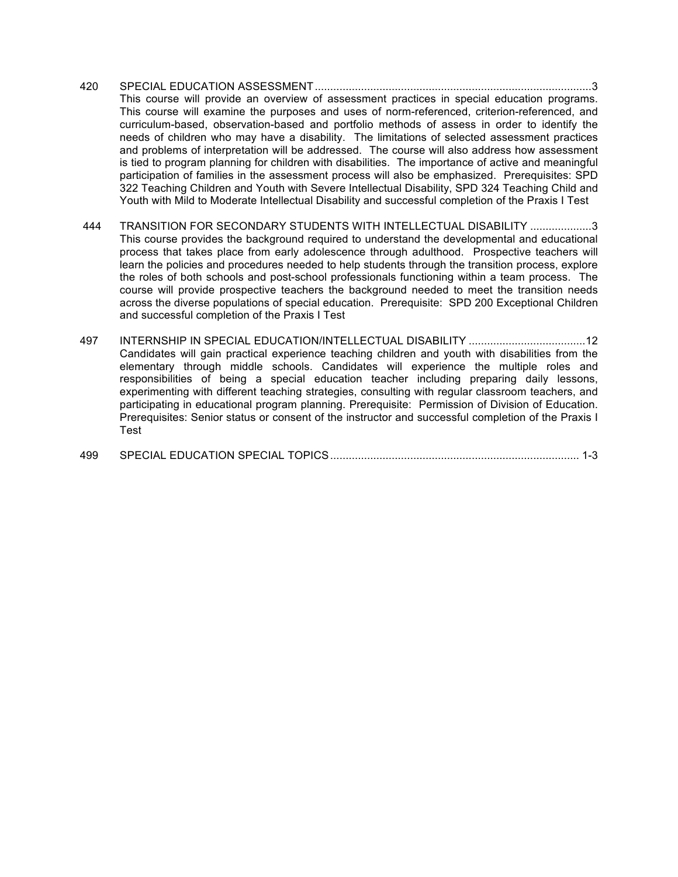**420 SPECIAL EDUCATION ASSESSMENT..........................................................................................3**

This course will provide an overview of assessment practices in special education programs. This course will examine the purposes and uses of norm-referenced, criterion-referenced, and curriculum-based, observation-based and portfolio methods of assess in order to identify the needs of children who may have a disability. The limitations of selected assessment practices and problems of interpretation will be addressed. The course will also address how assessment is tied to program planning for children with disabilities. The importance of active and meaningful participation of families in the assessment process will also be emphasized. Prerequisites: SPD 322 Teaching Children and Youth with Severe Intellectual Disability, SPD 324 Teaching Child and Youth with Mild to Moderate Intellectual Disability and successful completion of the Praxis I Test

**444 TRANSITION FOR SECONDARY STUDENTS WITH INTELLECTUAL DISABILITY ....................3**

This course provides the background required to understand the developmental and educational process that takes place from early adolescence through adulthood. Prospective teachers will learn the policies and procedures needed to help students through the transition process, explore the roles of both schools and post-school professionals functioning within a team process. The course will provide prospective teachers the background needed to meet the transition needs across the diverse populations of special education. Prerequisite: SPD 200 Exceptional Children and successful completion of the Praxis I Test

**497 INTERNSHIP IN SPECIAL EDUCATION/INTELLECTUAL DISABILITY ......................................12**

Candidates will gain practical experience teaching children and youth with disabilities from the elementary through middle schools. Candidates will experience the multiple roles and responsibilities of being a special education teacher including preparing daily lessons, experimenting with different teaching strategies, consulting with regular classroom teachers, and participating in educational program planning. Prerequisite: Permission of Division of Education. Prerequisites: Senior status or consent of the instructor and successful completion of the Praxis I Test

**499 SPECIAL EDUCATION SPECIAL TOPICS................................................................................. 1-3**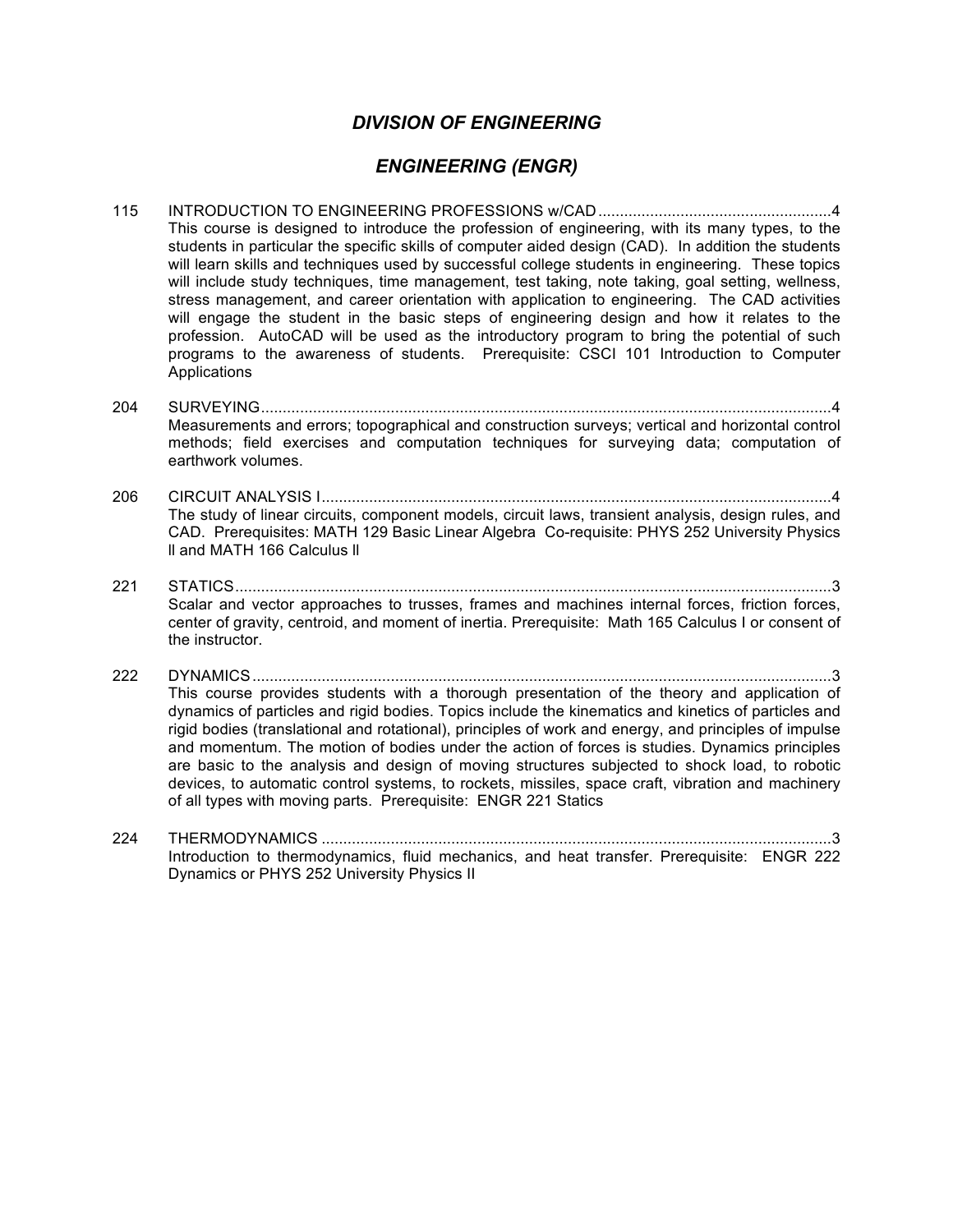## *DIVISION OF ENGINEERING*

## *ENGINEERING (ENGR)*

115 INTRODUCTION TO ENGINEERING PROFESSIONS w/CAD......................................................4
This course is designed to introduce the profession of engineering, with its many types, to the students in particular the specific skills of computer aided design (CAD). In addition the students will learn skills and techniques used by successful college students in engineering. These topics will include study techniques, time management, test taking, note taking, goal setting, wellness, stress management, and career orientation with application to engineering. The CAD activities will engage the student in the basic steps of engineering design and how it relates to the profession. AutoCAD will be used as the introductory program to bring the potential of such programs to the awareness of students. Prerequisite: CSCI 101 Introduction to Computer Applications

204 SURVEYING...................................................................................................................................4
Measurements and errors; topographical and construction surveys; vertical and horizontal control methods; field exercises and computation techniques for surveying data; computation of earthwork volumes.

206 CIRCUIT ANALYSIS I.....................................................................................................................4
The study of linear circuits, component models, circuit laws, transient analysis, design rules, and CAD. Prerequisites: MATH 129 Basic Linear Algebra Co-requisite: PHYS 252 University Physics ll and MATH 166 Calculus ll

221 STATICS........................................................................................................................................3
Scalar and vector approaches to trusses, frames and machines internal forces, friction forces, center of gravity, centroid, and moment of inertia. Prerequisite: Math 165 Calculus I or consent of the instructor.

222 DYNAMICS.....................................................................................................................................3
This course provides students with a thorough presentation of the theory and application of dynamics of particles and rigid bodies. Topics include the kinematics and kinetics of particles and rigid bodies (translational and rotational), principles of work and energy, and principles of impulse and momentum. The motion of bodies under the action of forces is studies. Dynamics principles are basic to the analysis and design of moving structures subjected to shock load, to robotic devices, to automatic control systems, to rockets, missiles, space craft, vibration and machinery of all types with moving parts. Prerequisite: ENGR 221 Statics

224 THERMODYNAMICS .....................................................................................................................3
Introduction to thermodynamics, fluid mechanics, and heat transfer. Prerequisite: ENGR 222 Dynamics or PHYS 252 University Physics II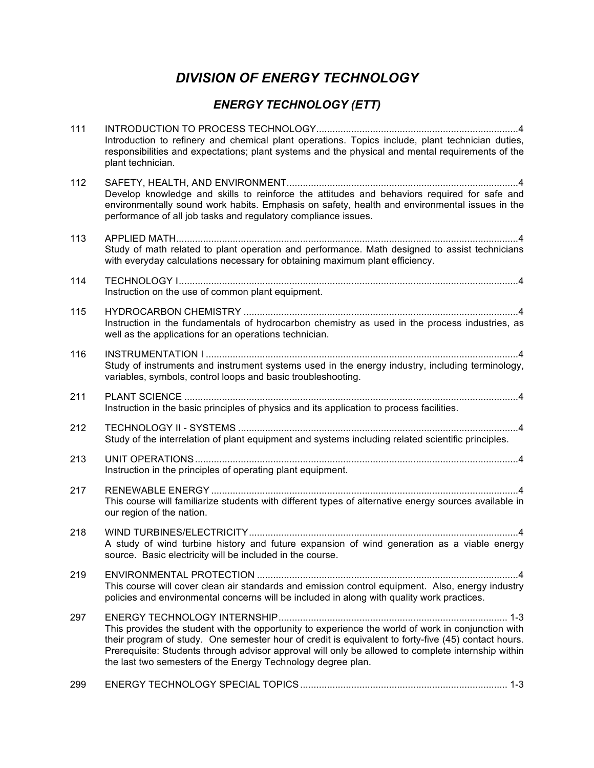# *DIVISION OF ENERGY TECHNOLOGY*

## *ENERGY TECHNOLOGY (ETT)*

**111 INTRODUCTION TO PROCESS TECHNOLOGY** .......... 4
Introduction to refinery and chemical plant operations. Topics include, plant technician duties, responsibilities and expectations; plant systems and the physical and mental requirements of the plant technician.

**112 SAFETY, HEALTH, AND ENVIRONMENT** .......... 4
Develop knowledge and skills to reinforce the attitudes and behaviors required for safe and environmentally sound work habits. Emphasis on safety, health and environmental issues in the performance of all job tasks and regulatory compliance issues.

**113 APPLIED MATH** .......... 4
Study of math related to plant operation and performance. Math designed to assist technicians with everyday calculations necessary for obtaining maximum plant efficiency.

**114 TECHNOLOGY I** .......... 4
Instruction on the use of common plant equipment.

**115 HYDROCARBON CHEMISTRY** .......... 4
Instruction in the fundamentals of hydrocarbon chemistry as used in the process industries, as well as the applications for an operations technician.

**116 INSTRUMENTATION I** .......... 4
Study of instruments and instrument systems used in the energy industry, including terminology, variables, symbols, control loops and basic troubleshooting.

**211 PLANT SCIENCE** .......... 4
Instruction in the basic principles of physics and its application to process facilities.

**212 TECHNOLOGY II - SYSTEMS** .......... 4
Study of the interrelation of plant equipment and systems including related scientific principles.

**213 UNIT OPERATIONS** .......... 4
Instruction in the principles of operating plant equipment.

**217 RENEWABLE ENERGY** .......... 4
This course will familiarize students with different types of alternative energy sources available in our region of the nation.

**218 WIND TURBINES/ELECTRICITY** .......... 4
A study of wind turbine history and future expansion of wind generation as a viable energy source. Basic electricity will be included in the course.

**219 ENVIRONMENTAL PROTECTION** .......... 4
This course will cover clean air standards and emission control equipment. Also, energy industry policies and environmental concerns will be included in along with quality work practices.

**297 ENERGY TECHNOLOGY INTERNSHIP** .......... 1-3
This provides the student with the opportunity to experience the world of work in conjunction with their program of study. One semester hour of credit is equivalent to forty-five (45) contact hours. Prerequisite: Students through advisor approval will only be allowed to complete internship within the last two semesters of the Energy Technology degree plan.

**299 ENERGY TECHNOLOGY SPECIAL TOPICS** .......... 1-3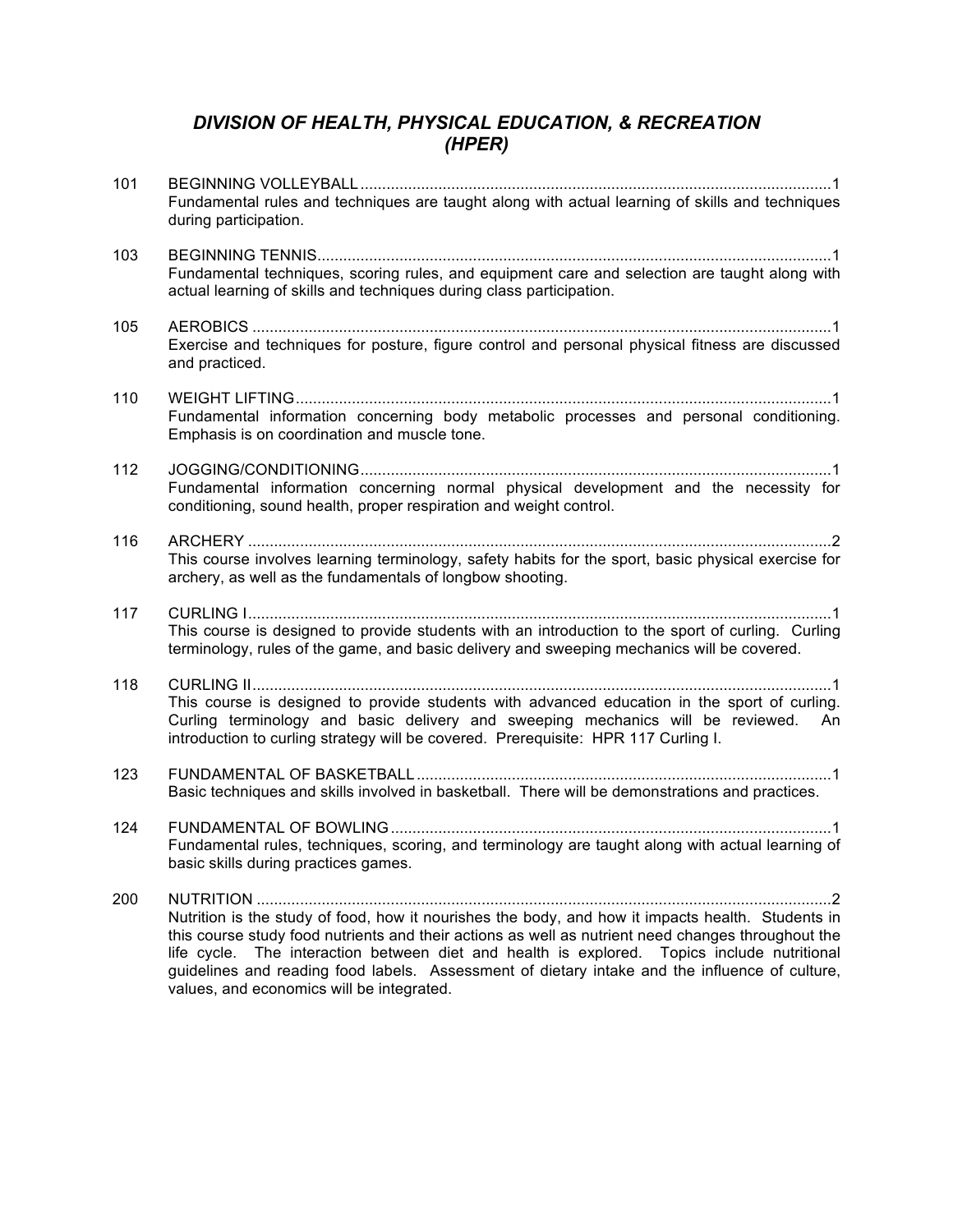## *DIVISION OF HEALTH, PHYSICAL EDUCATION, & RECREATION (HPER)*

**101 BEGINNING VOLLEYBALL** ........................................ 1
Fundamental rules and techniques are taught along with actual learning of skills and techniques during participation.

**103 BEGINNING TENNIS** ........................................ 1
Fundamental techniques, scoring rules, and equipment care and selection are taught along with actual learning of skills and techniques during class participation.

**105 AEROBICS** ........................................ 1
Exercise and techniques for posture, figure control and personal physical fitness are discussed and practiced.

**110 WEIGHT LIFTING** ........................................ 1
Fundamental information concerning body metabolic processes and personal conditioning. Emphasis is on coordination and muscle tone.

**112 JOGGING/CONDITIONING** ........................................ 1
Fundamental information concerning normal physical development and the necessity for conditioning, sound health, proper respiration and weight control.

**116 ARCHERY** ........................................ 2
This course involves learning terminology, safety habits for the sport, basic physical exercise for archery, as well as the fundamentals of longbow shooting.

**117 CURLING I** ........................................ 1
This course is designed to provide students with an introduction to the sport of curling. Curling terminology, rules of the game, and basic delivery and sweeping mechanics will be covered.

**118 CURLING II** ........................................ 1
This course is designed to provide students with advanced education in the sport of curling. Curling terminology and basic delivery and sweeping mechanics will be reviewed. An introduction to curling strategy will be covered. Prerequisite: HPR 117 Curling I.

**123 FUNDAMENTAL OF BASKETBALL** ........................................ 1
Basic techniques and skills involved in basketball. There will be demonstrations and practices.

**124 FUNDAMENTAL OF BOWLING** ........................................ 1
Fundamental rules, techniques, scoring, and terminology are taught along with actual learning of basic skills during practices games.

**200 NUTRITION** ........................................ 2
Nutrition is the study of food, how it nourishes the body, and how it impacts health. Students in this course study food nutrients and their actions as well as nutrient need changes throughout the life cycle. The interaction between diet and health is explored. Topics include nutritional guidelines and reading food labels. Assessment of dietary intake and the influence of culture, values, and economics will be integrated.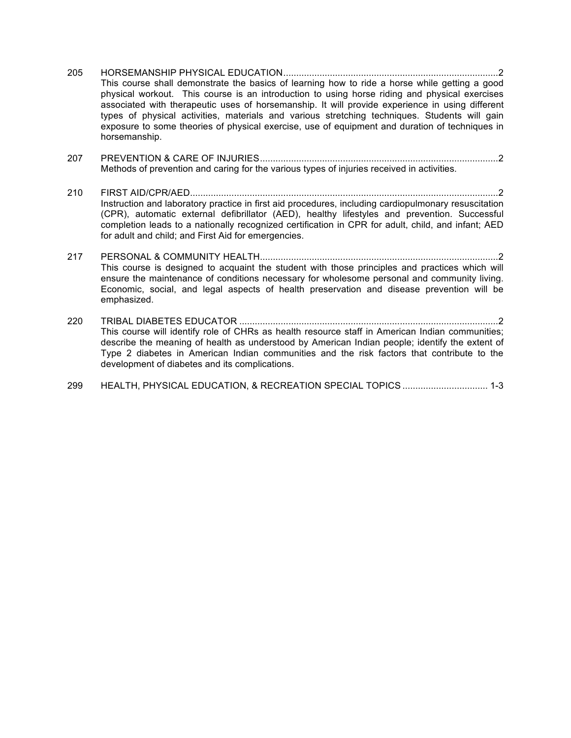205 HORSEMANSHIP PHYSICAL EDUCATION..................................................................................2
This course shall demonstrate the basics of learning how to ride a horse while getting a good physical workout. This course is an introduction to using horse riding and physical exercises associated with therapeutic uses of horsemanship. It will provide experience in using different types of physical activities, materials and various stretching techniques. Students will gain exposure to some theories of physical exercise, use of equipment and duration of techniques in horsemanship.

207 PREVENTION & CARE OF INJURIES...........................................................................................2
Methods of prevention and caring for the various types of injuries received in activities.

210 FIRST AID/CPR/AED......................................................................................................................2
Instruction and laboratory practice in first aid procedures, including cardiopulmonary resuscitation (CPR), automatic external defibrillator (AED), healthy lifestyles and prevention. Successful completion leads to a nationally recognized certification in CPR for adult, child, and infant; AED for adult and child; and First Aid for emergencies.

217 PERSONAL & COMMUNITY HEALTH...........................................................................................2
This course is designed to acquaint the student with those principles and practices which will ensure the maintenance of conditions necessary for wholesome personal and community living. Economic, social, and legal aspects of health preservation and disease prevention will be emphasized.

220 TRIBAL DIABETES EDUCATOR ....................................................................................................2
This course will identify role of CHRs as health resource staff in American Indian communities; describe the meaning of health as understood by American Indian people; identify the extent of Type 2 diabetes in American Indian communities and the risk factors that contribute to the development of diabetes and its complications.

299 HEALTH, PHYSICAL EDUCATION, & RECREATION SPECIAL TOPICS ................................ 1-3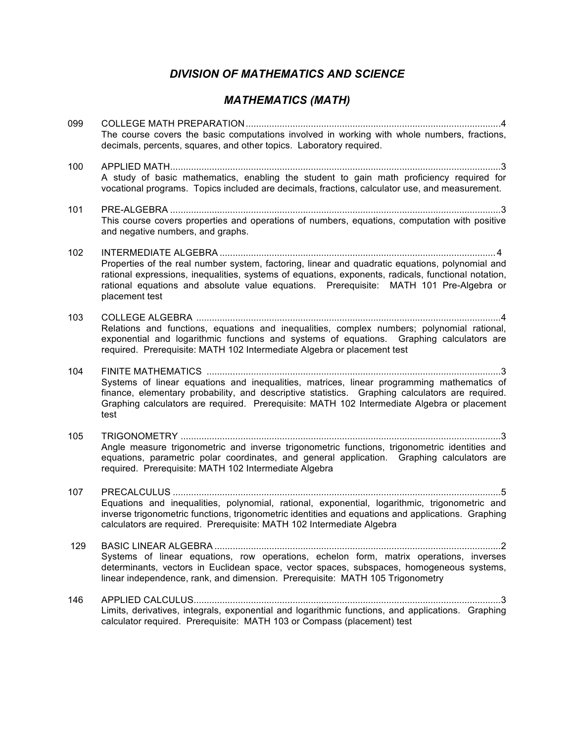## *DIVISION OF MATHEMATICS AND SCIENCE*

## *MATHEMATICS (MATH)*

099 COLLEGE MATH PREPARATION....................................................................................................4
The course covers the basic computations involved in working with whole numbers, fractions, decimals, percents, squares, and other topics. Laboratory required.

100 APPLIED MATH....................................................................................................................3
A study of basic mathematics, enabling the student to gain math proficiency required for vocational programs. Topics included are decimals, fractions, calculator use, and measurement.

101 PRE-ALGEBRA ....................................................................................................................3
This course covers properties and operations of numbers, equations, computation with positive and negative numbers, and graphs.

102 INTERMEDIATE ALGEBRA ....................................................................................................4
Properties of the real number system, factoring, linear and quadratic equations, polynomial and rational expressions, inequalities, systems of equations, exponents, radicals, functional notation, rational equations and absolute value equations. Prerequisite: MATH 101 Pre-Algebra or placement test

103 COLLEGE ALGEBRA ............................................................................................................4
Relations and functions, equations and inequalities, complex numbers; polynomial rational, exponential and logarithmic functions and systems of equations. Graphing calculators are required. Prerequisite: MATH 102 Intermediate Algebra or placement test

104 FINITE MATHEMATICS .........................................................................................................3
Systems of linear equations and inequalities, matrices, linear programming mathematics of finance, elementary probability, and descriptive statistics. Graphing calculators are required. Graphing calculators are required. Prerequisite: MATH 102 Intermediate Algebra or placement test

105 TRIGONOMETRY ..................................................................................................................3
Angle measure trigonometric and inverse trigonometric functions, trigonometric identities and equations, parametric polar coordinates, and general application. Graphing calculators are required. Prerequisite: MATH 102 Intermediate Algebra

107 PRECALCULUS ....................................................................................................................5
Equations and inequalities, polynomial, rational, exponential, logarithmic, trigonometric and inverse trigonometric functions, trigonometric identities and equations and applications. Graphing calculators are required. Prerequisite: MATH 102 Intermediate Algebra

129 BASIC LINEAR ALGEBRA ......................................................................................................2
Systems of linear equations, row operations, echelon form, matrix operations, inverses determinants, vectors in Euclidean space, vector spaces, subspaces, homogeneous systems, linear independence, rank, and dimension. Prerequisite: MATH 105 Trigonometry

146 APPLIED CALCULUS.............................................................................................................3
Limits, derivatives, integrals, exponential and logarithmic functions, and applications. Graphing calculator required. Prerequisite: MATH 103 or Compass (placement) test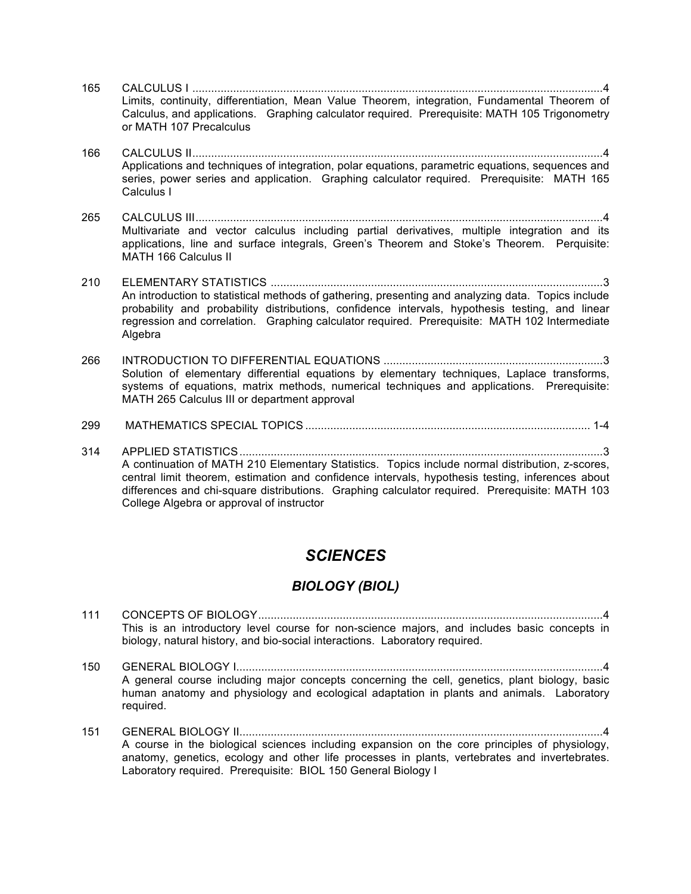165 CALCULUS I ....................................................................................................................................4
Limits, continuity, differentiation, Mean Value Theorem, integration, Fundamental Theorem of Calculus, and applications. Graphing calculator required. Prerequisite: MATH 105 Trigonometry or MATH 107 Precalculus

166 CALCULUS II...................................................................................................................................4
Applications and techniques of integration, polar equations, parametric equations, sequences and series, power series and application. Graphing calculator required. Prerequisite: MATH 165 Calculus I

265 CALCULUS III..................................................................................................................................4
Multivariate and vector calculus including partial derivatives, multiple integration and its applications, line and surface integrals, Green's Theorem and Stoke's Theorem. Perquisite: MATH 166 Calculus II

210 ELEMENTARY STATISTICS .........................................................................................................3
An introduction to statistical methods of gathering, presenting and analyzing data. Topics include probability and probability distributions, confidence intervals, hypothesis testing, and linear regression and correlation. Graphing calculator required. Prerequisite: MATH 102 Intermediate Algebra

266 INTRODUCTION TO DIFFERENTIAL EQUATIONS .....................................................................3
Solution of elementary differential equations by elementary techniques, Laplace transforms, systems of equations, matrix methods, numerical techniques and applications. Prerequisite: MATH 265 Calculus III or department approval

299 MATHEMATICS SPECIAL TOPICS .......................................................................................... 1-4

314 APPLIED STATISTICS...................................................................................................................3
A continuation of MATH 210 Elementary Statistics. Topics include normal distribution, z-scores, central limit theorem, estimation and confidence intervals, hypothesis testing, inferences about differences and chi-square distributions. Graphing calculator required. Prerequisite: MATH 103 College Algebra or approval of instructor

# *SCIENCES*

## *BIOLOGY (BIOL)*

111 CONCEPTS OF BIOLOGY.............................................................................................................4
This is an introductory level course for non-science majors, and includes basic concepts in biology, natural history, and bio-social interactions. Laboratory required.

150 GENERAL BIOLOGY I....................................................................................................................4
A general course including major concepts concerning the cell, genetics, plant biology, basic human anatomy and physiology and ecological adaptation in plants and animals. Laboratory required.

151 GENERAL BIOLOGY II...................................................................................................................4
A course in the biological sciences including expansion on the core principles of physiology, anatomy, genetics, ecology and other life processes in plants, vertebrates and invertebrates. Laboratory required. Prerequisite: BIOL 150 General Biology I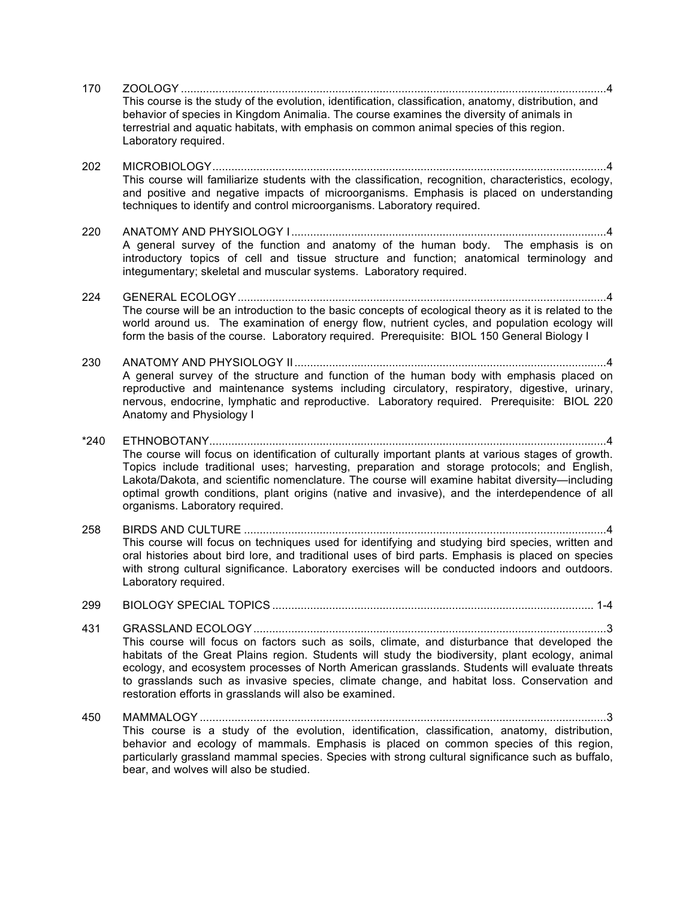170 ZOOLOGY ....................................................................................................................................4
This course is the study of the evolution, identification, classification, anatomy, distribution, and behavior of species in Kingdom Animalia. The course examines the diversity of animals in terrestrial and aquatic habitats, with emphasis on common animal species of this region. Laboratory required.

202 MICROBIOLOGY..........................................................................................................................4
This course will familiarize students with the classification, recognition, characteristics, ecology, and positive and negative impacts of microorganisms. Emphasis is placed on understanding techniques to identify and control microorganisms. Laboratory required.

220 ANATOMY AND PHYSIOLOGY I ..................................................................................................4
A general survey of the function and anatomy of the human body. The emphasis is on introductory topics of cell and tissue structure and function; anatomical terminology and integumentary; skeletal and muscular systems. Laboratory required.

224 GENERAL ECOLOGY ..................................................................................................................4
The course will be an introduction to the basic concepts of ecological theory as it is related to the world around us. The examination of energy flow, nutrient cycles, and population ecology will form the basis of the course. Laboratory required. Prerequisite: BIOL 150 General Biology I

230 ANATOMY AND PHYSIOLOGY II ................................................................................................4
A general survey of the structure and function of the human body with emphasis placed on reproductive and maintenance systems including circulatory, respiratory, digestive, urinary, nervous, endocrine, lymphatic and reproductive. Laboratory required. Prerequisite: BIOL 220 Anatomy and Physiology I

*240 ETHNOBOTANY...........................................................................................................................4
The course will focus on identification of culturally important plants at various stages of growth. Topics include traditional uses; harvesting, preparation and storage protocols; and English, Lakota/Dakota, and scientific nomenclature. The course will examine habitat diversity—including optimal growth conditions, plant origins (native and invasive), and the interdependence of all organisms. Laboratory required.

258 BIRDS AND CULTURE ................................................................................................................4
This course will focus on techniques used for identifying and studying bird species, written and oral histories about bird lore, and traditional uses of bird parts. Emphasis is placed on species with strong cultural significance. Laboratory exercises will be conducted indoors and outdoors. Laboratory required.

299 BIOLOGY SPECIAL TOPICS ................................................................................................... 1-4

431 GRASSLAND ECOLOGY .............................................................................................................3
This course will focus on factors such as soils, climate, and disturbance that developed the habitats of the Great Plains region. Students will study the biodiversity, plant ecology, animal ecology, and ecosystem processes of North American grasslands. Students will evaluate threats to grasslands such as invasive species, climate change, and habitat loss. Conservation and restoration efforts in grasslands will also be examined.

450 MAMMALOGY ..............................................................................................................................3
This course is a study of the evolution, identification, classification, anatomy, distribution, behavior and ecology of mammals. Emphasis is placed on common species of this region, particularly grassland mammal species. Species with strong cultural significance such as buffalo, bear, and wolves will also be studied.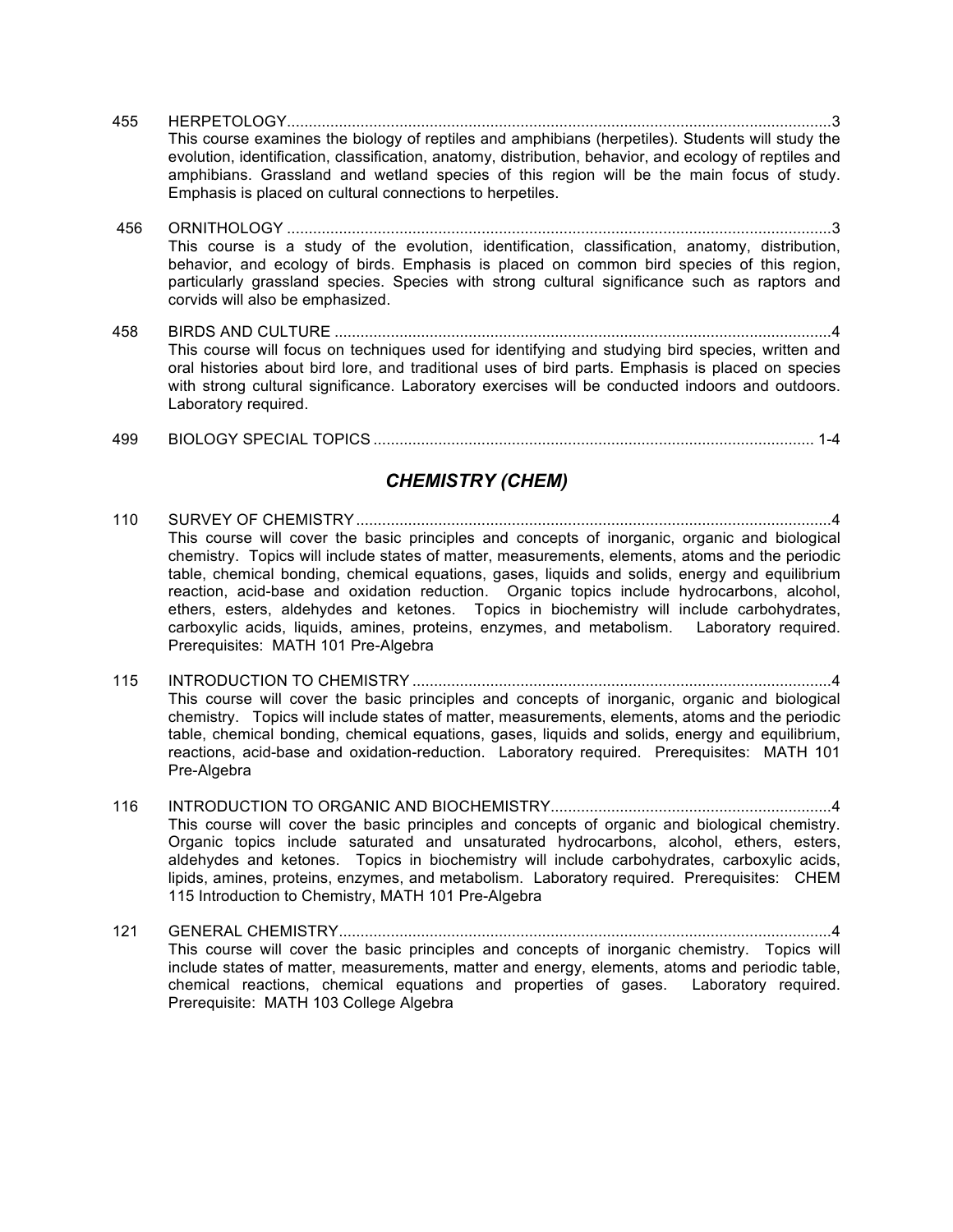455 HERPETOLOGY............................................................................................................................3
This course examines the biology of reptiles and amphibians (herpetiles). Students will study the evolution, identification, classification, anatomy, distribution, behavior, and ecology of reptiles and amphibians. Grassland and wetland species of this region will be the main focus of study. Emphasis is placed on cultural connections to herpetiles.

456 ORNITHOLOGY ............................................................................................................................3
This course is a study of the evolution, identification, classification, anatomy, distribution, behavior, and ecology of birds. Emphasis is placed on common bird species of this region, particularly grassland species. Species with strong cultural significance such as raptors and corvids will also be emphasized.

458 BIRDS AND CULTURE .................................................................................................................4
This course will focus on techniques used for identifying and studying bird species, written and oral histories about bird lore, and traditional uses of bird parts. Emphasis is placed on species with strong cultural significance. Laboratory exercises will be conducted indoors and outdoors. Laboratory required.

499 BIOLOGY SPECIAL TOPICS ..................................................................................................... 1-4

## *CHEMISTRY (CHEM)*

110 SURVEY OF CHEMISTRY............................................................................................................4
This course will cover the basic principles and concepts of inorganic, organic and biological chemistry. Topics will include states of matter, measurements, elements, atoms and the periodic table, chemical bonding, chemical equations, gases, liquids and solids, energy and equilibrium reaction, acid-base and oxidation reduction. Organic topics include hydrocarbons, alcohol, ethers, esters, aldehydes and ketones. Topics in biochemistry will include carbohydrates, carboxylic acids, liquids, amines, proteins, enzymes, and metabolism. Laboratory required. Prerequisites: MATH 101 Pre-Algebra

115 INTRODUCTION TO CHEMISTRY ................................................................................................4
This course will cover the basic principles and concepts of inorganic, organic and biological chemistry. Topics will include states of matter, measurements, elements, atoms and the periodic table, chemical bonding, chemical equations, gases, liquids and solids, energy and equilibrium, reactions, acid-base and oxidation-reduction. Laboratory required. Prerequisites: MATH 101 Pre-Algebra

116 INTRODUCTION TO ORGANIC AND BIOCHEMISTRY................................................................4
This course will cover the basic principles and concepts of organic and biological chemistry. Organic topics include saturated and unsaturated hydrocarbons, alcohol, ethers, esters, aldehydes and ketones. Topics in biochemistry will include carbohydrates, carboxylic acids, lipids, amines, proteins, enzymes, and metabolism. Laboratory required. Prerequisites: CHEM 115 Introduction to Chemistry, MATH 101 Pre-Algebra

121 GENERAL CHEMISTRY.................................................................................................................4
This course will cover the basic principles and concepts of inorganic chemistry. Topics will include states of matter, measurements, matter and energy, elements, atoms and periodic table, chemical reactions, chemical equations and properties of gases. Laboratory required. Prerequisite: MATH 103 College Algebra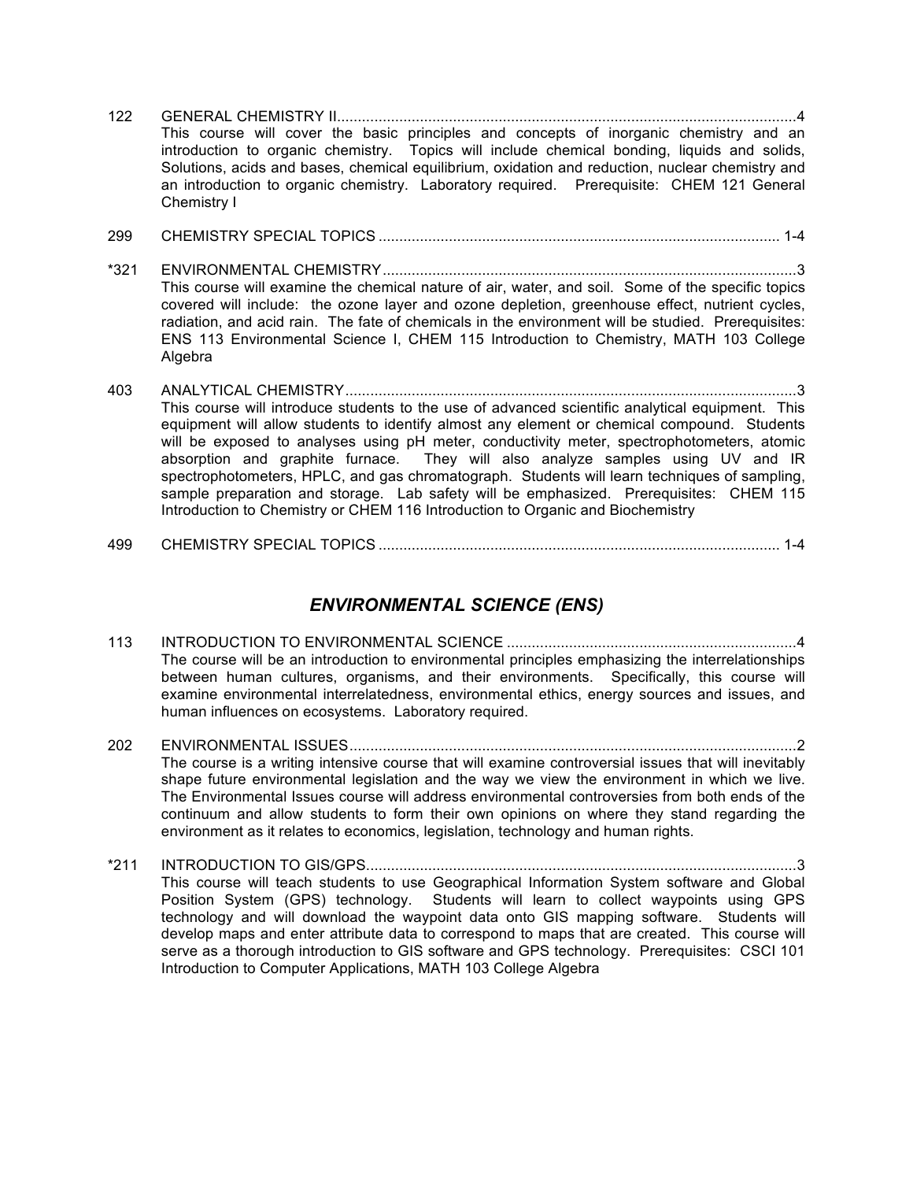122 GENERAL CHEMISTRY II..............................................................................................................4
This course will cover the basic principles and concepts of inorganic chemistry and an introduction to organic chemistry. Topics will include chemical bonding, liquids and solids, Solutions, acids and bases, chemical equilibrium, oxidation and reduction, nuclear chemistry and an introduction to organic chemistry. Laboratory required. Prerequisite: CHEM 121 General Chemistry I

299 CHEMISTRY SPECIAL TOPICS ................................................................................................ 1-4

*321 ENVIRONMENTAL CHEMISTRY...................................................................................................3
This course will examine the chemical nature of air, water, and soil. Some of the specific topics covered will include: the ozone layer and ozone depletion, greenhouse effect, nutrient cycles, radiation, and acid rain. The fate of chemicals in the environment will be studied. Prerequisites: ENS 113 Environmental Science I, CHEM 115 Introduction to Chemistry, MATH 103 College Algebra

403 ANALYTICAL CHEMISTRY............................................................................................................3
This course will introduce students to the use of advanced scientific analytical equipment. This equipment will allow students to identify almost any element or chemical compound. Students will be exposed to analyses using pH meter, conductivity meter, spectrophotometers, atomic absorption and graphite furnace. They will also analyze samples using UV and IR spectrophotometers, HPLC, and gas chromatograph. Students will learn techniques of sampling, sample preparation and storage. Lab safety will be emphasized. Prerequisites: CHEM 115 Introduction to Chemistry or CHEM 116 Introduction to Organic and Biochemistry

499 CHEMISTRY SPECIAL TOPICS ................................................................................................ 1-4

## *ENVIRONMENTAL SCIENCE (ENS)*

113 INTRODUCTION TO ENVIRONMENTAL SCIENCE .....................................................................4
The course will be an introduction to environmental principles emphasizing the interrelationships between human cultures, organisms, and their environments. Specifically, this course will examine environmental interrelatedness, environmental ethics, energy sources and issues, and human influences on ecosystems. Laboratory required.

202 ENVIRONMENTAL ISSUES...........................................................................................................2
The course is a writing intensive course that will examine controversial issues that will inevitably shape future environmental legislation and the way we view the environment in which we live. The Environmental Issues course will address environmental controversies from both ends of the continuum and allow students to form their own opinions on where they stand regarding the environment as it relates to economics, legislation, technology and human rights.

*211 INTRODUCTION TO GIS/GPS.......................................................................................................3
This course will teach students to use Geographical Information System software and Global Position System (GPS) technology. Students will learn to collect waypoints using GPS technology and will download the waypoint data onto GIS mapping software. Students will develop maps and enter attribute data to correspond to maps that are created. This course will serve as a thorough introduction to GIS software and GPS technology. Prerequisites: CSCI 101 Introduction to Computer Applications, MATH 103 College Algebra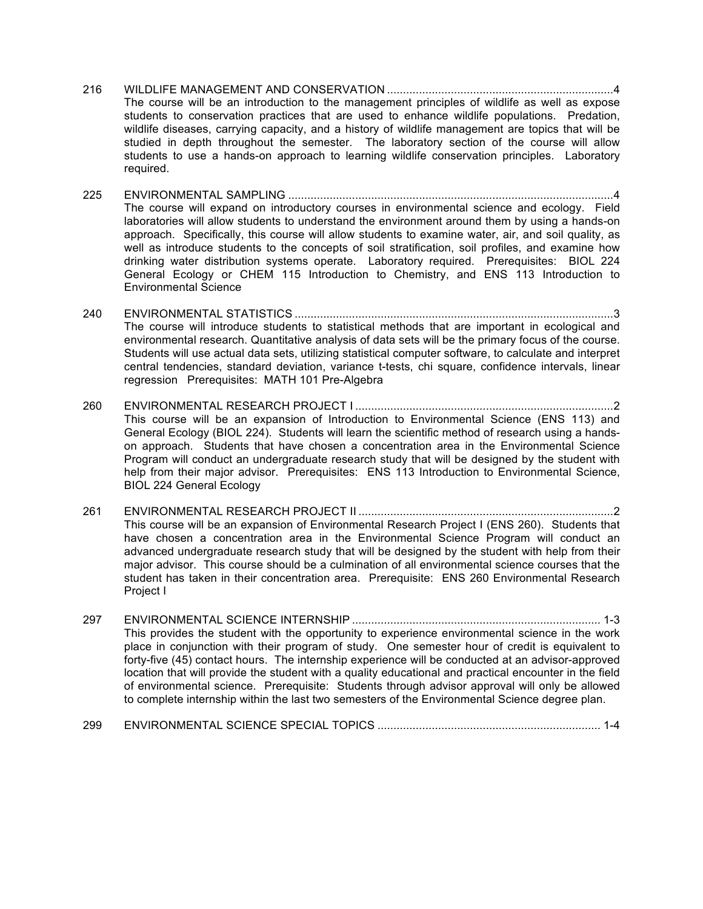216 WILDLIFE MANAGEMENT AND CONSERVATION ........................................................................4
The course will be an introduction to the management principles of wildlife as well as expose students to conservation practices that are used to enhance wildlife populations. Predation, wildlife diseases, carrying capacity, and a history of wildlife management are topics that will be studied in depth throughout the semester. The laboratory section of the course will allow students to use a hands-on approach to learning wildlife conservation principles. Laboratory required.

225 ENVIRONMENTAL SAMPLING ......................................................................................................4
The course will expand on introductory courses in environmental science and ecology. Field laboratories will allow students to understand the environment around them by using a hands-on approach. Specifically, this course will allow students to examine water, air, and soil quality, as well as introduce students to the concepts of soil stratification, soil profiles, and examine how drinking water distribution systems operate. Laboratory required. Prerequisites: BIOL 224 General Ecology or CHEM 115 Introduction to Chemistry, and ENS 113 Introduction to Environmental Science

240 ENVIRONMENTAL STATISTICS ....................................................................................................3
The course will introduce students to statistical methods that are important in ecological and environmental research. Quantitative analysis of data sets will be the primary focus of the course. Students will use actual data sets, utilizing statistical computer software, to calculate and interpret central tendencies, standard deviation, variance t-tests, chi square, confidence intervals, linear regression Prerequisites: MATH 101 Pre-Algebra

260 ENVIRONMENTAL RESEARCH PROJECT I .................................................................................2
This course will be an expansion of Introduction to Environmental Science (ENS 113) and General Ecology (BIOL 224). Students will learn the scientific method of research using a hands-on approach. Students that have chosen a concentration area in the Environmental Science Program will conduct an undergraduate research study that will be designed by the student with help from their major advisor. Prerequisites: ENS 113 Introduction to Environmental Science, BIOL 224 General Ecology

261 ENVIRONMENTAL RESEARCH PROJECT II ................................................................................2
This course will be an expansion of Environmental Research Project I (ENS 260). Students that have chosen a concentration area in the Environmental Science Program will conduct an advanced undergraduate research study that will be designed by the student with help from their major advisor. This course should be a culmination of all environmental science courses that the student has taken in their concentration area. Prerequisite: ENS 260 Environmental Research Project I

297 ENVIRONMENTAL SCIENCE INTERNSHIP ............................................................................. 1-3
This provides the student with the opportunity to experience environmental science in the work place in conjunction with their program of study. One semester hour of credit is equivalent to forty-five (45) contact hours. The internship experience will be conducted at an advisor-approved location that will provide the student with a quality educational and practical encounter in the field of environmental science. Prerequisite: Students through advisor approval will only be allowed to complete internship within the last two semesters of the Environmental Science degree plan.

299 ENVIRONMENTAL SCIENCE SPECIAL TOPICS ..................................................................... 1-4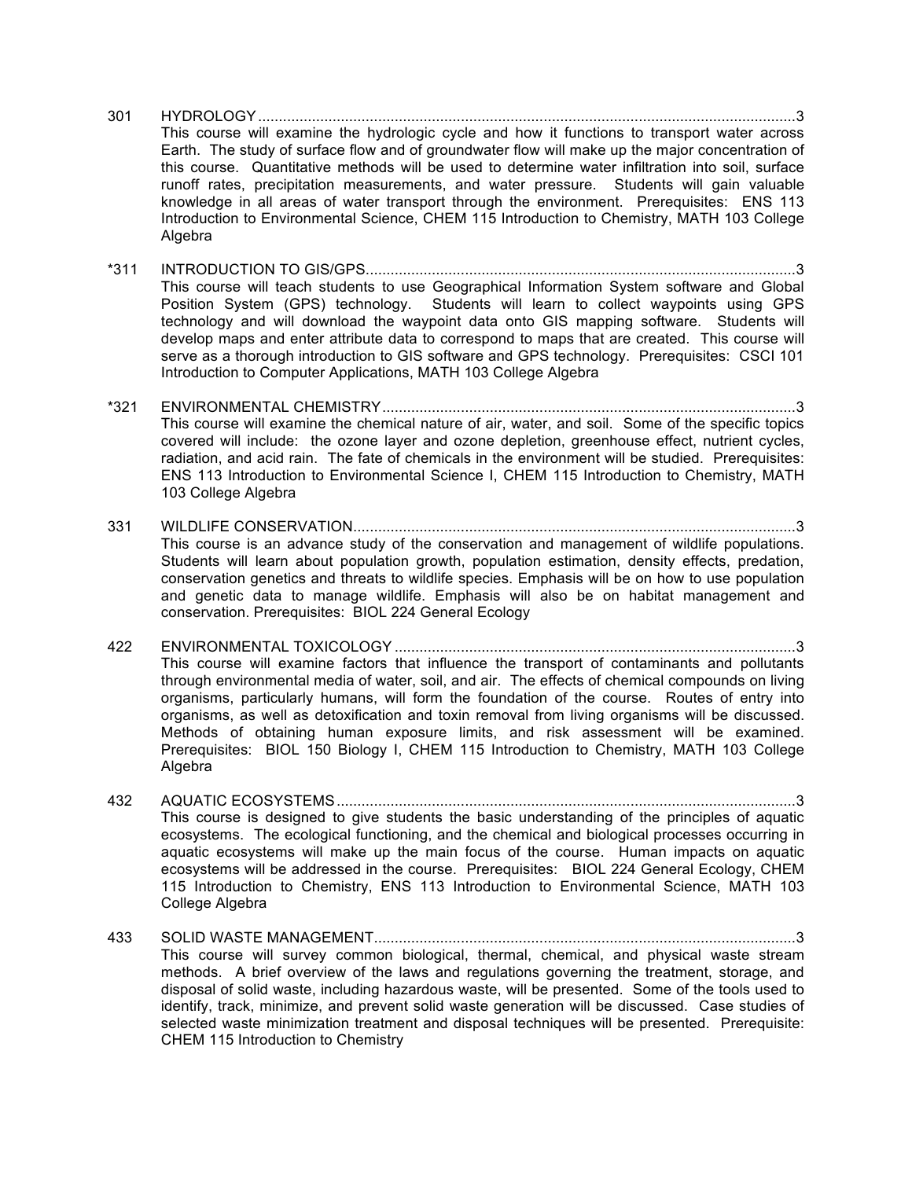301 HYDROLOGY....................................................................................................................3

This course will examine the hydrologic cycle and how it functions to transport water across Earth. The study of surface flow and of groundwater flow will make up the major concentration of this course. Quantitative methods will be used to determine water infiltration into soil, surface runoff rates, precipitation measurements, and water pressure. Students will gain valuable knowledge in all areas of water transport through the environment. Prerequisites: ENS 113 Introduction to Environmental Science, CHEM 115 Introduction to Chemistry, MATH 103 College Algebra

*311 INTRODUCTION TO GIS/GPS.......................................................................................................3

This course will teach students to use Geographical Information System software and Global Position System (GPS) technology. Students will learn to collect waypoints using GPS technology and will download the waypoint data onto GIS mapping software. Students will develop maps and enter attribute data to correspond to maps that are created. This course will serve as a thorough introduction to GIS software and GPS technology. Prerequisites: CSCI 101 Introduction to Computer Applications, MATH 103 College Algebra

*321 ENVIRONMENTAL CHEMISTRY...................................................................................................3

This course will examine the chemical nature of air, water, and soil. Some of the specific topics covered will include: the ozone layer and ozone depletion, greenhouse effect, nutrient cycles, radiation, and acid rain. The fate of chemicals in the environment will be studied. Prerequisites: ENS 113 Introduction to Environmental Science I, CHEM 115 Introduction to Chemistry, MATH 103 College Algebra

331 WILDLIFE CONSERVATION..........................................................................................................3

This course is an advance study of the conservation and management of wildlife populations. Students will learn about population growth, population estimation, density effects, predation, conservation genetics and threats to wildlife species. Emphasis will be on how to use population and genetic data to manage wildlife. Emphasis will also be on habitat management and conservation. Prerequisites: BIOL 224 General Ecology

422 ENVIRONMENTAL TOXICOLOGY ................................................................................................3

This course will examine factors that influence the transport of contaminants and pollutants through environmental media of water, soil, and air. The effects of chemical compounds on living organisms, particularly humans, will form the foundation of the course. Routes of entry into organisms, as well as detoxification and toxin removal from living organisms will be discussed. Methods of obtaining human exposure limits, and risk assessment will be examined. Prerequisites: BIOL 150 Biology I, CHEM 115 Introduction to Chemistry, MATH 103 College Algebra

432 AQUATIC ECOSYSTEMS..............................................................................................................3

This course is designed to give students the basic understanding of the principles of aquatic ecosystems. The ecological functioning, and the chemical and biological processes occurring in aquatic ecosystems will make up the main focus of the course. Human impacts on aquatic ecosystems will be addressed in the course. Prerequisites: BIOL 224 General Ecology, CHEM 115 Introduction to Chemistry, ENS 113 Introduction to Environmental Science, MATH 103 College Algebra

433 SOLID WASTE MANAGEMENT.....................................................................................................3

This course will survey common biological, thermal, chemical, and physical waste stream methods. A brief overview of the laws and regulations governing the treatment, storage, and disposal of solid waste, including hazardous waste, will be presented. Some of the tools used to identify, track, minimize, and prevent solid waste generation will be discussed. Case studies of selected waste minimization treatment and disposal techniques will be presented. Prerequisite: CHEM 115 Introduction to Chemistry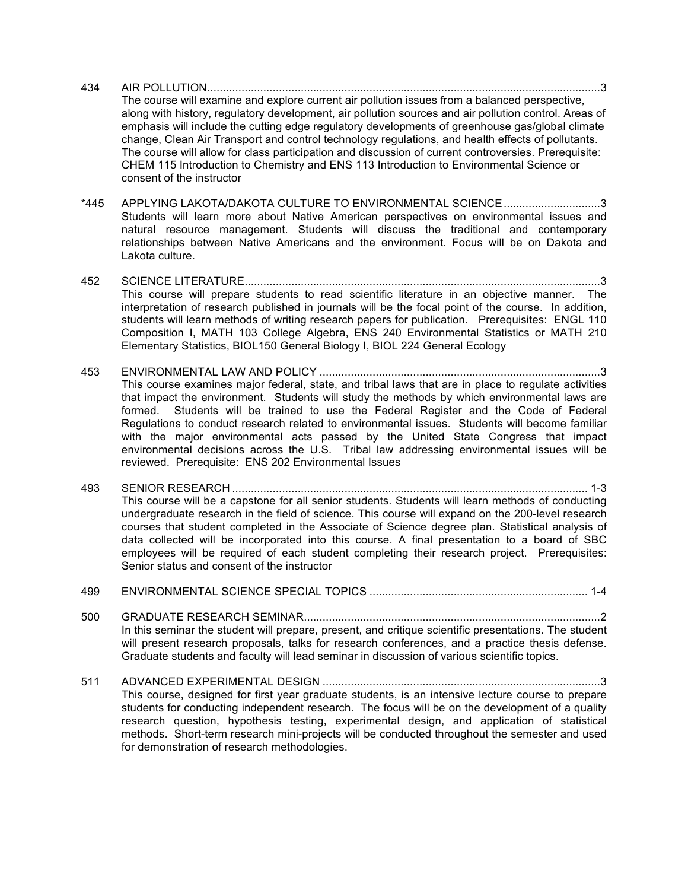434 AIR POLLUTION ................................................................................................................3

The course will examine and explore current air pollution issues from a balanced perspective, along with history, regulatory development, air pollution sources and air pollution control. Areas of emphasis will include the cutting edge regulatory developments of greenhouse gas/global climate change, Clean Air Transport and control technology regulations, and health effects of pollutants. The course will allow for class participation and discussion of current controversies. Prerequisite: CHEM 115 Introduction to Chemistry and ENS 113 Introduction to Environmental Science or consent of the instructor

*445 APPLYING LAKOTA/DAKOTA CULTURE TO ENVIRONMENTAL SCIENCE ...............................3

Students will learn more about Native American perspectives on environmental issues and natural resource management. Students will discuss the traditional and contemporary relationships between Native Americans and the environment. Focus will be on Dakota and Lakota culture.

452 SCIENCE LITERATURE ..........................................................................................................3

This course will prepare students to read scientific literature in an objective manner. The interpretation of research published in journals will be the focal point of the course. In addition, students will learn methods of writing research papers for publication. Prerequisites: ENGL 110 Composition I, MATH 103 College Algebra, ENS 240 Environmental Statistics or MATH 210 Elementary Statistics, BIOL150 General Biology I, BIOL 224 General Ecology

453 ENVIRONMENTAL LAW AND POLICY ..................................................................................3

This course examines major federal, state, and tribal laws that are in place to regulate activities that impact the environment. Students will study the methods by which environmental laws are formed. Students will be trained to use the Federal Register and the Code of Federal Regulations to conduct research related to environmental issues. Students will become familiar with the major environmental acts passed by the United State Congress that impact environmental decisions across the U.S. Tribal law addressing environmental issues will be reviewed. Prerequisite: ENS 202 Environmental Issues

493 SENIOR RESEARCH ........................................................................................................... 1-3

This course will be a capstone for all senior students. Students will learn methods of conducting undergraduate research in the field of science. This course will expand on the 200-level research courses that student completed in the Associate of Science degree plan. Statistical analysis of data collected will be incorporated into this course. A final presentation to a board of SBC employees will be required of each student completing their research project. Prerequisites: Senior status and consent of the instructor

499 ENVIRONMENTAL SCIENCE SPECIAL TOPICS ..................................................................... 1-4

500 GRADUATE RESEARCH SEMINAR.......................................................................................2

In this seminar the student will prepare, present, and critique scientific presentations. The student will present research proposals, talks for research conferences, and a practice thesis defense. Graduate students and faculty will lead seminar in discussion of various scientific topics.

511 ADVANCED EXPERIMENTAL DESIGN .................................................................................3

This course, designed for first year graduate students, is an intensive lecture course to prepare students for conducting independent research. The focus will be on the development of a quality research question, hypothesis testing, experimental design, and application of statistical methods. Short-term research mini-projects will be conducted throughout the semester and used for demonstration of research methodologies.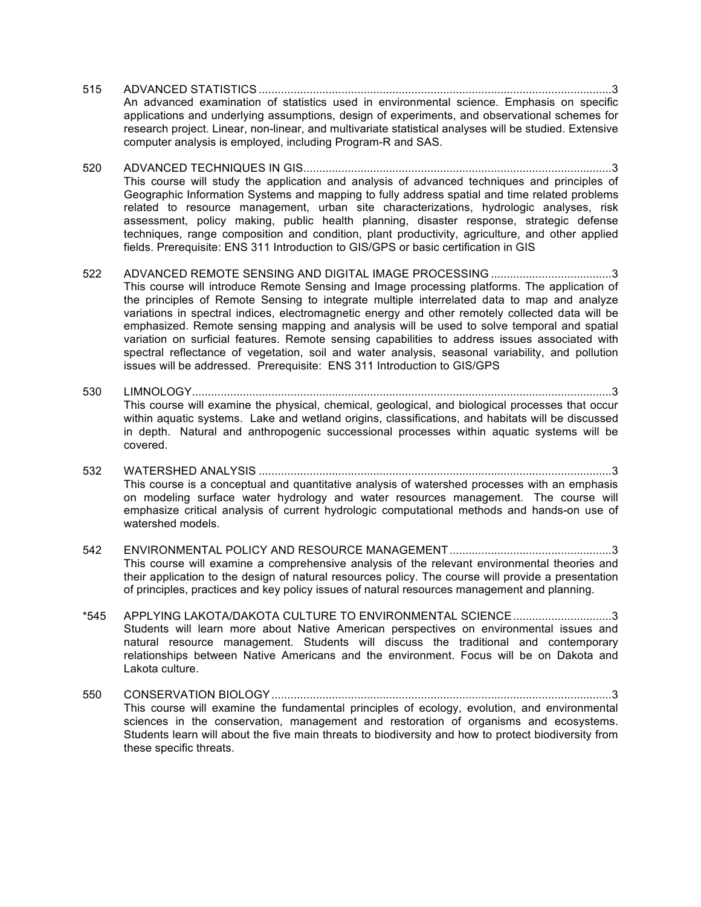515 ADVANCED STATISTICS ..............................................................................................................3
An advanced examination of statistics used in environmental science. Emphasis on specific applications and underlying assumptions, design of experiments, and observational schemes for research project. Linear, non-linear, and multivariate statistical analyses will be studied. Extensive computer analysis is employed, including Program-R and SAS.

520 ADVANCED TECHNIQUES IN GIS................................................................................................3
This course will study the application and analysis of advanced techniques and principles of Geographic Information Systems and mapping to fully address spatial and time related problems related to resource management, urban site characterizations, hydrologic analyses, risk assessment, policy making, public health planning, disaster response, strategic defense techniques, range composition and condition, plant productivity, agriculture, and other applied fields. Prerequisite: ENS 311 Introduction to GIS/GPS or basic certification in GIS

522 ADVANCED REMOTE SENSING AND DIGITAL IMAGE PROCESSING ......................................3
This course will introduce Remote Sensing and Image processing platforms. The application of the principles of Remote Sensing to integrate multiple interrelated data to map and analyze variations in spectral indices, electromagnetic energy and other remotely collected data will be emphasized. Remote sensing mapping and analysis will be used to solve temporal and spatial variation on surficial features. Remote sensing capabilities to address issues associated with spectral reflectance of vegetation, soil and water analysis, seasonal variability, and pollution issues will be addressed. Prerequisite: ENS 311 Introduction to GIS/GPS

530 LIMNOLOGY...................................................................................................................................3
This course will examine the physical, chemical, geological, and biological processes that occur within aquatic systems. Lake and wetland origins, classifications, and habitats will be discussed in depth. Natural and anthropogenic successional processes within aquatic systems will be covered.

532 WATERSHED ANALYSIS ..............................................................................................................3
This course is a conceptual and quantitative analysis of watershed processes with an emphasis on modeling surface water hydrology and water resources management. The course will emphasize critical analysis of current hydrologic computational methods and hands-on use of watershed models.

542 ENVIRONMENTAL POLICY AND RESOURCE MANAGEMENT..................................................3
This course will examine a comprehensive analysis of the relevant environmental theories and their application to the design of natural resources policy. The course will provide a presentation of principles, practices and key policy issues of natural resources management and planning.

*545 APPLYING LAKOTA/DAKOTA CULTURE TO ENVIRONMENTAL SCIENCE ...............................3
Students will learn more about Native American perspectives on environmental issues and natural resource management. Students will discuss the traditional and contemporary relationships between Native Americans and the environment. Focus will be on Dakota and Lakota culture.

550 CONSERVATION BIOLOGY...........................................................................................................3
This course will examine the fundamental principles of ecology, evolution, and environmental sciences in the conservation, management and restoration of organisms and ecosystems. Students learn will about the five main threats to biodiversity and how to protect biodiversity from these specific threats.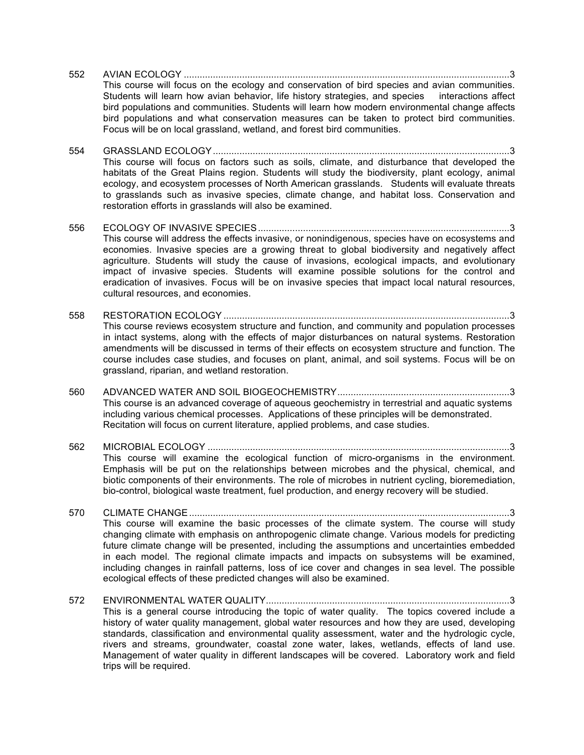552 AVIAN ECOLOGY ............................................................................................................................3
This course will focus on the ecology and conservation of bird species and avian communities. Students will learn how avian behavior, life history strategies, and species interactions affect bird populations and communities. Students will learn how modern environmental change affects bird populations and what conservation measures can be taken to protect bird communities. Focus will be on local grassland, wetland, and forest bird communities.

554 GRASSLAND ECOLOGY ...............................................................................................................3
This course will focus on factors such as soils, climate, and disturbance that developed the habitats of the Great Plains region. Students will study the biodiversity, plant ecology, animal ecology, and ecosystem processes of North American grasslands. Students will evaluate threats to grasslands such as invasive species, climate change, and habitat loss. Conservation and restoration efforts in grasslands will also be examined.

556 ECOLOGY OF INVASIVE SPECIES ..............................................................................................3
This course will address the effects invasive, or nonindigenous, species have on ecosystems and economies. Invasive species are a growing threat to global biodiversity and negatively affect agriculture. Students will study the cause of invasions, ecological impacts, and evolutionary impact of invasive species. Students will examine possible solutions for the control and eradication of invasives. Focus will be on invasive species that impact local natural resources, cultural resources, and economies.

558 RESTORATION ECOLOGY ...........................................................................................................3
This course reviews ecosystem structure and function, and community and population processes in intact systems, along with the effects of major disturbances on natural systems. Restoration amendments will be discussed in terms of their effects on ecosystem structure and function. The course includes case studies, and focuses on plant, animal, and soil systems. Focus will be on grassland, riparian, and wetland restoration.

560 ADVANCED WATER AND SOIL BIOGEOCHEMISTRY ................................................................3
This course is an advanced coverage of aqueous geochemistry in terrestrial and aquatic systems including various chemical processes. Applications of these principles will be demonstrated. Recitation will focus on current literature, applied problems, and case studies.

562 MICROBIAL ECOLOGY .................................................................................................................3
This course will examine the ecological function of micro-organisms in the environment. Emphasis will be put on the relationships between microbes and the physical, chemical, and biotic components of their environments. The role of microbes in nutrient cycling, bioremediation, bio-control, biological waste treatment, fuel production, and energy recovery will be studied.

570 CLIMATE CHANGE ........................................................................................................................3
This course will examine the basic processes of the climate system. The course will study changing climate with emphasis on anthropogenic climate change. Various models for predicting future climate change will be presented, including the assumptions and uncertainties embedded in each model. The regional climate impacts and impacts on subsystems will be examined, including changes in rainfall patterns, loss of ice cover and changes in sea level. The possible ecological effects of these predicted changes will also be examined.

572 ENVIRONMENTAL WATER QUALITY ...........................................................................................3
This is a general course introducing the topic of water quality. The topics covered include a history of water quality management, global water resources and how they are used, developing standards, classification and environmental quality assessment, water and the hydrologic cycle, rivers and streams, groundwater, coastal zone water, lakes, wetlands, effects of land use. Management of water quality in different landscapes will be covered. Laboratory work and field trips will be required.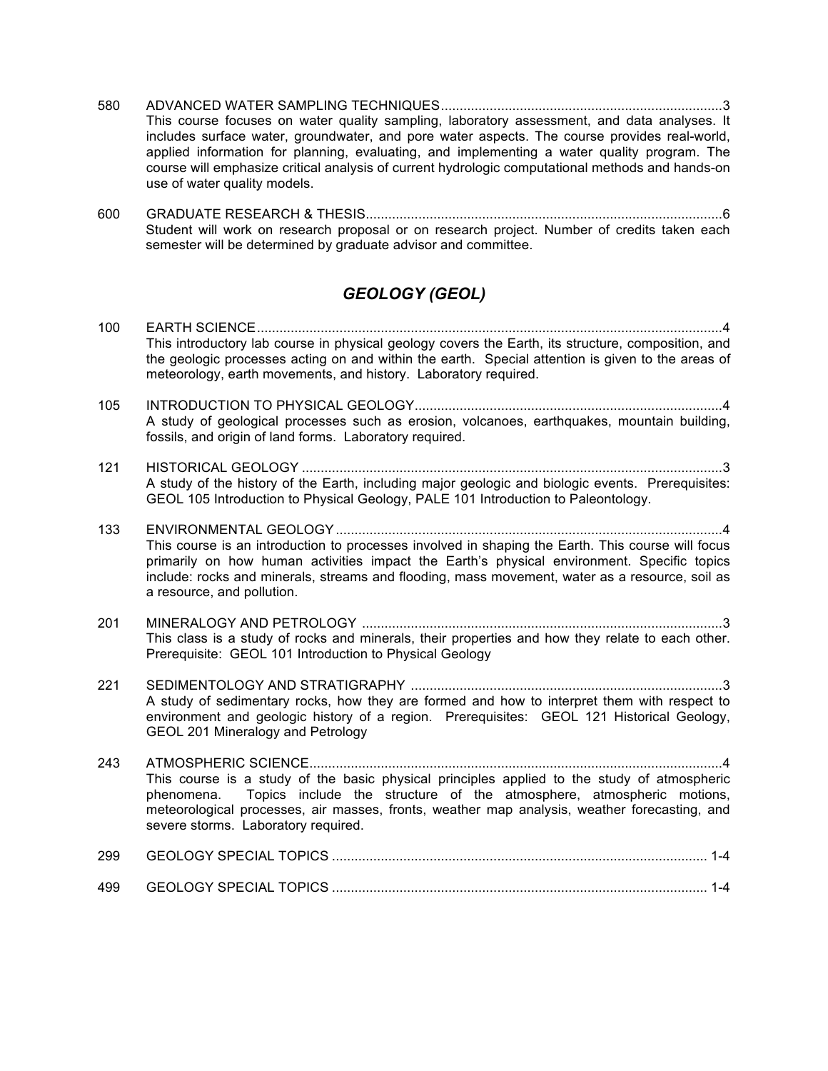580 ADVANCED WATER SAMPLING TECHNIQUES........................................................................3
This course focuses on water quality sampling, laboratory assessment, and data analyses. It includes surface water, groundwater, and pore water aspects. The course provides real-world, applied information for planning, evaluating, and implementing a water quality program. The course will emphasize critical analysis of current hydrologic computational methods and hands-on use of water quality models.

600 GRADUATE RESEARCH & THESIS..............................................................................................6
Student will work on research proposal or on research project. Number of credits taken each semester will be determined by graduate advisor and committee.

## *GEOLOGY (GEOL)*

100 EARTH SCIENCE...........................................................................................................................4
This introductory lab course in physical geology covers the Earth, its structure, composition, and the geologic processes acting on and within the earth. Special attention is given to the areas of meteorology, earth movements, and history. Laboratory required.

105 INTRODUCTION TO PHYSICAL GEOLOGY.................................................................................4
A study of geological processes such as erosion, volcanoes, earthquakes, mountain building, fossils, and origin of land forms. Laboratory required.

121 HISTORICAL GEOLOGY ...............................................................................................................3
A study of the history of the Earth, including major geologic and biologic events. Prerequisites: GEOL 105 Introduction to Physical Geology, PALE 101 Introduction to Paleontology.

133 ENVIRONMENTAL GEOLOGY......................................................................................................4
This course is an introduction to processes involved in shaping the Earth. This course will focus primarily on how human activities impact the Earth's physical environment. Specific topics include: rocks and minerals, streams and flooding, mass movement, water as a resource, soil as a resource, and pollution.

201 MINERALOGY AND PETROLOGY ...............................................................................................3
This class is a study of rocks and minerals, their properties and how they relate to each other. Prerequisite: GEOL 101 Introduction to Physical Geology

221 SEDIMENTOLOGY AND STRATIGRAPHY ..................................................................................3
A study of sedimentary rocks, how they are formed and how to interpret them with respect to environment and geologic history of a region. Prerequisites: GEOL 121 Historical Geology, GEOL 201 Mineralogy and Petrology

243 ATMOSPHERIC SCIENCE.............................................................................................................4
This course is a study of the basic physical principles applied to the study of atmospheric phenomena. Topics include the structure of the atmosphere, atmospheric motions, meteorological processes, air masses, fronts, weather map analysis, weather forecasting, and severe storms. Laboratory required.

299 GEOLOGY SPECIAL TOPICS ................................................................................................... 1-4

499 GEOLOGY SPECIAL TOPICS ................................................................................................... 1-4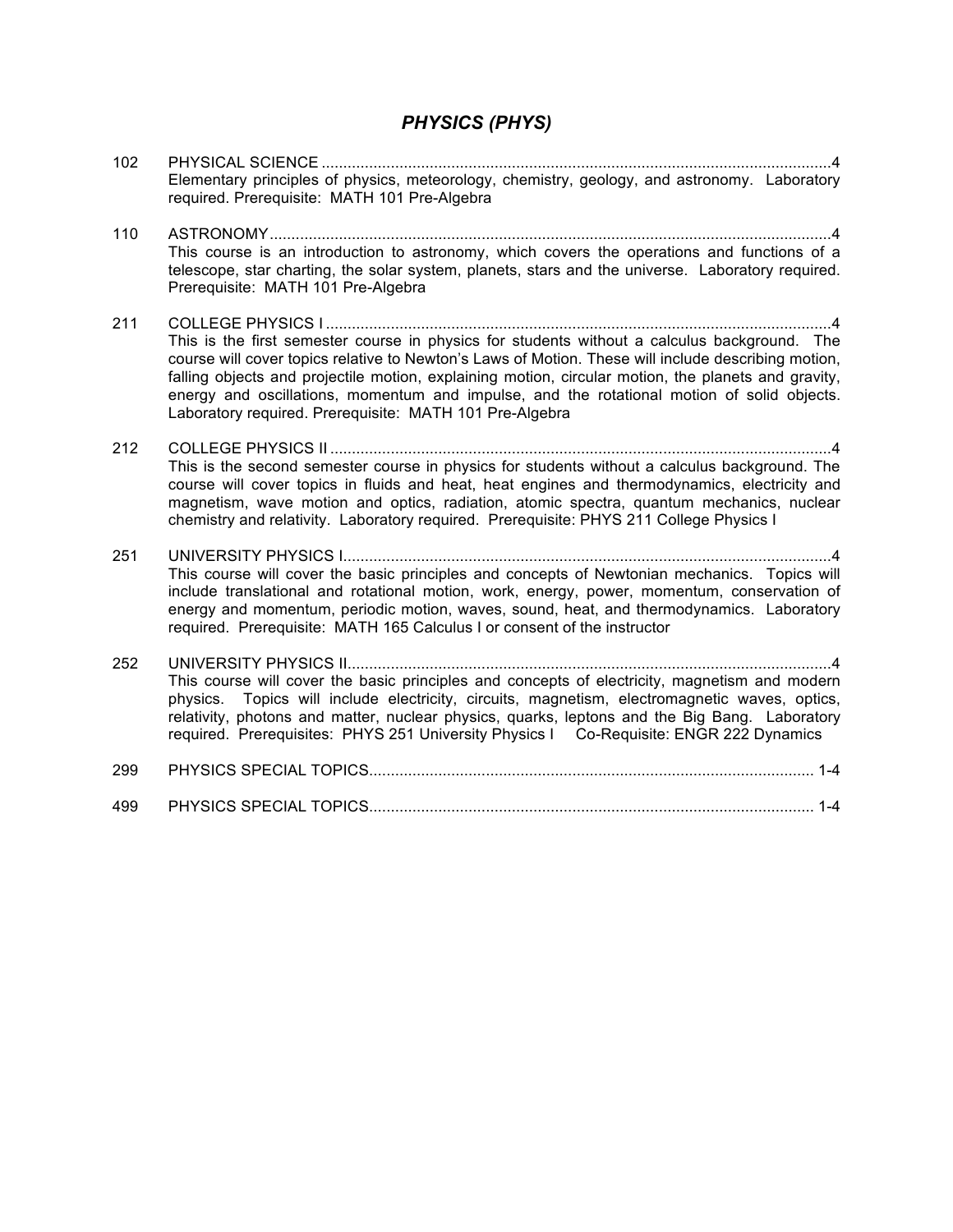# *PHYSICS (PHYS)*

102 PHYSICAL SCIENCE ........................................................................................................4
Elementary principles of physics, meteorology, chemistry, geology, and astronomy. Laboratory required. Prerequisite: MATH 101 Pre-Algebra

110 ASTRONOMY....................................................................................................................4
This course is an introduction to astronomy, which covers the operations and functions of a telescope, star charting, the solar system, planets, stars and the universe. Laboratory required. Prerequisite: MATH 101 Pre-Algebra

211 COLLEGE PHYSICS I .......................................................................................................4
This is the first semester course in physics for students without a calculus background. The course will cover topics relative to Newton's Laws of Motion. These will include describing motion, falling objects and projectile motion, explaining motion, circular motion, the planets and gravity, energy and oscillations, momentum and impulse, and the rotational motion of solid objects. Laboratory required. Prerequisite: MATH 101 Pre-Algebra

212 COLLEGE PHYSICS II ......................................................................................................4
This is the second semester course in physics for students without a calculus background. The course will cover topics in fluids and heat, heat engines and thermodynamics, electricity and magnetism, wave motion and optics, radiation, atomic spectra, quantum mechanics, nuclear chemistry and relativity. Laboratory required. Prerequisite: PHYS 211 College Physics I

251 UNIVERSITY PHYSICS I...................................................................................................4
This course will cover the basic principles and concepts of Newtonian mechanics. Topics will include translational and rotational motion, work, energy, power, momentum, conservation of energy and momentum, periodic motion, waves, sound, heat, and thermodynamics. Laboratory required. Prerequisite: MATH 165 Calculus I or consent of the instructor

252 UNIVERSITY PHYSICS II..................................................................................................4
This course will cover the basic principles and concepts of electricity, magnetism and modern physics. Topics will include electricity, circuits, magnetism, electromagnetic waves, optics, relativity, photons and matter, nuclear physics, quarks, leptons and the Big Bang. Laboratory required. Prerequisites: PHYS 251 University Physics I Co-Requisite: ENGR 222 Dynamics

299 PHYSICS SPECIAL TOPICS......................................................................................... 1-4

499 PHYSICS SPECIAL TOPICS......................................................................................... 1-4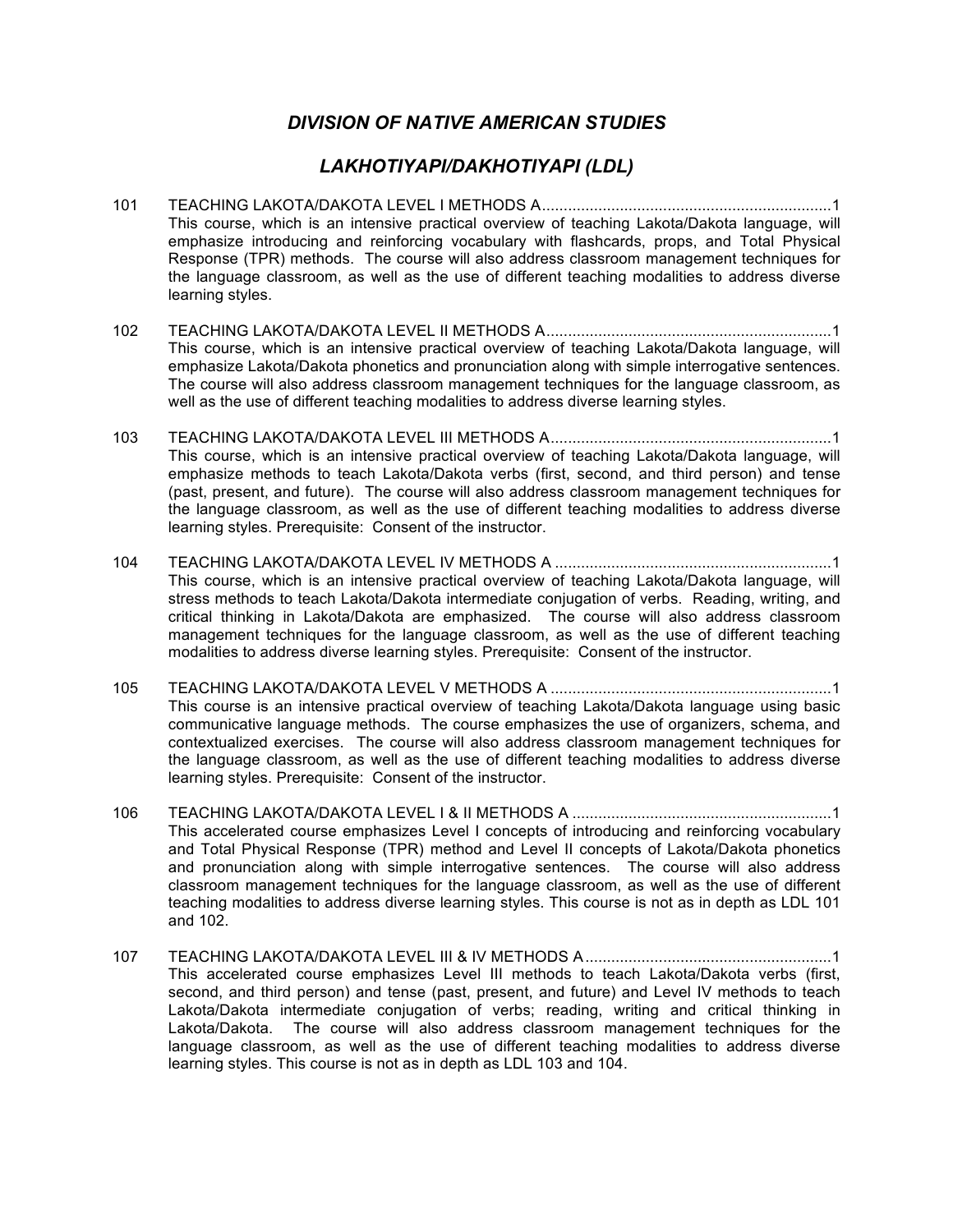# *DIVISION OF NATIVE AMERICAN STUDIES*

## *LAKHOTIYAPI/DAKHOTIYAPI (LDL)*

**101 TEACHING LAKOTA/DAKOTA LEVEL I METHODS A..................................................................1**
This course, which is an intensive practical overview of teaching Lakota/Dakota language, will emphasize introducing and reinforcing vocabulary with flashcards, props, and Total Physical Response (TPR) methods. The course will also address classroom management techniques for the language classroom, as well as the use of different teaching modalities to address diverse learning styles.

**102 TEACHING LAKOTA/DAKOTA LEVEL II METHODS A.................................................................1**
This course, which is an intensive practical overview of teaching Lakota/Dakota language, will emphasize Lakota/Dakota phonetics and pronunciation along with simple interrogative sentences. The course will also address classroom management techniques for the language classroom, as well as the use of different teaching modalities to address diverse learning styles.

**103 TEACHING LAKOTA/DAKOTA LEVEL III METHODS A................................................................1**
This course, which is an intensive practical overview of teaching Lakota/Dakota language, will emphasize methods to teach Lakota/Dakota verbs (first, second, and third person) and tense (past, present, and future). The course will also address classroom management techniques for the language classroom, as well as the use of different teaching modalities to address diverse learning styles. Prerequisite: Consent of the instructor.

**104 TEACHING LAKOTA/DAKOTA LEVEL IV METHODS A ...............................................................1**
This course, which is an intensive practical overview of teaching Lakota/Dakota language, will stress methods to teach Lakota/Dakota intermediate conjugation of verbs. Reading, writing, and critical thinking in Lakota/Dakota are emphasized. The course will also address classroom management techniques for the language classroom, as well as the use of different teaching modalities to address diverse learning styles. Prerequisite: Consent of the instructor.

**105 TEACHING LAKOTA/DAKOTA LEVEL V METHODS A ................................................................1**
This course is an intensive practical overview of teaching Lakota/Dakota language using basic communicative language methods. The course emphasizes the use of organizers, schema, and contextualized exercises. The course will also address classroom management techniques for the language classroom, as well as the use of different teaching modalities to address diverse learning styles. Prerequisite: Consent of the instructor.

**106 TEACHING LAKOTA/DAKOTA LEVEL I & II METHODS A ...........................................................1**
This accelerated course emphasizes Level I concepts of introducing and reinforcing vocabulary and Total Physical Response (TPR) method and Level II concepts of Lakota/Dakota phonetics and pronunciation along with simple interrogative sentences. The course will also address classroom management techniques for the language classroom, as well as the use of different teaching modalities to address diverse learning styles. This course is not as in depth as LDL 101 and 102.

**107 TEACHING LAKOTA/DAKOTA LEVEL III & IV METHODS A........................................................1**
This accelerated course emphasizes Level III methods to teach Lakota/Dakota verbs (first, second, and third person) and tense (past, present, and future) and Level IV methods to teach Lakota/Dakota intermediate conjugation of verbs; reading, writing and critical thinking in Lakota/Dakota. The course will also address classroom management techniques for the language classroom, as well as the use of different teaching modalities to address diverse learning styles. This course is not as in depth as LDL 103 and 104.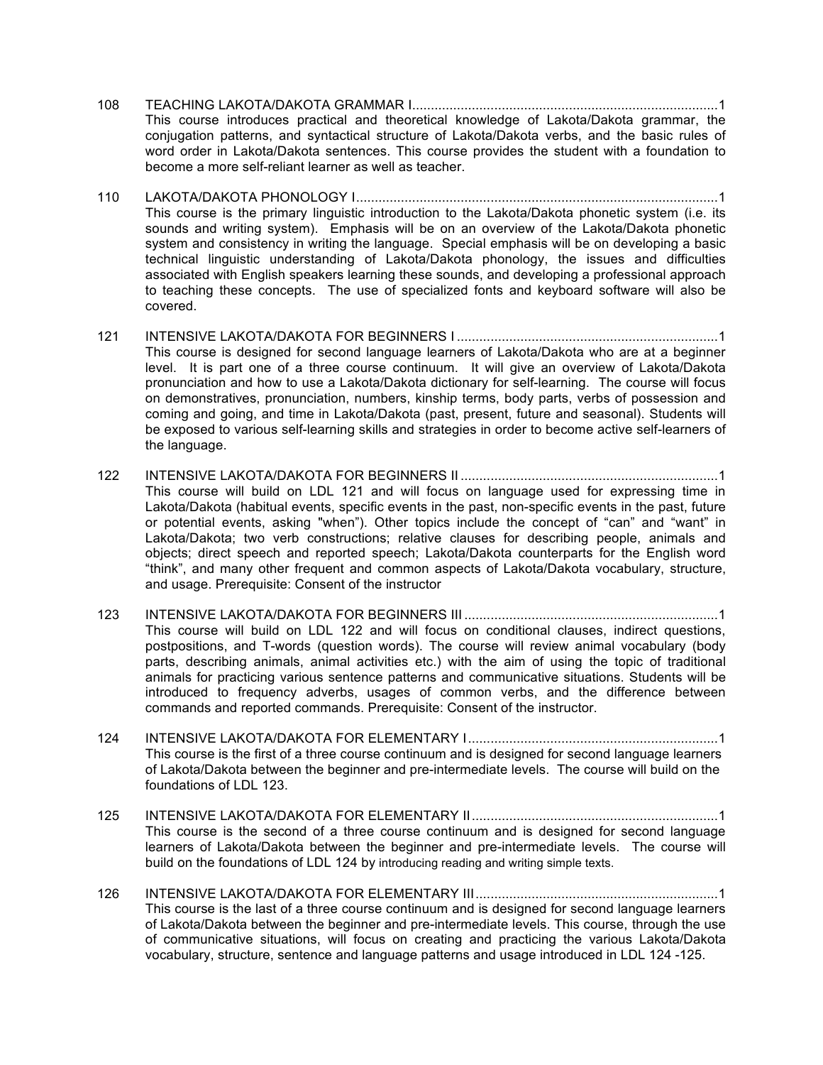108 TEACHING LAKOTA/DAKOTA GRAMMAR I..................................................................................1
This course introduces practical and theoretical knowledge of Lakota/Dakota grammar, the conjugation patterns, and syntactical structure of Lakota/Dakota verbs, and the basic rules of word order in Lakota/Dakota sentences. This course provides the student with a foundation to become a more self-reliant learner as well as teacher.

110 LAKOTA/DAKOTA PHONOLOGY I.................................................................................................1
This course is the primary linguistic introduction to the Lakota/Dakota phonetic system (i.e. its sounds and writing system). Emphasis will be on an overview of the Lakota/Dakota phonetic system and consistency in writing the language. Special emphasis will be on developing a basic technical linguistic understanding of Lakota/Dakota phonology, the issues and difficulties associated with English speakers learning these sounds, and developing a professional approach to teaching these concepts. The use of specialized fonts and keyboard software will also be covered.

121 INTENSIVE LAKOTA/DAKOTA FOR BEGINNERS I .....................................................................1
This course is designed for second language learners of Lakota/Dakota who are at a beginner level. It is part one of a three course continuum. It will give an overview of Lakota/Dakota pronunciation and how to use a Lakota/Dakota dictionary for self-learning. The course will focus on demonstratives, pronunciation, numbers, kinship terms, body parts, verbs of possession and coming and going, and time in Lakota/Dakota (past, present, future and seasonal). Students will be exposed to various self-learning skills and strategies in order to become active self-learners of the language.

122 INTENSIVE LAKOTA/DAKOTA FOR BEGINNERS II ....................................................................1
This course will build on LDL 121 and will focus on language used for expressing time in Lakota/Dakota (habitual events, specific events in the past, non-specific events in the past, future or potential events, asking "when"). Other topics include the concept of "can" and "want" in Lakota/Dakota; two verb constructions; relative clauses for describing people, animals and objects; direct speech and reported speech; Lakota/Dakota counterparts for the English word "think", and many other frequent and common aspects of Lakota/Dakota vocabulary, structure, and usage. Prerequisite: Consent of the instructor

123 INTENSIVE LAKOTA/DAKOTA FOR BEGINNERS III ...................................................................1
This course will build on LDL 122 and will focus on conditional clauses, indirect questions, postpositions, and T-words (question words). The course will review animal vocabulary (body parts, describing animals, animal activities etc.) with the aim of using the topic of traditional animals for practicing various sentence patterns and communicative situations. Students will be introduced to frequency adverbs, usages of common verbs, and the difference between commands and reported commands. Prerequisite: Consent of the instructor.

124 INTENSIVE LAKOTA/DAKOTA FOR ELEMENTARY I..................................................................1
This course is the first of a three course continuum and is designed for second language learners of Lakota/Dakota between the beginner and pre-intermediate levels. The course will build on the foundations of LDL 123.

125 INTENSIVE LAKOTA/DAKOTA FOR ELEMENTARY II.................................................................1
This course is the second of a three course continuum and is designed for second language learners of Lakota/Dakota between the beginner and pre-intermediate levels. The course will build on the foundations of LDL 124 by introducing reading and writing simple texts.

126 INTENSIVE LAKOTA/DAKOTA FOR ELEMENTARY III................................................................1
This course is the last of a three course continuum and is designed for second language learners of Lakota/Dakota between the beginner and pre-intermediate levels. This course, through the use of communicative situations, will focus on creating and practicing the various Lakota/Dakota vocabulary, structure, sentence and language patterns and usage introduced in LDL 124 -125.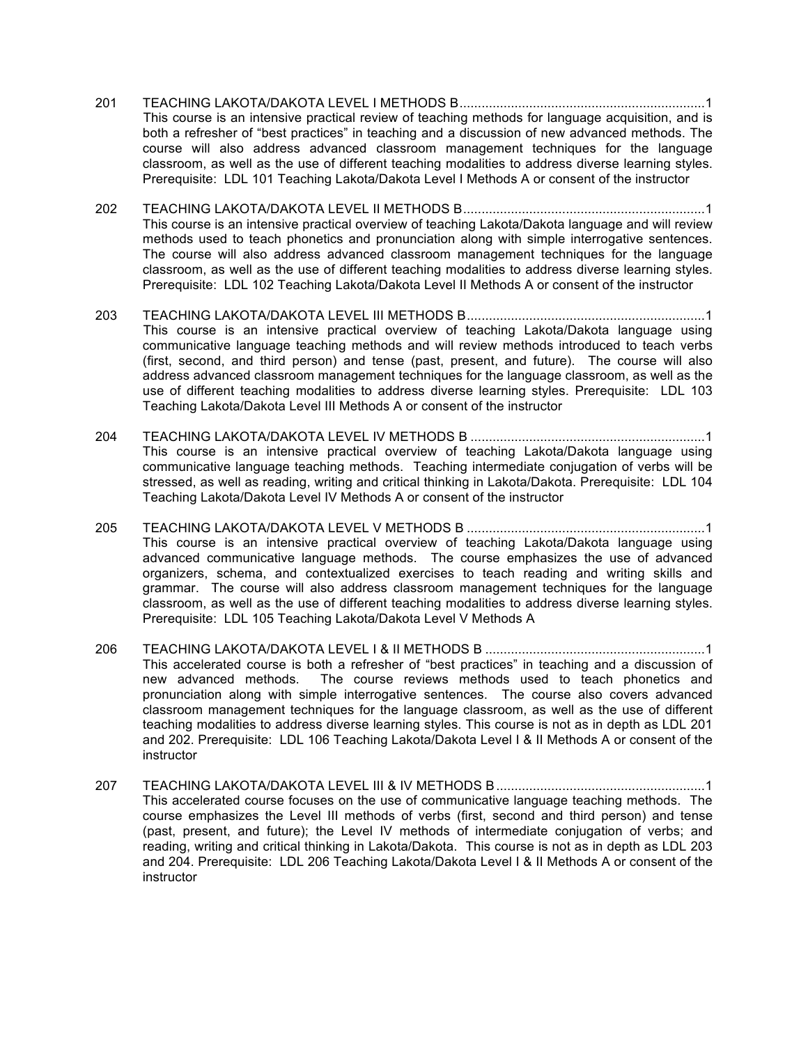201 TEACHING LAKOTA/DAKOTA LEVEL I METHODS B...................................................................1
This course is an intensive practical review of teaching methods for language acquisition, and is both a refresher of "best practices" in teaching and a discussion of new advanced methods. The course will also address advanced classroom management techniques for the language classroom, as well as the use of different teaching modalities to address diverse learning styles. Prerequisite: LDL 101 Teaching Lakota/Dakota Level I Methods A or consent of the instructor

202 TEACHING LAKOTA/DAKOTA LEVEL II METHODS B.................................................................1
This course is an intensive practical overview of teaching Lakota/Dakota language and will review methods used to teach phonetics and pronunciation along with simple interrogative sentences. The course will also address advanced classroom management techniques for the language classroom, as well as the use of different teaching modalities to address diverse learning styles. Prerequisite: LDL 102 Teaching Lakota/Dakota Level II Methods A or consent of the instructor

203 TEACHING LAKOTA/DAKOTA LEVEL III METHODS B................................................................1
This course is an intensive practical overview of teaching Lakota/Dakota language using communicative language teaching methods and will review methods introduced to teach verbs (first, second, and third person) and tense (past, present, and future). The course will also address advanced classroom management techniques for the language classroom, as well as the use of different teaching modalities to address diverse learning styles. Prerequisite: LDL 103 Teaching Lakota/Dakota Level III Methods A or consent of the instructor

204 TEACHING LAKOTA/DAKOTA LEVEL IV METHODS B ...............................................................1
This course is an intensive practical overview of teaching Lakota/Dakota language using communicative language teaching methods. Teaching intermediate conjugation of verbs will be stressed, as well as reading, writing and critical thinking in Lakota/Dakota. Prerequisite: LDL 104 Teaching Lakota/Dakota Level IV Methods A or consent of the instructor

205 TEACHING LAKOTA/DAKOTA LEVEL V METHODS B ................................................................1
This course is an intensive practical overview of teaching Lakota/Dakota language using advanced communicative language methods. The course emphasizes the use of advanced organizers, schema, and contextualized exercises to teach reading and writing skills and grammar. The course will also address classroom management techniques for the language classroom, as well as the use of different teaching modalities to address diverse learning styles. Prerequisite: LDL 105 Teaching Lakota/Dakota Level V Methods A

206 TEACHING LAKOTA/DAKOTA LEVEL I & II METHODS B ............................................................1
This accelerated course is both a refresher of "best practices" in teaching and a discussion of new advanced methods. The course reviews methods used to teach phonetics and pronunciation along with simple interrogative sentences. The course also covers advanced classroom management techniques for the language classroom, as well as the use of different teaching modalities to address diverse learning styles. This course is not as in depth as LDL 201 and 202. Prerequisite: LDL 106 Teaching Lakota/Dakota Level I & II Methods A or consent of the instructor

207 TEACHING LAKOTA/DAKOTA LEVEL III & IV METHODS B.........................................................1
This accelerated course focuses on the use of communicative language teaching methods. The course emphasizes the Level III methods of verbs (first, second and third person) and tense (past, present, and future); the Level IV methods of intermediate conjugation of verbs; and reading, writing and critical thinking in Lakota/Dakota. This course is not as in depth as LDL 203 and 204. Prerequisite: LDL 206 Teaching Lakota/Dakota Level I & II Methods A or consent of the instructor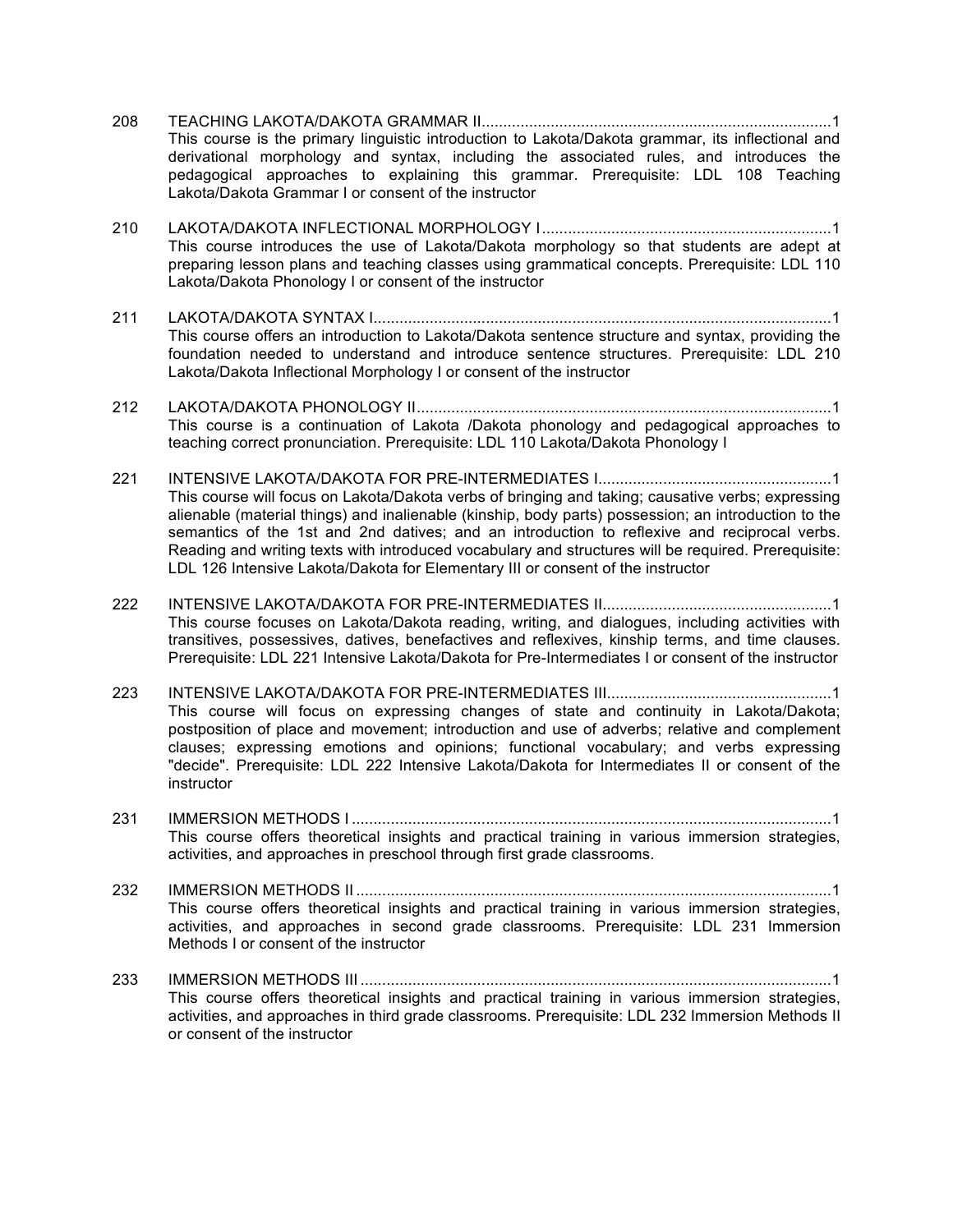208 TEACHING LAKOTA/DAKOTA GRAMMAR II.................................................................................1
This course is the primary linguistic introduction to Lakota/Dakota grammar, its inflectional and derivational morphology and syntax, including the associated rules, and introduces the pedagogical approaches to explaining this grammar. Prerequisite: LDL 108 Teaching Lakota/Dakota Grammar I or consent of the instructor

210 LAKOTA/DAKOTA INFLECTIONAL MORPHOLOGY I...................................................................1
This course introduces the use of Lakota/Dakota morphology so that students are adept at preparing lesson plans and teaching classes using grammatical concepts. Prerequisite: LDL 110 Lakota/Dakota Phonology I or consent of the instructor

211 LAKOTA/DAKOTA SYNTAX I..........................................................................................................1
This course offers an introduction to Lakota/Dakota sentence structure and syntax, providing the foundation needed to understand and introduce sentence structures. Prerequisite: LDL 210 Lakota/Dakota Inflectional Morphology I or consent of the instructor

212 LAKOTA/DAKOTA PHONOLOGY II................................................................................................1
This course is a continuation of Lakota /Dakota phonology and pedagogical approaches to teaching correct pronunciation. Prerequisite: LDL 110 Lakota/Dakota Phonology I

221 INTENSIVE LAKOTA/DAKOTA FOR PRE-INTERMEDIATES I......................................................1
This course will focus on Lakota/Dakota verbs of bringing and taking; causative verbs; expressing alienable (material things) and inalienable (kinship, body parts) possession; an introduction to the semantics of the 1st and 2nd datives; and an introduction to reflexive and reciprocal verbs. Reading and writing texts with introduced vocabulary and structures will be required. Prerequisite: LDL 126 Intensive Lakota/Dakota for Elementary III or consent of the instructor

222 INTENSIVE LAKOTA/DAKOTA FOR PRE-INTERMEDIATES II.....................................................1
This course focuses on Lakota/Dakota reading, writing, and dialogues, including activities with transitives, possessives, datives, benefactives and reflexives, kinship terms, and time clauses. Prerequisite: LDL 221 Intensive Lakota/Dakota for Pre-Intermediates I or consent of the instructor

223 INTENSIVE LAKOTA/DAKOTA FOR PRE-INTERMEDIATES III....................................................1
This course will focus on expressing changes of state and continuity in Lakota/Dakota; postposition of place and movement; introduction and use of adverbs; relative and complement clauses; expressing emotions and opinions; functional vocabulary; and verbs expressing "decide". Prerequisite: LDL 222 Intensive Lakota/Dakota for Intermediates II or consent of the instructor

231 IMMERSION METHODS I ..............................................................................................................1
This course offers theoretical insights and practical training in various immersion strategies, activities, and approaches in preschool through first grade classrooms.

232 IMMERSION METHODS II .............................................................................................................1
This course offers theoretical insights and practical training in various immersion strategies, activities, and approaches in second grade classrooms. Prerequisite: LDL 231 Immersion Methods I or consent of the instructor

233 IMMERSION METHODS III ............................................................................................................1
This course offers theoretical insights and practical training in various immersion strategies, activities, and approaches in third grade classrooms. Prerequisite: LDL 232 Immersion Methods II or consent of the instructor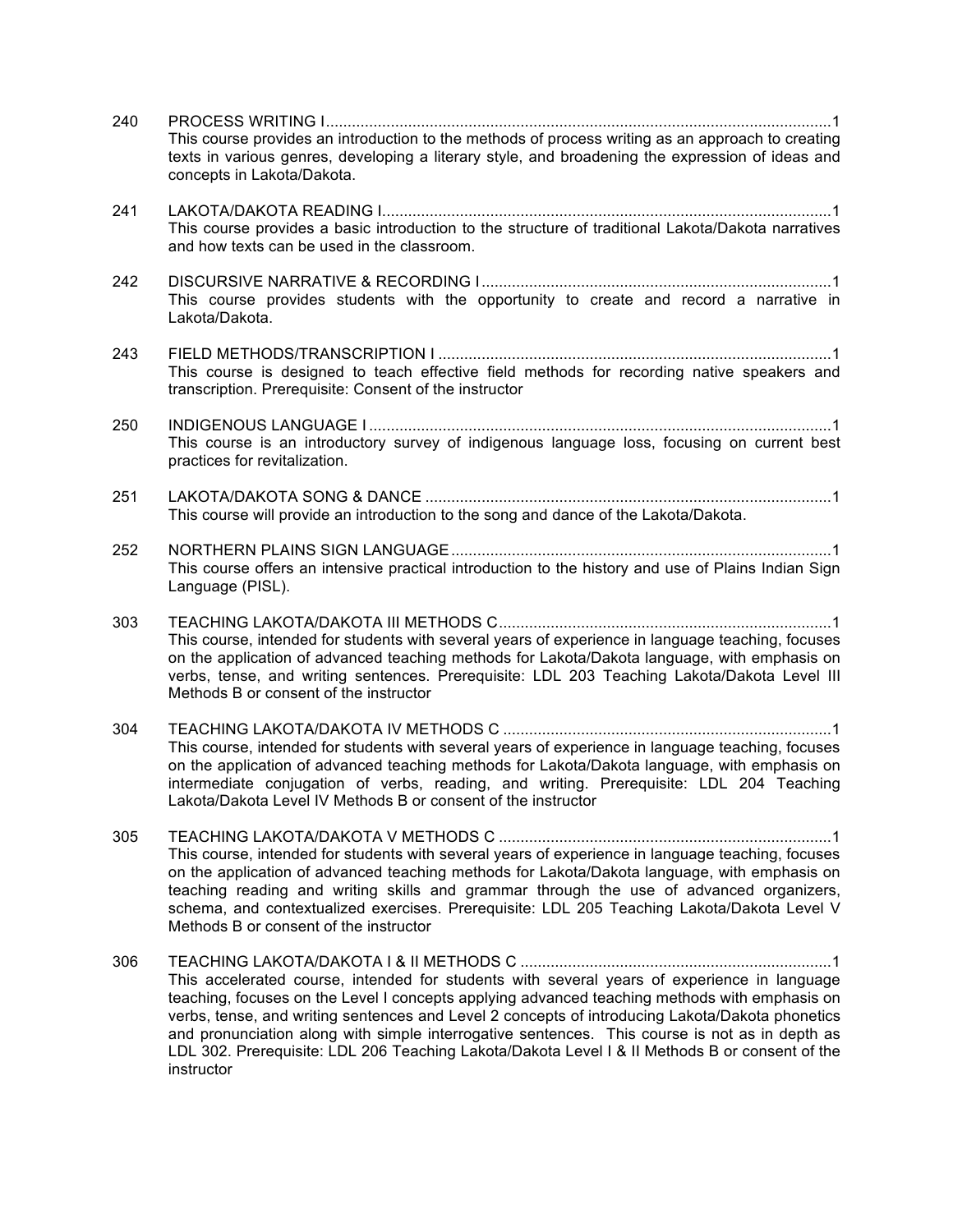240 PROCESS WRITING I....................................................................................................................1
This course provides an introduction to the methods of process writing as an approach to creating texts in various genres, developing a literary style, and broadening the expression of ideas and concepts in Lakota/Dakota.

241 LAKOTA/DAKOTA READING I.......................................................................................................1
This course provides a basic introduction to the structure of traditional Lakota/Dakota narratives and how texts can be used in the classroom.

242 DISCURSIVE NARRATIVE & RECORDING I................................................................................1
This course provides students with the opportunity to create and record a narrative in Lakota/Dakota.

243 FIELD METHODS/TRANSCRIPTION I ..........................................................................................1
This course is designed to teach effective field methods for recording native speakers and transcription. Prerequisite: Consent of the instructor

250 INDIGENOUS LANGUAGE I ..........................................................................................................1
This course is an introductory survey of indigenous language loss, focusing on current best practices for revitalization.

251 LAKOTA/DAKOTA SONG & DANCE .............................................................................................1
This course will provide an introduction to the song and dance of the Lakota/Dakota.

252 NORTHERN PLAINS SIGN LANGUAGE.......................................................................................1
This course offers an intensive practical introduction to the history and use of Plains Indian Sign Language (PISL).

303 TEACHING LAKOTA/DAKOTA III METHODS C............................................................................1
This course, intended for students with several years of experience in language teaching, focuses on the application of advanced teaching methods for Lakota/Dakota language, with emphasis on verbs, tense, and writing sentences. Prerequisite: LDL 203 Teaching Lakota/Dakota Level III Methods B or consent of the instructor

304 TEACHING LAKOTA/DAKOTA IV METHODS C ...........................................................................1
This course, intended for students with several years of experience in language teaching, focuses on the application of advanced teaching methods for Lakota/Dakota language, with emphasis on intermediate conjugation of verbs, reading, and writing. Prerequisite: LDL 204 Teaching Lakota/Dakota Level IV Methods B or consent of the instructor

305 TEACHING LAKOTA/DAKOTA V METHODS C ............................................................................1
This course, intended for students with several years of experience in language teaching, focuses on the application of advanced teaching methods for Lakota/Dakota language, with emphasis on teaching reading and writing skills and grammar through the use of advanced organizers, schema, and contextualized exercises. Prerequisite: LDL 205 Teaching Lakota/Dakota Level V Methods B or consent of the instructor

306 TEACHING LAKOTA/DAKOTA I & II METHODS C .......................................................................1
This accelerated course, intended for students with several years of experience in language teaching, focuses on the Level I concepts applying advanced teaching methods with emphasis on verbs, tense, and writing sentences and Level 2 concepts of introducing Lakota/Dakota phonetics and pronunciation along with simple interrogative sentences. This course is not as in depth as LDL 302. Prerequisite: LDL 206 Teaching Lakota/Dakota Level I & II Methods B or consent of the instructor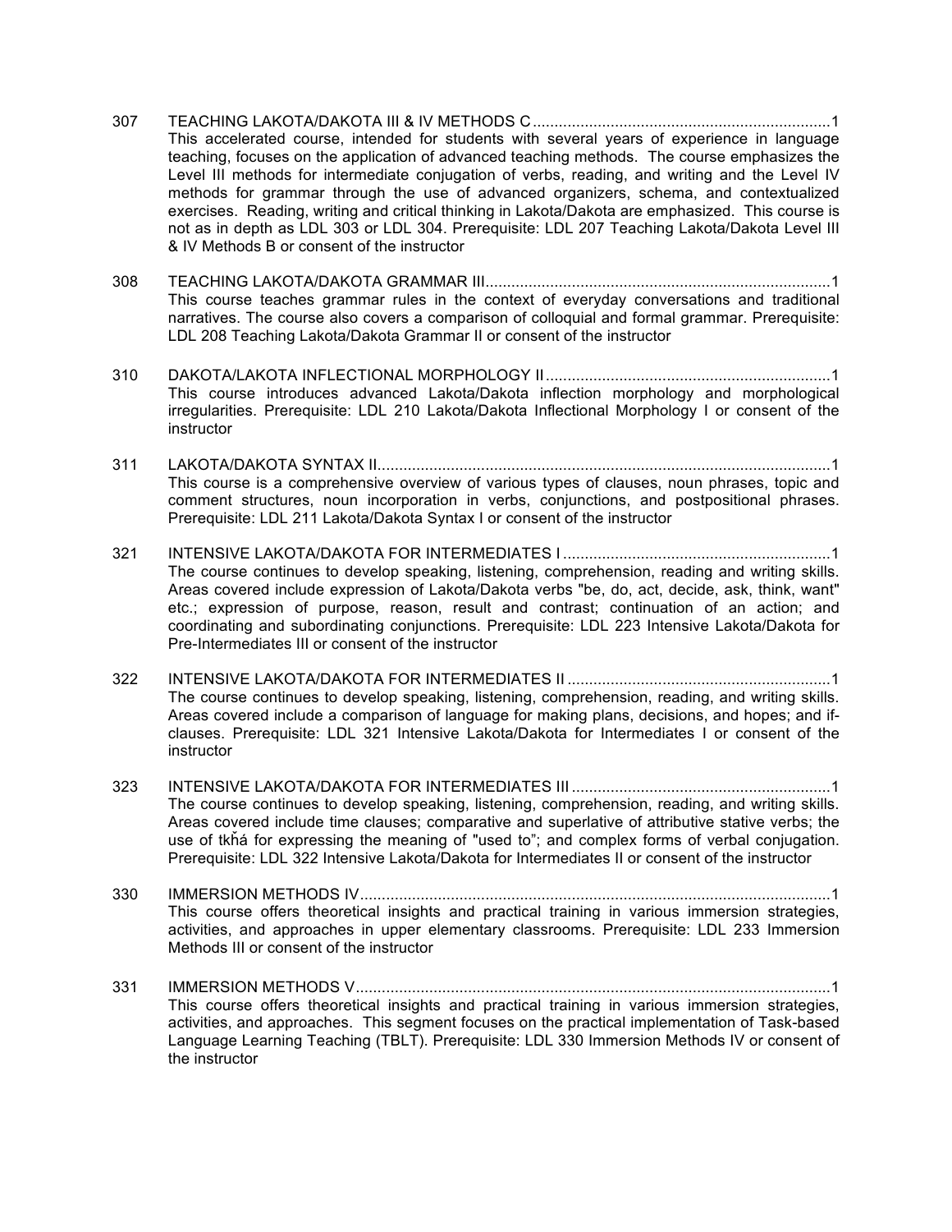307 TEACHING LAKOTA/DAKOTA III & IV METHODS C ....................................................................1
This accelerated course, intended for students with several years of experience in language teaching, focuses on the application of advanced teaching methods. The course emphasizes the Level III methods for intermediate conjugation of verbs, reading, and writing and the Level IV methods for grammar through the use of advanced organizers, schema, and contextualized exercises. Reading, writing and critical thinking in Lakota/Dakota are emphasized. This course is not as in depth as LDL 303 or LDL 304. Prerequisite: LDL 207 Teaching Lakota/Dakota Level III & IV Methods B or consent of the instructor

308 TEACHING LAKOTA/DAKOTA GRAMMAR III...............................................................................1
This course teaches grammar rules in the context of everyday conversations and traditional narratives. The course also covers a comparison of colloquial and formal grammar. Prerequisite: LDL 208 Teaching Lakota/Dakota Grammar II or consent of the instructor

310 DAKOTA/LAKOTA INFLECTIONAL MORPHOLOGY II..................................................................1
This course introduces advanced Lakota/Dakota inflection morphology and morphological irregularities. Prerequisite: LDL 210 Lakota/Dakota Inflectional Morphology I or consent of the instructor

311 LAKOTA/DAKOTA SYNTAX II........................................................................................................1
This course is a comprehensive overview of various types of clauses, noun phrases, topic and comment structures, noun incorporation in verbs, conjunctions, and postpositional phrases. Prerequisite: LDL 211 Lakota/Dakota Syntax I or consent of the instructor

321 INTENSIVE LAKOTA/DAKOTA FOR INTERMEDIATES I .............................................................1
The course continues to develop speaking, listening, comprehension, reading and writing skills. Areas covered include expression of Lakota/Dakota verbs "be, do, act, decide, ask, think, want" etc.; expression of purpose, reason, result and contrast; continuation of an action; and coordinating and subordinating conjunctions. Prerequisite: LDL 223 Intensive Lakota/Dakota for Pre-Intermediates III or consent of the instructor

322 INTENSIVE LAKOTA/DAKOTA FOR INTERMEDIATES II ............................................................1
The course continues to develop speaking, listening, comprehension, reading, and writing skills. Areas covered include a comparison of language for making plans, decisions, and hopes; and if-clauses. Prerequisite: LDL 321 Intensive Lakota/Dakota for Intermediates I or consent of the instructor

323 INTENSIVE LAKOTA/DAKOTA FOR INTERMEDIATES III ...........................................................1
The course continues to develop speaking, listening, comprehension, reading, and writing skills. Areas covered include time clauses; comparative and superlative of attributive stative verbs; the use of tkȟá for expressing the meaning of "used to"; and complex forms of verbal conjugation. Prerequisite: LDL 322 Intensive Lakota/Dakota for Intermediates II or consent of the instructor

330 IMMERSION METHODS IV............................................................................................................1
This course offers theoretical insights and practical training in various immersion strategies, activities, and approaches in upper elementary classrooms. Prerequisite: LDL 233 Immersion Methods III or consent of the instructor

331 IMMERSION METHODS V.............................................................................................................1
This course offers theoretical insights and practical training in various immersion strategies, activities, and approaches. This segment focuses on the practical implementation of Task-based Language Learning Teaching (TBLT). Prerequisite: LDL 330 Immersion Methods IV or consent of the instructor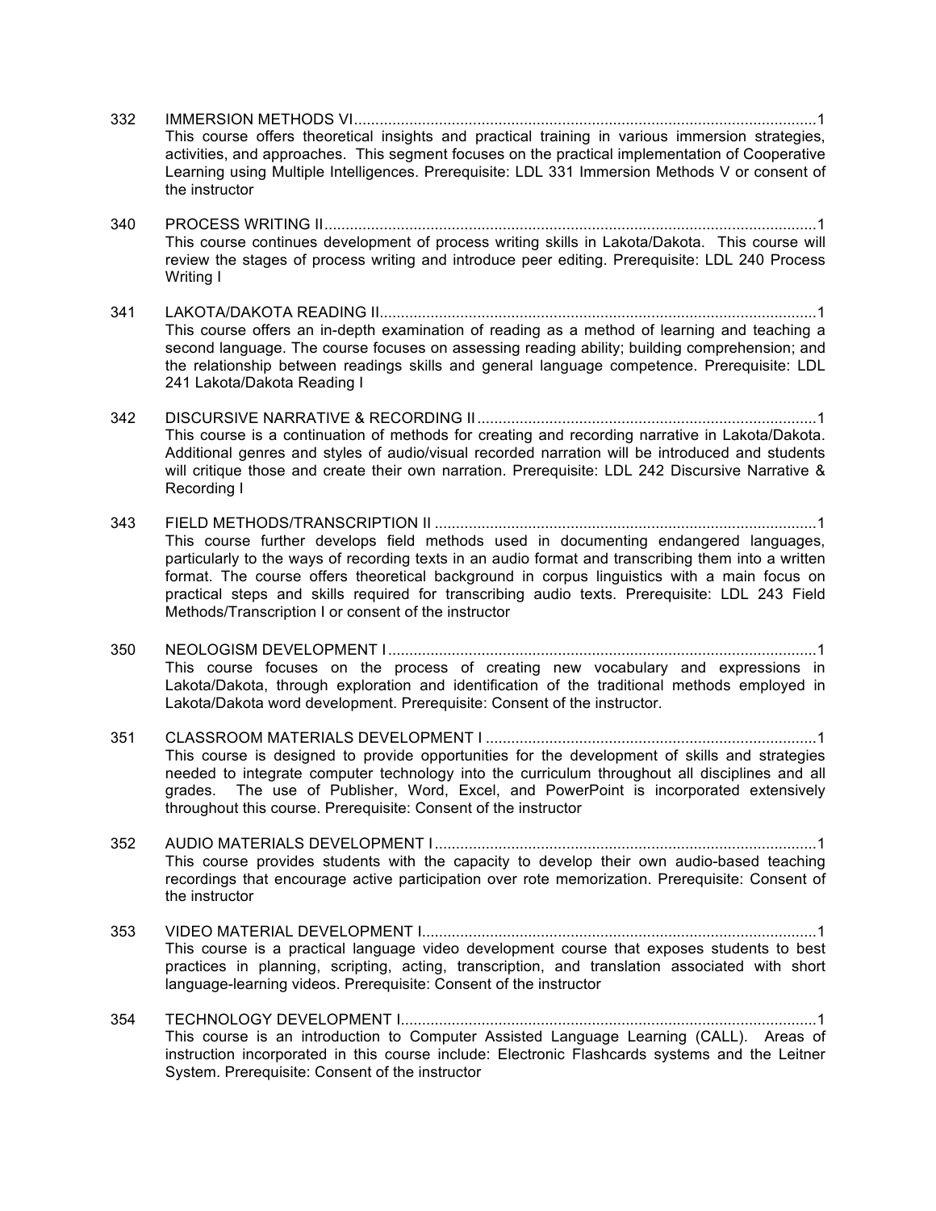332 IMMERSION METHODS VI............................................................................................................1
This course offers theoretical insights and practical training in various immersion strategies, activities, and approaches. This segment focuses on the practical implementation of Cooperative Learning using Multiple Intelligences. Prerequisite: LDL 331 Immersion Methods V or consent of the instructor

340 PROCESS WRITING II...................................................................................................................1
This course continues development of process writing skills in Lakota/Dakota. This course will review the stages of process writing and introduce peer editing. Prerequisite: LDL 240 Process Writing I

341 LAKOTA/DAKOTA READING II.......................................................................................................1
This course offers an in-depth examination of reading as a method of learning and teaching a second language. The course focuses on assessing reading ability; building comprehension; and the relationship between readings skills and general language competence. Prerequisite: LDL 241 Lakota/Dakota Reading I

342 DISCURSIVE NARRATIVE & RECORDING II...............................................................................1
This course is a continuation of methods for creating and recording narrative in Lakota/Dakota. Additional genres and styles of audio/visual recorded narration will be introduced and students will critique those and create their own narration. Prerequisite: LDL 242 Discursive Narrative & Recording I

343 FIELD METHODS/TRANSCRIPTION II ..........................................................................................1
This course further develops field methods used in documenting endangered languages, particularly to the ways of recording texts in an audio format and transcribing them into a written format. The course offers theoretical background in corpus linguistics with a main focus on practical steps and skills required for transcribing audio texts. Prerequisite: LDL 243 Field Methods/Transcription I or consent of the instructor

350 NEOLOGISM DEVELOPMENT I.....................................................................................................1
This course focuses on the process of creating new vocabulary and expressions in Lakota/Dakota, through exploration and identification of the traditional methods employed in Lakota/Dakota word development. Prerequisite: Consent of the instructor.

351 CLASSROOM MATERIALS DEVELOPMENT I ..............................................................................1
This course is designed to provide opportunities for the development of skills and strategies needed to integrate computer technology into the curriculum throughout all disciplines and all grades. The use of Publisher, Word, Excel, and PowerPoint is incorporated extensively throughout this course. Prerequisite: Consent of the instructor

352 AUDIO MATERIALS DEVELOPMENT I..........................................................................................1
This course provides students with the capacity to develop their own audio-based teaching recordings that encourage active participation over rote memorization. Prerequisite: Consent of the instructor

353 VIDEO MATERIAL DEVELOPMENT I............................................................................................1
This course is a practical language video development course that exposes students to best practices in planning, scripting, acting, transcription, and translation associated with short language-learning videos. Prerequisite: Consent of the instructor

354 TECHNOLOGY DEVELOPMENT I..................................................................................................1
This course is an introduction to Computer Assisted Language Learning (CALL). Areas of instruction incorporated in this course include: Electronic Flashcards systems and the Leitner System. Prerequisite: Consent of the instructor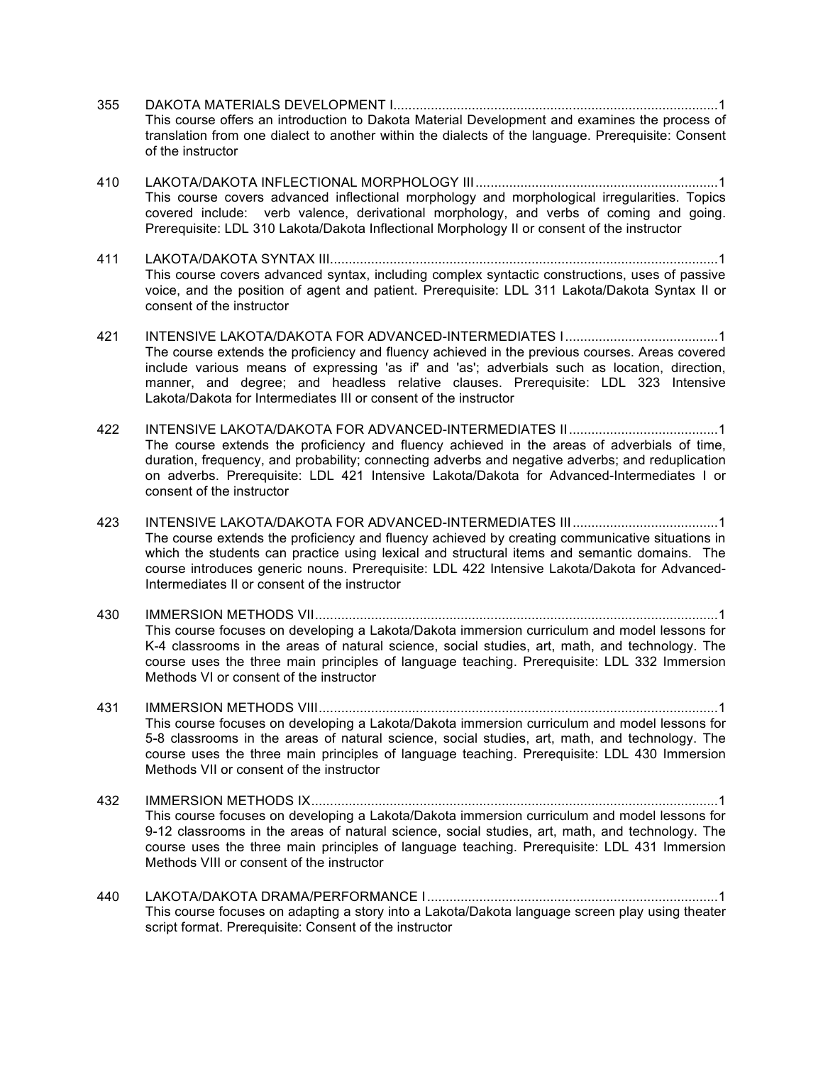355 DAKOTA MATERIALS DEVELOPMENT I....................................................................................1
This course offers an introduction to Dakota Material Development and examines the process of translation from one dialect to another within the dialects of the language. Prerequisite: Consent of the instructor

410 LAKOTA/DAKOTA INFLECTIONAL MORPHOLOGY III................................................................1
This course covers advanced inflectional morphology and morphological irregularities. Topics covered include: verb valence, derivational morphology, and verbs of coming and going. Prerequisite: LDL 310 Lakota/Dakota Inflectional Morphology II or consent of the instructor

411 LAKOTA/DAKOTA SYNTAX III.......................................................................................................1
This course covers advanced syntax, including complex syntactic constructions, uses of passive voice, and the position of agent and patient. Prerequisite: LDL 311 Lakota/Dakota Syntax II or consent of the instructor

421 INTENSIVE LAKOTA/DAKOTA FOR ADVANCED-INTERMEDIATES I.........................................1
The course extends the proficiency and fluency achieved in the previous courses. Areas covered include various means of expressing 'as if' and 'as'; adverbials such as location, direction, manner, and degree; and headless relative clauses. Prerequisite: LDL 323 Intensive Lakota/Dakota for Intermediates III or consent of the instructor

422 INTENSIVE LAKOTA/DAKOTA FOR ADVANCED-INTERMEDIATES II........................................1
The course extends the proficiency and fluency achieved in the areas of adverbials of time, duration, frequency, and probability; connecting adverbs and negative adverbs; and reduplication on adverbs. Prerequisite: LDL 421 Intensive Lakota/Dakota for Advanced-Intermediates I or consent of the instructor

423 INTENSIVE LAKOTA/DAKOTA FOR ADVANCED-INTERMEDIATES III.......................................1
The course extends the proficiency and fluency achieved by creating communicative situations in which the students can practice using lexical and structural items and semantic domains. The course introduces generic nouns. Prerequisite: LDL 422 Intensive Lakota/Dakota for Advanced-Intermediates II or consent of the instructor

430 IMMERSION METHODS VII...........................................................................................................1
This course focuses on developing a Lakota/Dakota immersion curriculum and model lessons for K-4 classrooms in the areas of natural science, social studies, art, math, and technology. The course uses the three main principles of language teaching. Prerequisite: LDL 332 Immersion Methods VI or consent of the instructor

431 IMMERSION METHODS VIII..........................................................................................................1
This course focuses on developing a Lakota/Dakota immersion curriculum and model lessons for 5-8 classrooms in the areas of natural science, social studies, art, math, and technology. The course uses the three main principles of language teaching. Prerequisite: LDL 430 Immersion Methods VII or consent of the instructor

432 IMMERSION METHODS IX............................................................................................................1
This course focuses on developing a Lakota/Dakota immersion curriculum and model lessons for 9-12 classrooms in the areas of natural science, social studies, art, math, and technology. The course uses the three main principles of language teaching. Prerequisite: LDL 431 Immersion Methods VIII or consent of the instructor

440 LAKOTA/DAKOTA DRAMA/PERFORMANCE I.............................................................................1
This course focuses on adapting a story into a Lakota/Dakota language screen play using theater script format. Prerequisite: Consent of the instructor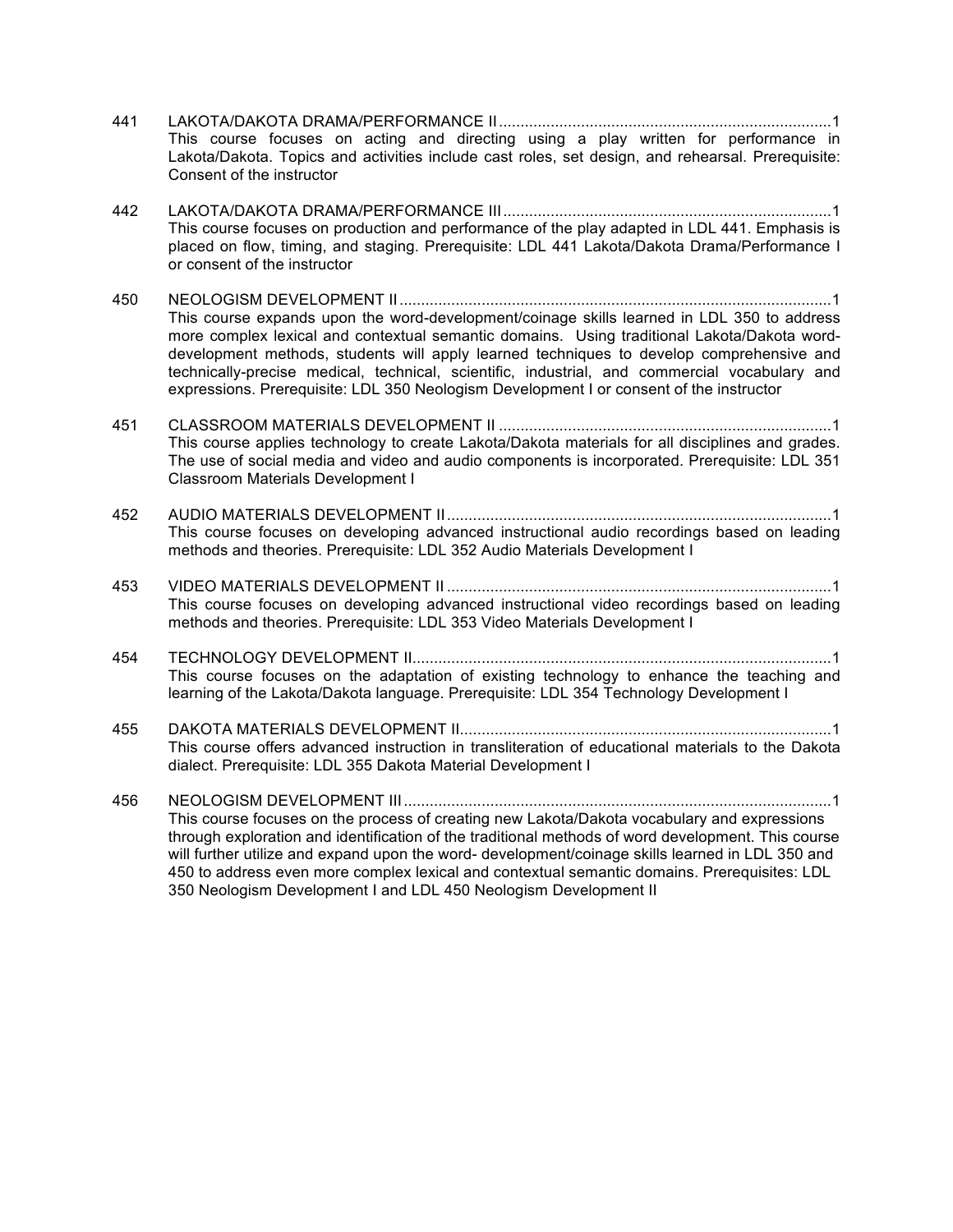441 LAKOTA/DAKOTA DRAMA/PERFORMANCE II ............................................................................1
This course focuses on acting and directing using a play written for performance in Lakota/Dakota. Topics and activities include cast roles, set design, and rehearsal. Prerequisite: Consent of the instructor

442 LAKOTA/DAKOTA DRAMA/PERFORMANCE III ...........................................................................1
This course focuses on production and performance of the play adapted in LDL 441. Emphasis is placed on flow, timing, and staging. Prerequisite: LDL 441 Lakota/Dakota Drama/Performance I or consent of the instructor

450 NEOLOGISM DEVELOPMENT II ...................................................................................................1
This course expands upon the word-development/coinage skills learned in LDL 350 to address more complex lexical and contextual semantic domains. Using traditional Lakota/Dakota word-development methods, students will apply learned techniques to develop comprehensive and technically-precise medical, technical, scientific, industrial, and commercial vocabulary and expressions. Prerequisite: LDL 350 Neologism Development I or consent of the instructor

451 CLASSROOM MATERIALS DEVELOPMENT II ............................................................................1
This course applies technology to create Lakota/Dakota materials for all disciplines and grades. The use of social media and video and audio components is incorporated. Prerequisite: LDL 351 Classroom Materials Development I

452 AUDIO MATERIALS DEVELOPMENT II........................................................................................1
This course focuses on developing advanced instructional audio recordings based on leading methods and theories. Prerequisite: LDL 352 Audio Materials Development I

453 VIDEO MATERIALS DEVELOPMENT II ........................................................................................1
This course focuses on developing advanced instructional video recordings based on leading methods and theories. Prerequisite: LDL 353 Video Materials Development I

454 TECHNOLOGY DEVELOPMENT II................................................................................................1
This course focuses on the adaptation of existing technology to enhance the teaching and learning of the Lakota/Dakota language. Prerequisite: LDL 354 Technology Development I

455 DAKOTA MATERIALS DEVELOPMENT II.....................................................................................1
This course offers advanced instruction in transliteration of educational materials to the Dakota dialect. Prerequisite: LDL 355 Dakota Material Development I

456 NEOLOGISM DEVELOPMENT III ..................................................................................................1
This course focuses on the process of creating new Lakota/Dakota vocabulary and expressions through exploration and identification of the traditional methods of word development. This course will further utilize and expand upon the word- development/coinage skills learned in LDL 350 and 450 to address even more complex lexical and contextual semantic domains. Prerequisites: LDL 350 Neologism Development I and LDL 450 Neologism Development II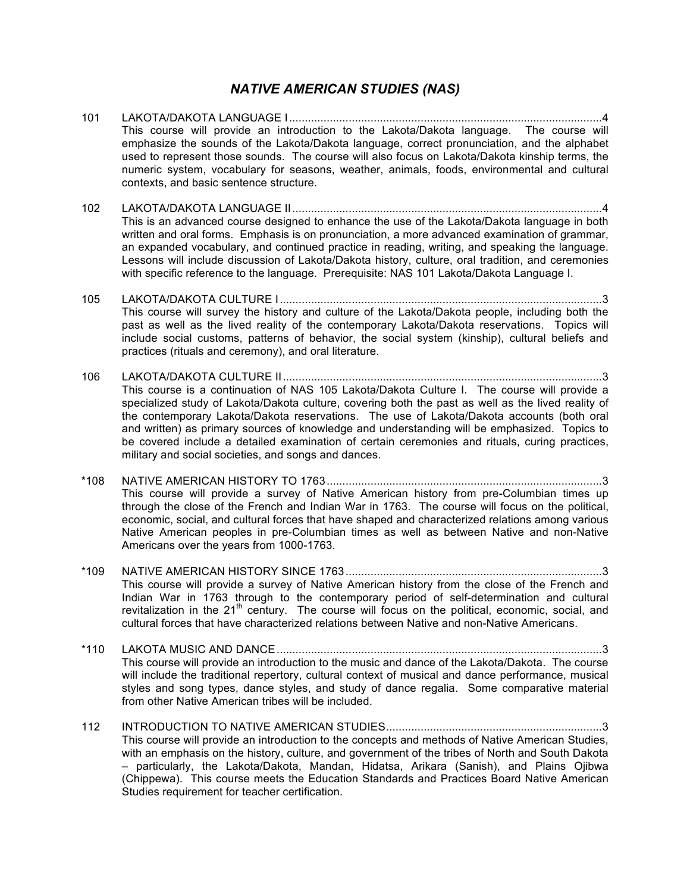# *NATIVE AMERICAN STUDIES (NAS)*

101 LAKOTA/DAKOTA LANGUAGE I ....................................................................................................4
This course will provide an introduction to the Lakota/Dakota language. The course will emphasize the sounds of the Lakota/Dakota language, correct pronunciation, and the alphabet used to represent those sounds. The course will also focus on Lakota/Dakota kinship terms, the numeric system, vocabulary for seasons, weather, animals, foods, environmental and cultural contexts, and basic sentence structure.

102 LAKOTA/DAKOTA LANGUAGE II ...................................................................................................4
This is an advanced course designed to enhance the use of the Lakota/Dakota language in both written and oral forms. Emphasis is on pronunciation, a more advanced examination of grammar, an expanded vocabulary, and continued practice in reading, writing, and speaking the language. Lessons will include discussion of Lakota/Dakota history, culture, oral tradition, and ceremonies with specific reference to the language. Prerequisite: NAS 101 Lakota/Dakota Language I.

105 LAKOTA/DAKOTA CULTURE I .......................................................................................................3
This course will survey the history and culture of the Lakota/Dakota people, including both the past as well as the lived reality of the contemporary Lakota/Dakota reservations. Topics will include social customs, patterns of behavior, the social system (kinship), cultural beliefs and practices (rituals and ceremony), and oral literature.

106 LAKOTA/DAKOTA CULTURE II ......................................................................................................3
This course is a continuation of NAS 105 Lakota/Dakota Culture I. The course will provide a specialized study of Lakota/Dakota culture, covering both the past as well as the lived reality of the contemporary Lakota/Dakota reservations. The use of Lakota/Dakota accounts (both oral and written) as primary sources of knowledge and understanding will be emphasized. Topics to be covered include a detailed examination of certain ceremonies and rituals, curing practices, military and social societies, and songs and dances.

*108 NATIVE AMERICAN HISTORY TO 1763 ........................................................................................3
This course will provide a survey of Native American history from pre-Columbian times up through the close of the French and Indian War in 1763. The course will focus on the political, economic, social, and cultural forces that have shaped and characterized relations among various Native American peoples in pre-Columbian times as well as between Native and non-Native Americans over the years from 1000-1763.

*109 NATIVE AMERICAN HISTORY SINCE 1763 ..................................................................................3
This course will provide a survey of Native American history from the close of the French and Indian War in 1763 through to the contemporary period of self-determination and cultural revitalization in the 21st century. The course will focus on the political, economic, social, and cultural forces that have characterized relations between Native and non-Native Americans.

*110 LAKOTA MUSIC AND DANCE .......................................................................................................3
This course will provide an introduction to the music and dance of the Lakota/Dakota. The course will include the traditional repertory, cultural context of musical and dance performance, musical styles and song types, dance styles, and study of dance regalia. Some comparative material from other Native American tribes will be included.

112 INTRODUCTION TO NATIVE AMERICAN STUDIES.....................................................................3
This course will provide an introduction to the concepts and methods of Native American Studies, with an emphasis on the history, culture, and government of the tribes of North and South Dakota – particularly, the Lakota/Dakota, Mandan, Hidatsa, Arikara (Sanish), and Plains Ojibwa (Chippewa). This course meets the Education Standards and Practices Board Native American Studies requirement for teacher certification.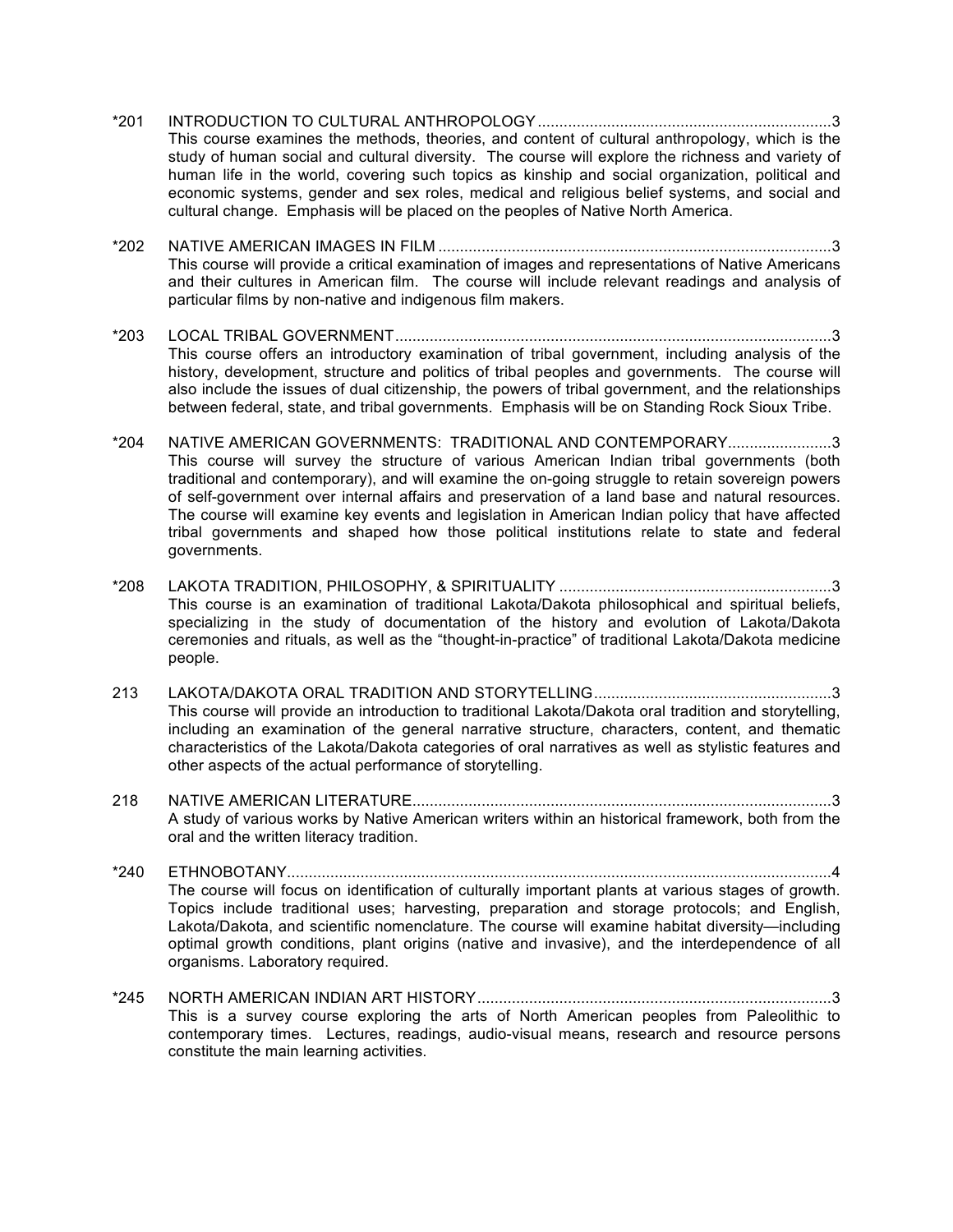*201 INTRODUCTION TO CULTURAL ANTHROPOLOGY....................................................................3
This course examines the methods, theories, and content of cultural anthropology, which is the study of human social and cultural diversity. The course will explore the richness and variety of human life in the world, covering such topics as kinship and social organization, political and economic systems, gender and sex roles, medical and religious belief systems, and social and cultural change. Emphasis will be placed on the peoples of Native North America.

*202 NATIVE AMERICAN IMAGES IN FILM ..........................................................................................3
This course will provide a critical examination of images and representations of Native Americans and their cultures in American film. The course will include relevant readings and analysis of particular films by non-native and indigenous film makers.

*203 LOCAL TRIBAL GOVERNMENT....................................................................................................3
This course offers an introductory examination of tribal government, including analysis of the history, development, structure and politics of tribal peoples and governments. The course will also include the issues of dual citizenship, the powers of tribal government, and the relationships between federal, state, and tribal governments. Emphasis will be on Standing Rock Sioux Tribe.

*204 NATIVE AMERICAN GOVERNMENTS: TRADITIONAL AND CONTEMPORARY........................3
This course will survey the structure of various American Indian tribal governments (both traditional and contemporary), and will examine the on-going struggle to retain sovereign powers of self-government over internal affairs and preservation of a land base and natural resources. The course will examine key events and legislation in American Indian policy that have affected tribal governments and shaped how those political institutions relate to state and federal governments.

*208 LAKOTA TRADITION, PHILOSOPHY, & SPIRITUALITY ..............................................................3
This course is an examination of traditional Lakota/Dakota philosophical and spiritual beliefs, specializing in the study of documentation of the history and evolution of Lakota/Dakota ceremonies and rituals, as well as the “thought-in-practice” of traditional Lakota/Dakota medicine people.

213 LAKOTA/DAKOTA ORAL TRADITION AND STORYTELLING.......................................................3
This course will provide an introduction to traditional Lakota/Dakota oral tradition and storytelling, including an examination of the general narrative structure, characters, content, and thematic characteristics of the Lakota/Dakota categories of oral narratives as well as stylistic features and other aspects of the actual performance of storytelling.

218 NATIVE AMERICAN LITERATURE.................................................................................................3
A study of various works by Native American writers within an historical framework, both from the oral and the written literacy tradition.

*240 ETHNOBOTANY.............................................................................................................................4
The course will focus on identification of culturally important plants at various stages of growth. Topics include traditional uses; harvesting, preparation and storage protocols; and English, Lakota/Dakota, and scientific nomenclature. The course will examine habitat diversity—including optimal growth conditions, plant origins (native and invasive), and the interdependence of all organisms. Laboratory required.

*245 NORTH AMERICAN INDIAN ART HISTORY.................................................................................3
This is a survey course exploring the arts of North American peoples from Paleolithic to contemporary times. Lectures, readings, audio-visual means, research and resource persons constitute the main learning activities.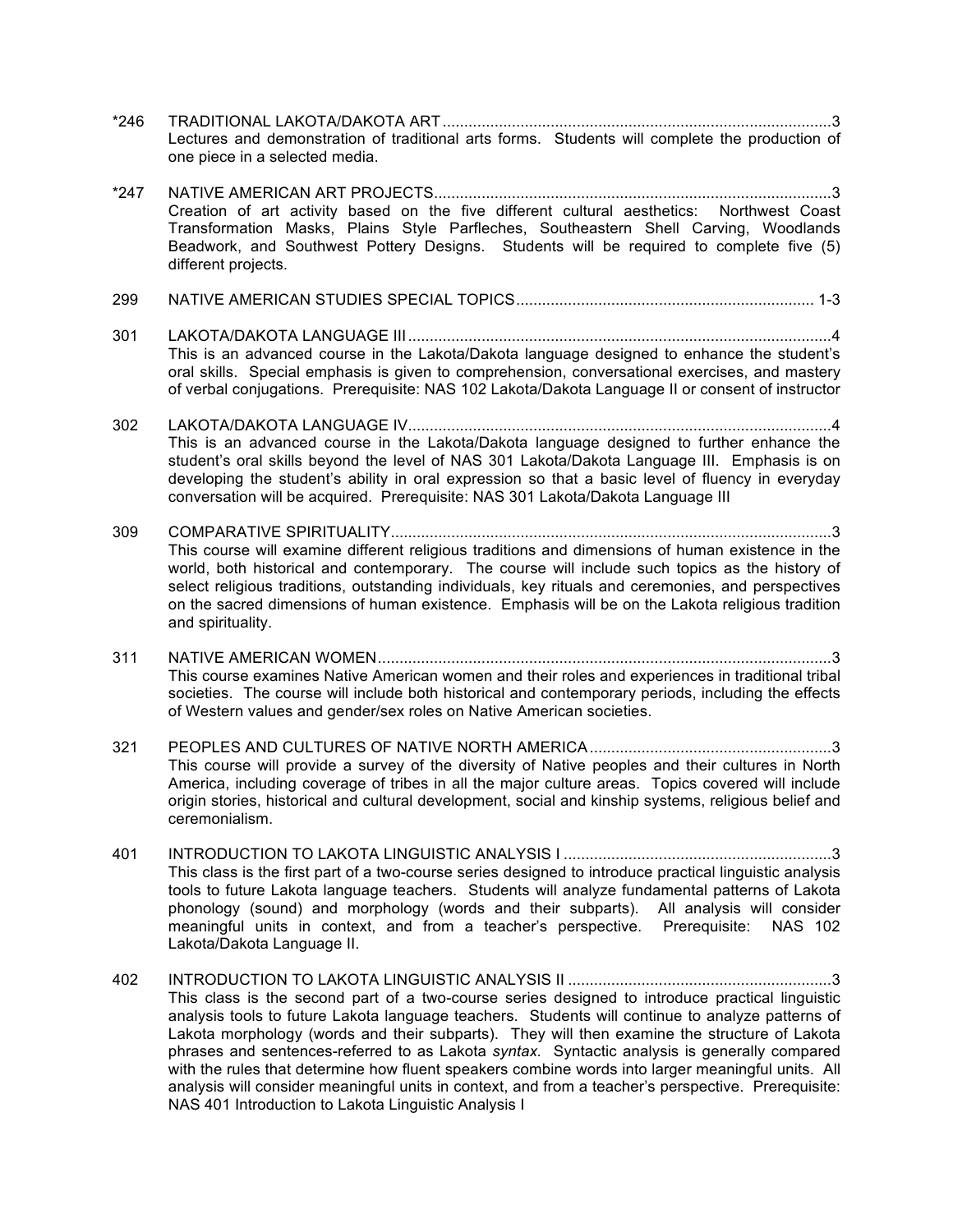*246 TRADITIONAL LAKOTA/DAKOTA ART ........................................................................................3
Lectures and demonstration of traditional arts forms. Students will complete the production of one piece in a selected media.

*247 NATIVE AMERICAN ART PROJECTS..........................................................................................3
Creation of art activity based on the five different cultural aesthetics: Northwest Coast Transformation Masks, Plains Style Parfleches, Southeastern Shell Carving, Woodlands Beadwork, and Southwest Pottery Designs. Students will be required to complete five (5) different projects.

299 NATIVE AMERICAN STUDIES SPECIAL TOPICS.................................................................... 1-3

301 LAKOTA/DAKOTA LANGUAGE III ................................................................................................4
This is an advanced course in the Lakota/Dakota language designed to enhance the student's oral skills. Special emphasis is given to comprehension, conversational exercises, and mastery of verbal conjugations. Prerequisite: NAS 102 Lakota/Dakota Language II or consent of instructor

302 LAKOTA/DAKOTA LANGUAGE IV................................................................................................4
This is an advanced course in the Lakota/Dakota language designed to further enhance the student's oral skills beyond the level of NAS 301 Lakota/Dakota Language III. Emphasis is on developing the student's ability in oral expression so that a basic level of fluency in everyday conversation will be acquired. Prerequisite: NAS 301 Lakota/Dakota Language III

309 COMPARATIVE SPIRITUALITY.....................................................................................................3
This course will examine different religious traditions and dimensions of human existence in the world, both historical and contemporary. The course will include such topics as the history of select religious traditions, outstanding individuals, key rituals and ceremonies, and perspectives on the sacred dimensions of human existence. Emphasis will be on the Lakota religious tradition and spirituality.

311 NATIVE AMERICAN WOMEN........................................................................................................3
This course examines Native American women and their roles and experiences in traditional tribal societies. The course will include both historical and contemporary periods, including the effects of Western values and gender/sex roles on Native American societies.

321 PEOPLES AND CULTURES OF NATIVE NORTH AMERICA.......................................................3
This course will provide a survey of the diversity of Native peoples and their cultures in North America, including coverage of tribes in all the major culture areas. Topics covered will include origin stories, historical and cultural development, social and kinship systems, religious belief and ceremonialism.

401 INTRODUCTION TO LAKOTA LINGUISTIC ANALYSIS I .............................................................3
This class is the first part of a two-course series designed to introduce practical linguistic analysis tools to future Lakota language teachers. Students will analyze fundamental patterns of Lakota phonology (sound) and morphology (words and their subparts). All analysis will consider meaningful units in context, and from a teacher's perspective. Prerequisite: NAS 102 Lakota/Dakota Language II.

402 INTRODUCTION TO LAKOTA LINGUISTIC ANALYSIS II ............................................................3
This class is the second part of a two-course series designed to introduce practical linguistic analysis tools to future Lakota language teachers. Students will continue to analyze patterns of Lakota morphology (words and their subparts). They will then examine the structure of Lakota phrases and sentences-referred to as Lakota *syntax.* Syntactic analysis is generally compared with the rules that determine how fluent speakers combine words into larger meaningful units. All analysis will consider meaningful units in context, and from a teacher's perspective. Prerequisite: NAS 401 Introduction to Lakota Linguistic Analysis I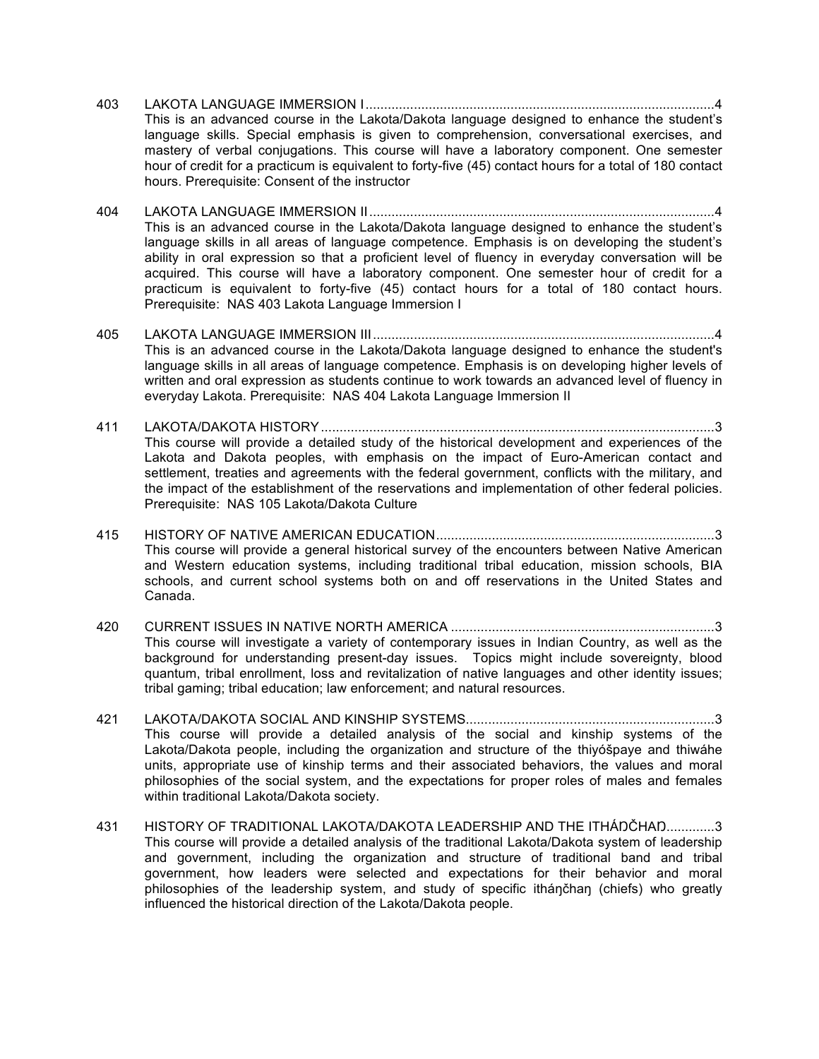403 LAKOTA LANGUAGE IMMERSION I .............................................................................................4
This is an advanced course in the Lakota/Dakota language designed to enhance the student's language skills. Special emphasis is given to comprehension, conversational exercises, and mastery of verbal conjugations. This course will have a laboratory component. One semester hour of credit for a practicum is equivalent to forty-five (45) contact hours for a total of 180 contact hours. Prerequisite: Consent of the instructor

404 LAKOTA LANGUAGE IMMERSION II ............................................................................................4
This is an advanced course in the Lakota/Dakota language designed to enhance the student's language skills in all areas of language competence. Emphasis is on developing the student's ability in oral expression so that a proficient level of fluency in everyday conversation will be acquired. This course will have a laboratory component. One semester hour of credit for a practicum is equivalent to forty-five (45) contact hours for a total of 180 contact hours. Prerequisite: NAS 403 Lakota Language Immersion I

405 LAKOTA LANGUAGE IMMERSION III ...........................................................................................4
This is an advanced course in the Lakota/Dakota language designed to enhance the student's language skills in all areas of language competence. Emphasis is on developing higher levels of written and oral expression as students continue to work towards an advanced level of fluency in everyday Lakota. Prerequisite: NAS 404 Lakota Language Immersion II

411 LAKOTA/DAKOTA HISTORY .........................................................................................................3
This course will provide a detailed study of the historical development and experiences of the Lakota and Dakota peoples, with emphasis on the impact of Euro-American contact and settlement, treaties and agreements with the federal government, conflicts with the military, and the impact of the establishment of the reservations and implementation of other federal policies. Prerequisite: NAS 105 Lakota/Dakota Culture

415 HISTORY OF NATIVE AMERICAN EDUCATION ..........................................................................3
This course will provide a general historical survey of the encounters between Native American and Western education systems, including traditional tribal education, mission schools, BIA schools, and current school systems both on and off reservations in the United States and Canada.

420 CURRENT ISSUES IN NATIVE NORTH AMERICA ......................................................................3
This course will investigate a variety of contemporary issues in Indian Country, as well as the background for understanding present-day issues. Topics might include sovereignty, blood quantum, tribal enrollment, loss and revitalization of native languages and other identity issues; tribal gaming; tribal education; law enforcement; and natural resources.

421 LAKOTA/DAKOTA SOCIAL AND KINSHIP SYSTEMS...................................................................3
This course will provide a detailed analysis of the social and kinship systems of the Lakota/Dakota people, including the organization and structure of the thiyóšpaye and thiwáhe units, appropriate use of kinship terms and their associated behaviors, the values and moral philosophies of the social system, and the expectations for proper roles of males and females within traditional Lakota/Dakota society.

431 HISTORY OF TRADITIONAL LAKOTA/DAKOTA LEADERSHIP AND THE ITHÁŊČHAŊ.............3
This course will provide a detailed analysis of the traditional Lakota/Dakota system of leadership and government, including the organization and structure of traditional band and tribal government, how leaders were selected and expectations for their behavior and moral philosophies of the leadership system, and study of specific itháŋčhaŋ (chiefs) who greatly influenced the historical direction of the Lakota/Dakota people.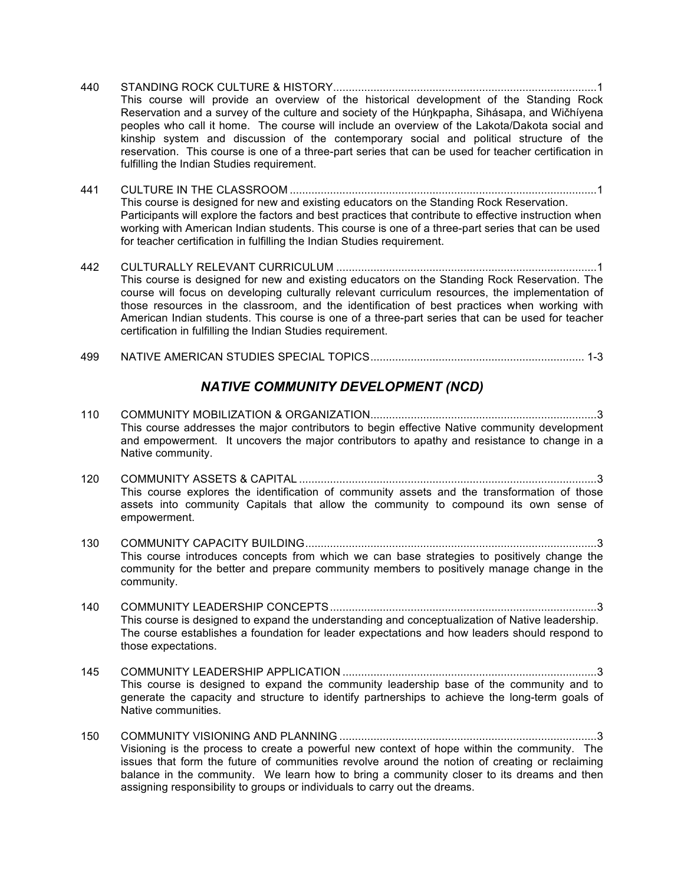440 STANDING ROCK CULTURE & HISTORY....................................................................................1

This course will provide an overview of the historical development of the Standing Rock Reservation and a survey of the culture and society of the Húŋkpapha, Sihásapa, and Wičhíyena peoples who call it home. The course will include an overview of the Lakota/Dakota social and kinship system and discussion of the contemporary social and political structure of the reservation. This course is one of a three-part series that can be used for teacher certification in fulfilling the Indian Studies requirement.

441 CULTURE IN THE CLASSROOM ..................................................................................................1

This course is designed for new and existing educators on the Standing Rock Reservation. Participants will explore the factors and best practices that contribute to effective instruction when working with American Indian students. This course is one of a three-part series that can be used for teacher certification in fulfilling the Indian Studies requirement.

442 CULTURALLY RELEVANT CURRICULUM ...................................................................................1

This course is designed for new and existing educators on the Standing Rock Reservation. The course will focus on developing culturally relevant curriculum resources, the implementation of those resources in the classroom, and the identification of best practices when working with American Indian students. This course is one of a three-part series that can be used for teacher certification in fulfilling the Indian Studies requirement.

499 NATIVE AMERICAN STUDIES SPECIAL TOPICS.................................................................... 1-3

## *NATIVE COMMUNITY DEVELOPMENT (NCD)*

110 COMMUNITY MOBILIZATION & ORGANIZATION........................................................................3

This course addresses the major contributors to begin effective Native community development and empowerment. It uncovers the major contributors to apathy and resistance to change in a Native community.

120 COMMUNITY ASSETS & CAPITAL ...............................................................................................3

This course explores the identification of community assets and the transformation of those assets into community Capitals that allow the community to compound its own sense of empowerment.

130 COMMUNITY CAPACITY BUILDING.............................................................................................3

This course introduces concepts from which we can base strategies to positively change the community for the better and prepare community members to positively manage change in the community.

140 COMMUNITY LEADERSHIP CONCEPTS .....................................................................................3

This course is designed to expand the understanding and conceptualization of Native leadership. The course establishes a foundation for leader expectations and how leaders should respond to those expectations.

145 COMMUNITY LEADERSHIP APPLICATION .................................................................................3

This course is designed to expand the community leadership base of the community and to generate the capacity and structure to identify partnerships to achieve the long-term goals of Native communities.

150 COMMUNITY VISIONING AND PLANNING ..................................................................................3

Visioning is the process to create a powerful new context of hope within the community. The issues that form the future of communities revolve around the notion of creating or reclaiming balance in the community. We learn how to bring a community closer to its dreams and then assigning responsibility to groups or individuals to carry out the dreams.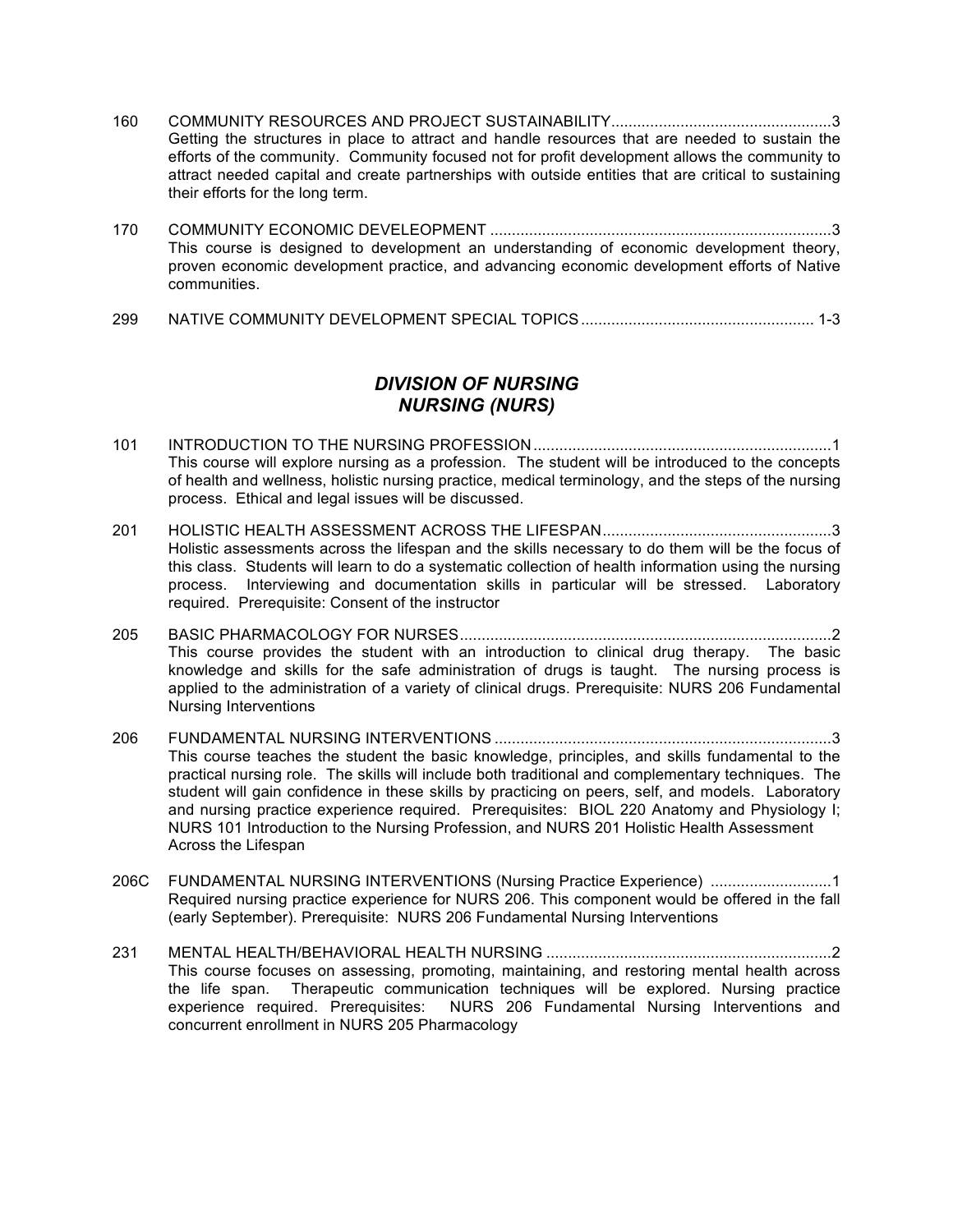160 COMMUNITY RESOURCES AND PROJECT SUSTAINABILITY....................................................3
Getting the structures in place to attract and handle resources that are needed to sustain the efforts of the community. Community focused not for profit development allows the community to attract needed capital and create partnerships with outside entities that are critical to sustaining their efforts for the long term.

170 COMMUNITY ECONOMIC DEVELEOPMENT ..............................................................................3
This course is designed to development an understanding of economic development theory, proven economic development practice, and advancing economic development efforts of Native communities.

299 NATIVE COMMUNITY DEVELOPMENT SPECIAL TOPICS ..................................................... 1-3

## *DIVISION OF NURSING*
## *NURSING (NURS)*

101 INTRODUCTION TO THE NURSING PROFESSION .....................................................................1
This course will explore nursing as a profession. The student will be introduced to the concepts of health and wellness, holistic nursing practice, medical terminology, and the steps of the nursing process. Ethical and legal issues will be discussed.

201 HOLISTIC HEALTH ASSESSMENT ACROSS THE LIFESPAN.....................................................3
Holistic assessments across the lifespan and the skills necessary to do them will be the focus of this class. Students will learn to do a systematic collection of health information using the nursing process. Interviewing and documentation skills in particular will be stressed. Laboratory required. Prerequisite: Consent of the instructor

205 BASIC PHARMACOLOGY FOR NURSES.....................................................................................2
This course provides the student with an introduction to clinical drug therapy. The basic knowledge and skills for the safe administration of drugs is taught. The nursing process is applied to the administration of a variety of clinical drugs. Prerequisite: NURS 206 Fundamental Nursing Interventions

206 FUNDAMENTAL NURSING INTERVENTIONS .............................................................................3
This course teaches the student the basic knowledge, principles, and skills fundamental to the practical nursing role. The skills will include both traditional and complementary techniques. The student will gain confidence in these skills by practicing on peers, self, and models. Laboratory and nursing practice experience required. Prerequisites: BIOL 220 Anatomy and Physiology I; NURS 101 Introduction to the Nursing Profession, and NURS 201 Holistic Health Assessment Across the Lifespan

206C FUNDAMENTAL NURSING INTERVENTIONS (Nursing Practice Experience) ............................1
Required nursing practice experience for NURS 206. This component would be offered in the fall (early September). Prerequisite: NURS 206 Fundamental Nursing Interventions

231 MENTAL HEALTH/BEHAVIORAL HEALTH NURSING .................................................................2
This course focuses on assessing, promoting, maintaining, and restoring mental health across the life span. Therapeutic communication techniques will be explored. Nursing practice experience required. Prerequisites: NURS 206 Fundamental Nursing Interventions and concurrent enrollment in NURS 205 Pharmacology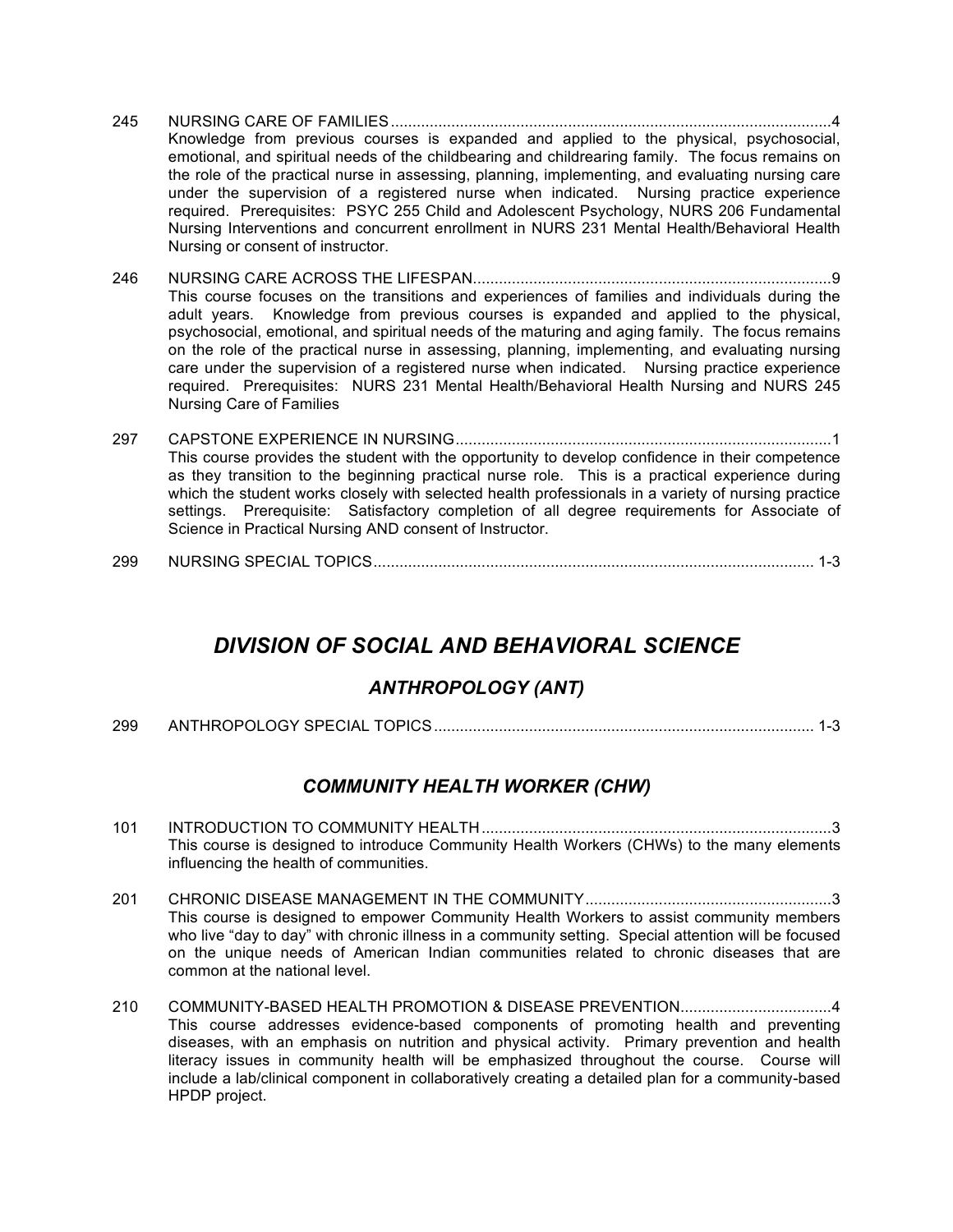245 NURSING CARE OF FAMILIES....................................................................................................4
Knowledge from previous courses is expanded and applied to the physical, psychosocial, emotional, and spiritual needs of the childbearing and childrearing family. The focus remains on the role of the practical nurse in assessing, planning, implementing, and evaluating nursing care under the supervision of a registered nurse when indicated. Nursing practice experience required. Prerequisites: PSYC 255 Child and Adolescent Psychology, NURS 206 Fundamental Nursing Interventions and concurrent enrollment in NURS 231 Mental Health/Behavioral Health Nursing or consent of instructor.

246 NURSING CARE ACROSS THE LIFESPAN..................................................................................9
This course focuses on the transitions and experiences of families and individuals during the adult years. Knowledge from previous courses is expanded and applied to the physical, psychosocial, emotional, and spiritual needs of the maturing and aging family. The focus remains on the role of the practical nurse in assessing, planning, implementing, and evaluating nursing care under the supervision of a registered nurse when indicated. Nursing practice experience required. Prerequisites: NURS 231 Mental Health/Behavioral Health Nursing and NURS 245 Nursing Care of Families

297 CAPSTONE EXPERIENCE IN NURSING......................................................................................1
This course provides the student with the opportunity to develop confidence in their competence as they transition to the beginning practical nurse role. This is a practical experience during which the student works closely with selected health professionals in a variety of nursing practice settings. Prerequisite: Satisfactory completion of all degree requirements for Associate of Science in Practical Nursing AND consent of Instructor.

299 NURSING SPECIAL TOPICS..................................................................................................... 1-3

# *DIVISION OF SOCIAL AND BEHAVIORAL SCIENCE*

## *ANTHROPOLOGY (ANT)*

299 ANTHROPOLOGY SPECIAL TOPICS....................................................................................... 1-3

## *COMMUNITY HEALTH WORKER (CHW)*

101 INTRODUCTION TO COMMUNITY HEALTH.................................................................................3
This course is designed to introduce Community Health Workers (CHWs) to the many elements influencing the health of communities.

201 CHRONIC DISEASE MANAGEMENT IN THE COMMUNITY.........................................................3
This course is designed to empower Community Health Workers to assist community members who live "day to day" with chronic illness in a community setting. Special attention will be focused on the unique needs of American Indian communities related to chronic diseases that are common at the national level.

210 COMMUNITY-BASED HEALTH PROMOTION & DISEASE PREVENTION...................................4
This course addresses evidence-based components of promoting health and preventing diseases, with an emphasis on nutrition and physical activity. Primary prevention and health literacy issues in community health will be emphasized throughout the course. Course will include a lab/clinical component in collaboratively creating a detailed plan for a community-based HPDP project.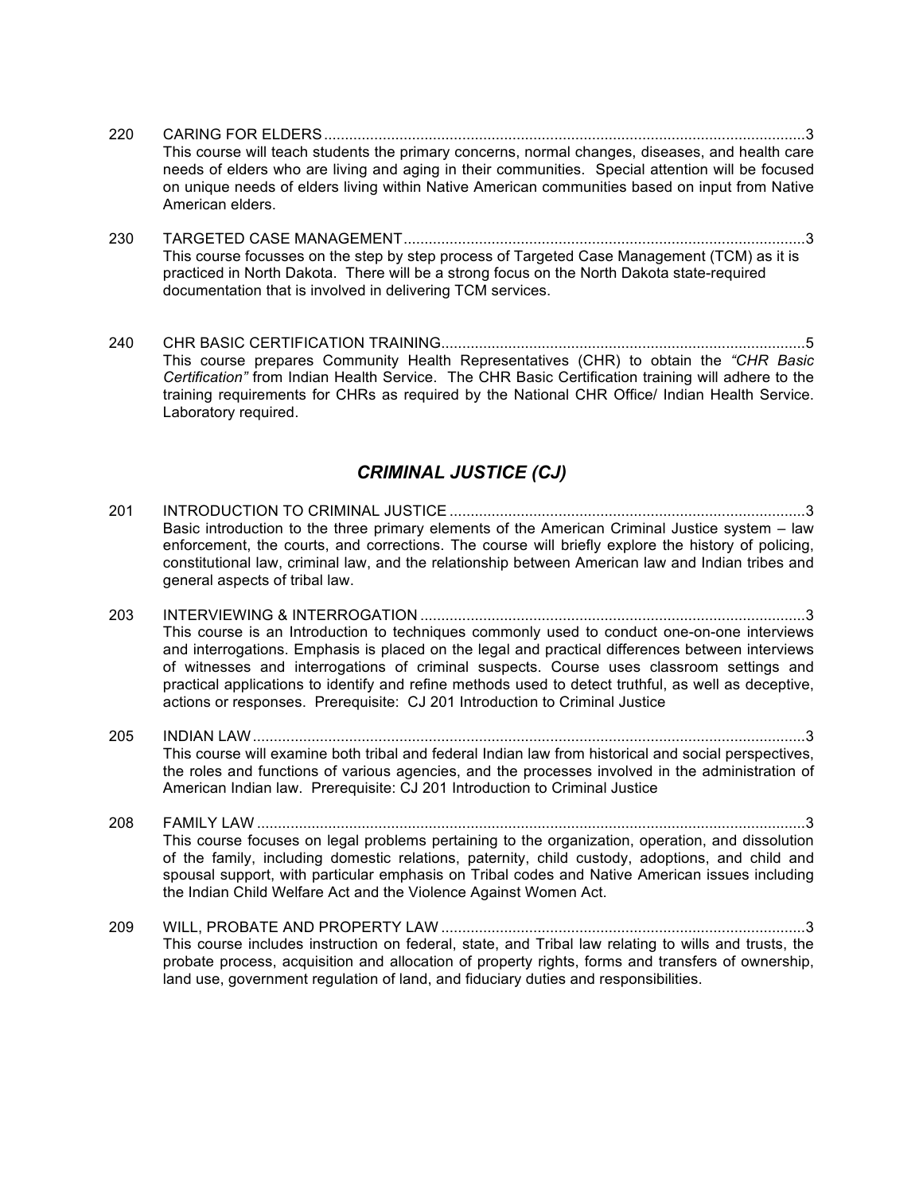220 CARING FOR ELDERS...3
This course will teach students the primary concerns, normal changes, diseases, and health care needs of elders who are living and aging in their communities. Special attention will be focused on unique needs of elders living within Native American communities based on input from Native American elders.

230 TARGETED CASE MANAGEMENT...3
This course focusses on the step by step process of Targeted Case Management (TCM) as it is practiced in North Dakota. There will be a strong focus on the North Dakota state-required documentation that is involved in delivering TCM services.

240 CHR BASIC CERTIFICATION TRAINING...5
This course prepares Community Health Representatives (CHR) to obtain the *"CHR Basic Certification"* from Indian Health Service. The CHR Basic Certification training will adhere to the training requirements for CHRs as required by the National CHR Office/ Indian Health Service. Laboratory required.

## *CRIMINAL JUSTICE (CJ)*

201 INTRODUCTION TO CRIMINAL JUSTICE...3
Basic introduction to the three primary elements of the American Criminal Justice system – law enforcement, the courts, and corrections. The course will briefly explore the history of policing, constitutional law, criminal law, and the relationship between American law and Indian tribes and general aspects of tribal law.

203 INTERVIEWING & INTERROGATION...3
This course is an Introduction to techniques commonly used to conduct one-on-one interviews and interrogations. Emphasis is placed on the legal and practical differences between interviews of witnesses and interrogations of criminal suspects. Course uses classroom settings and practical applications to identify and refine methods used to detect truthful, as well as deceptive, actions or responses. Prerequisite: CJ 201 Introduction to Criminal Justice

205 INDIAN LAW...3
This course will examine both tribal and federal Indian law from historical and social perspectives, the roles and functions of various agencies, and the processes involved in the administration of American Indian law. Prerequisite: CJ 201 Introduction to Criminal Justice

208 FAMILY LAW...3
This course focuses on legal problems pertaining to the organization, operation, and dissolution of the family, including domestic relations, paternity, child custody, adoptions, and child and spousal support, with particular emphasis on Tribal codes and Native American issues including the Indian Child Welfare Act and the Violence Against Women Act.

209 WILL, PROBATE AND PROPERTY LAW...3
This course includes instruction on federal, state, and Tribal law relating to wills and trusts, the probate process, acquisition and allocation of property rights, forms and transfers of ownership, land use, government regulation of land, and fiduciary duties and responsibilities.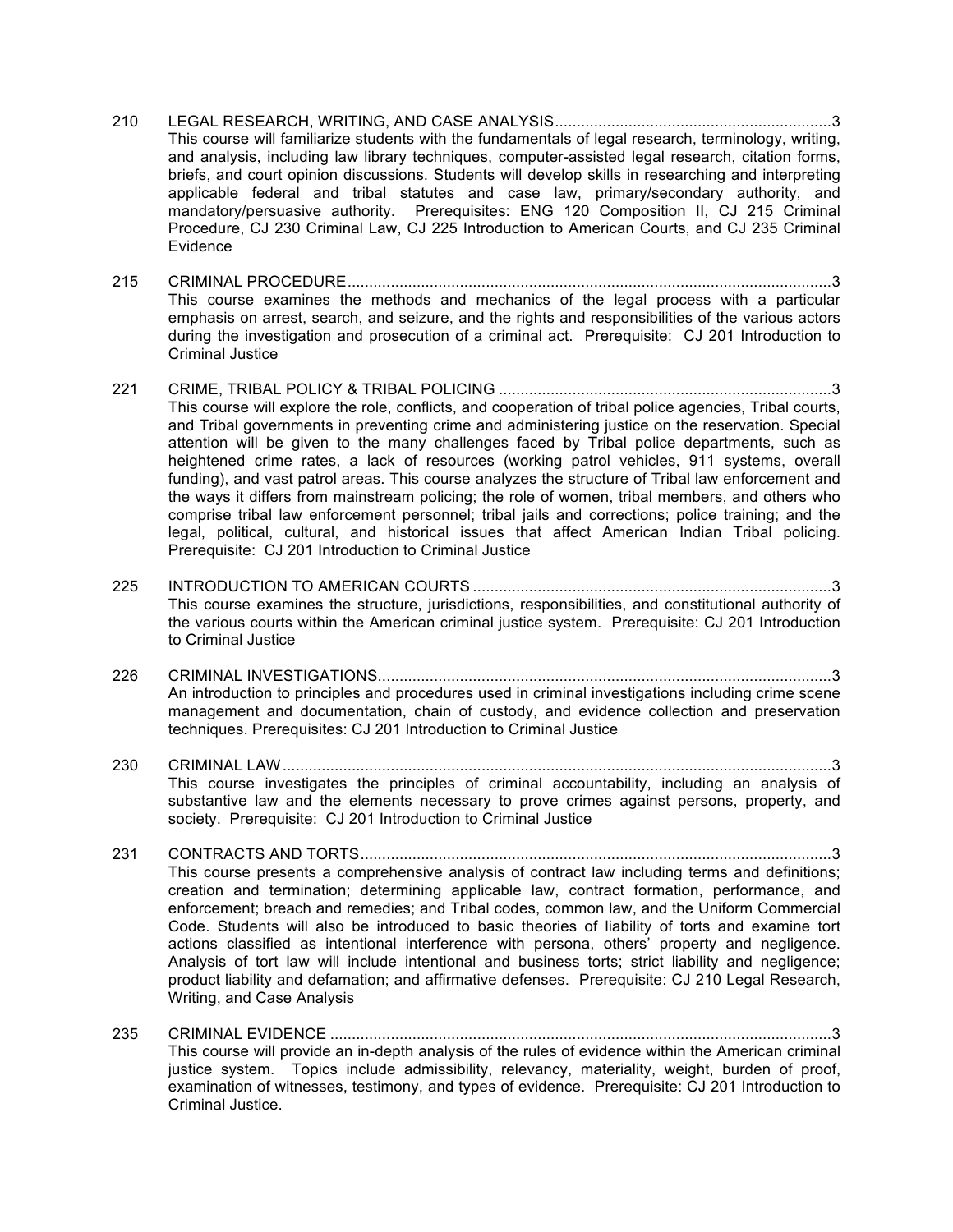**210 LEGAL RESEARCH, WRITING, AND CASE ANALYSIS................................................................3**

This course will familiarize students with the fundamentals of legal research, terminology, writing, and analysis, including law library techniques, computer-assisted legal research, citation forms, briefs, and court opinion discussions. Students will develop skills in researching and interpreting applicable federal and tribal statutes and case law, primary/secondary authority, and mandatory/persuasive authority. Prerequisites: ENG 120 Composition II, CJ 215 Criminal Procedure, CJ 230 Criminal Law, CJ 225 Introduction to American Courts, and CJ 235 Criminal Evidence

**215 CRIMINAL PROCEDURE...............................................................................................................3**

This course examines the methods and mechanics of the legal process with a particular emphasis on arrest, search, and seizure, and the rights and responsibilities of the various actors during the investigation and prosecution of a criminal act. Prerequisite: CJ 201 Introduction to Criminal Justice

**221 CRIME, TRIBAL POLICY & TRIBAL POLICING ............................................................................3**

This course will explore the role, conflicts, and cooperation of tribal police agencies, Tribal courts, and Tribal governments in preventing crime and administering justice on the reservation. Special attention will be given to the many challenges faced by Tribal police departments, such as heightened crime rates, a lack of resources (working patrol vehicles, 911 systems, overall funding), and vast patrol areas. This course analyzes the structure of Tribal law enforcement and the ways it differs from mainstream policing; the role of women, tribal members, and others who comprise tribal law enforcement personnel; tribal jails and corrections; police training; and the legal, political, cultural, and historical issues that affect American Indian Tribal policing. Prerequisite: CJ 201 Introduction to Criminal Justice

**225 INTRODUCTION TO AMERICAN COURTS ..................................................................................3**

This course examines the structure, jurisdictions, responsibilities, and constitutional authority of the various courts within the American criminal justice system. Prerequisite: CJ 201 Introduction to Criminal Justice

**226 CRIMINAL INVESTIGATIONS........................................................................................................3**

An introduction to principles and procedures used in criminal investigations including crime scene management and documentation, chain of custody, and evidence collection and preservation techniques. Prerequisites: CJ 201 Introduction to Criminal Justice

**230 CRIMINAL LAW..............................................................................................................................3**

This course investigates the principles of criminal accountability, including an analysis of substantive law and the elements necessary to prove crimes against persons, property, and society. Prerequisite: CJ 201 Introduction to Criminal Justice

**231 CONTRACTS AND TORTS............................................................................................................3**

This course presents a comprehensive analysis of contract law including terms and definitions; creation and termination; determining applicable law, contract formation, performance, and enforcement; breach and remedies; and Tribal codes, common law, and the Uniform Commercial Code. Students will also be introduced to basic theories of liability of torts and examine tort actions classified as intentional interference with persona, others' property and negligence. Analysis of tort law will include intentional and business torts; strict liability and negligence; product liability and defamation; and affirmative defenses. Prerequisite: CJ 210 Legal Research, Writing, and Case Analysis

**235 CRIMINAL EVIDENCE ...................................................................................................................3**

This course will provide an in-depth analysis of the rules of evidence within the American criminal justice system. Topics include admissibility, relevancy, materiality, weight, burden of proof, examination of witnesses, testimony, and types of evidence. Prerequisite: CJ 201 Introduction to Criminal Justice.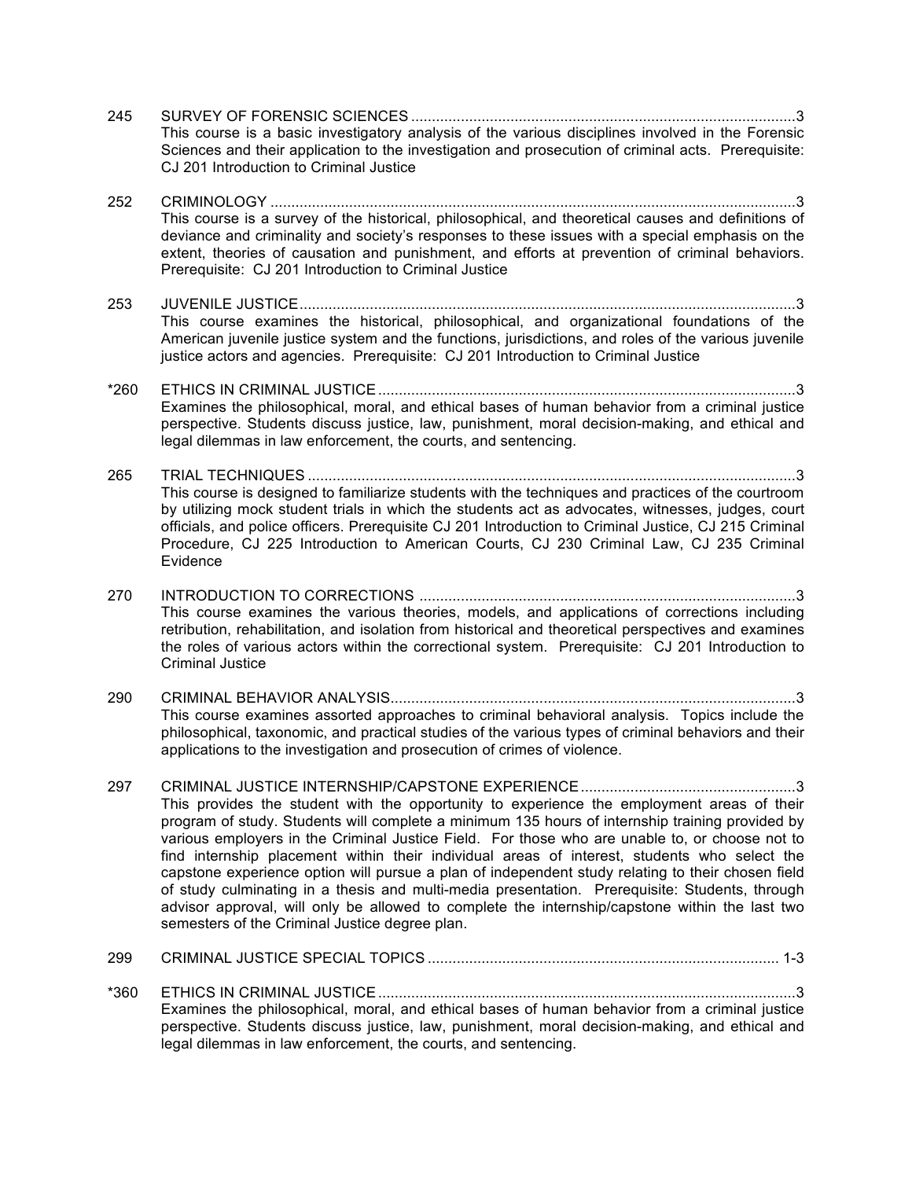245 SURVEY OF FORENSIC SCIENCES ............................................................................................3

This course is a basic investigatory analysis of the various disciplines involved in the Forensic Sciences and their application to the investigation and prosecution of criminal acts. Prerequisite: CJ 201 Introduction to Criminal Justice

252 CRIMINOLOGY ..............................................................................................................................3

This course is a survey of the historical, philosophical, and theoretical causes and definitions of deviance and criminality and society's responses to these issues with a special emphasis on the extent, theories of causation and punishment, and efforts at prevention of criminal behaviors. Prerequisite: CJ 201 Introduction to Criminal Justice

253 JUVENILE JUSTICE.......................................................................................................................3

This course examines the historical, philosophical, and organizational foundations of the American juvenile justice system and the functions, jurisdictions, and roles of the various juvenile justice actors and agencies. Prerequisite: CJ 201 Introduction to Criminal Justice

*260 ETHICS IN CRIMINAL JUSTICE ....................................................................................................3

Examines the philosophical, moral, and ethical bases of human behavior from a criminal justice perspective. Students discuss justice, law, punishment, moral decision-making, and ethical and legal dilemmas in law enforcement, the courts, and sentencing.

265 TRIAL TECHNIQUES .....................................................................................................................3

This course is designed to familiarize students with the techniques and practices of the courtroom by utilizing mock student trials in which the students act as advocates, witnesses, judges, court officials, and police officers. Prerequisite CJ 201 Introduction to Criminal Justice, CJ 215 Criminal Procedure, CJ 225 Introduction to American Courts, CJ 230 Criminal Law, CJ 235 Criminal Evidence

270 INTRODUCTION TO CORRECTIONS ..........................................................................................3

This course examines the various theories, models, and applications of corrections including retribution, rehabilitation, and isolation from historical and theoretical perspectives and examines the roles of various actors within the correctional system. Prerequisite: CJ 201 Introduction to Criminal Justice

290 CRIMINAL BEHAVIOR ANALYSIS.................................................................................................3

This course examines assorted approaches to criminal behavioral analysis. Topics include the philosophical, taxonomic, and practical studies of the various types of criminal behaviors and their applications to the investigation and prosecution of crimes of violence.

297 CRIMINAL JUSTICE INTERNSHIP/CAPSTONE EXPERIENCE ...................................................3

This provides the student with the opportunity to experience the employment areas of their program of study. Students will complete a minimum 135 hours of internship training provided by various employers in the Criminal Justice Field. For those who are unable to, or choose not to find internship placement within their individual areas of interest, students who select the capstone experience option will pursue a plan of independent study relating to their chosen field of study culminating in a thesis and multi-media presentation. Prerequisite: Students, through advisor approval, will only be allowed to complete the internship/capstone within the last two semesters of the Criminal Justice degree plan.

299 CRIMINAL JUSTICE SPECIAL TOPICS .................................................................................... 1-3

*360 ETHICS IN CRIMINAL JUSTICE ....................................................................................................3

Examines the philosophical, moral, and ethical bases of human behavior from a criminal justice perspective. Students discuss justice, law, punishment, moral decision-making, and ethical and legal dilemmas in law enforcement, the courts, and sentencing.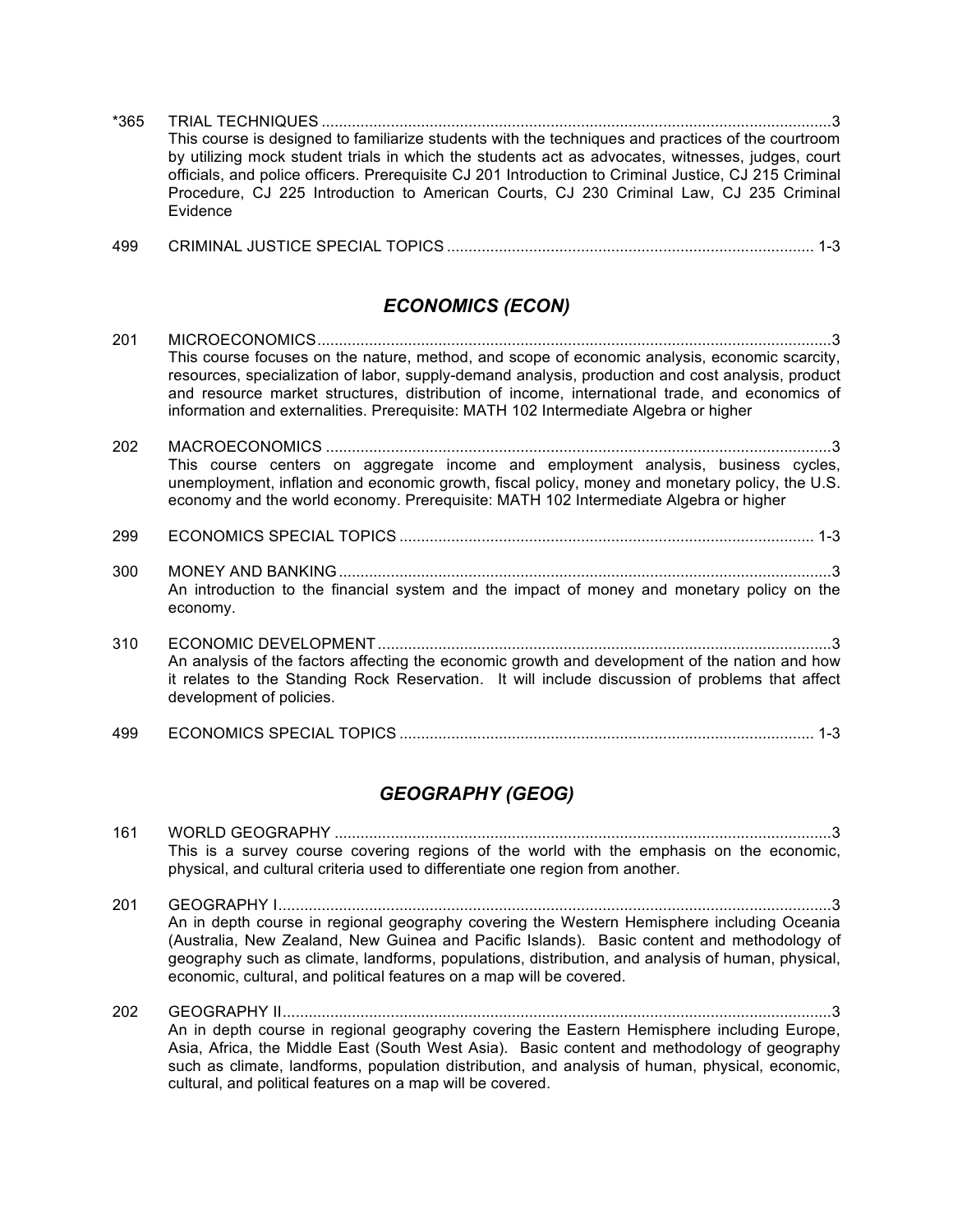*365 TRIAL TECHNIQUES ....................................................................................................................3
This course is designed to familiarize students with the techniques and practices of the courtroom by utilizing mock student trials in which the students act as advocates, witnesses, judges, court officials, and police officers. Prerequisite CJ 201 Introduction to Criminal Justice, CJ 215 Criminal Procedure, CJ 225 Introduction to American Courts, CJ 230 Criminal Law, CJ 235 Criminal Evidence

499 CRIMINAL JUSTICE SPECIAL TOPICS .................................................................................... 1-3

## *ECONOMICS (ECON)*

201 MICROECONOMICS......................................................................................................................3
This course focuses on the nature, method, and scope of economic analysis, economic scarcity, resources, specialization of labor, supply-demand analysis, production and cost analysis, product and resource market structures, distribution of income, international trade, and economics of information and externalities. Prerequisite: MATH 102 Intermediate Algebra or higher

202 MACROECONOMICS ....................................................................................................................3
This course centers on aggregate income and employment analysis, business cycles, unemployment, inflation and economic growth, fiscal policy, money and monetary policy, the U.S. economy and the world economy. Prerequisite: MATH 102 Intermediate Algebra or higher

299 ECONOMICS SPECIAL TOPICS ............................................................................................... 1-3

300 MONEY AND BANKING..................................................................................................................3
An introduction to the financial system and the impact of money and monetary policy on the economy.

310 ECONOMIC DEVELOPMENT ........................................................................................................3
An analysis of the factors affecting the economic growth and development of the nation and how it relates to the Standing Rock Reservation. It will include discussion of problems that affect development of policies.

499 ECONOMICS SPECIAL TOPICS ............................................................................................... 1-3

## *GEOGRAPHY (GEOG)*

161 WORLD GEOGRAPHY ...................................................................................................................3
This is a survey course covering regions of the world with the emphasis on the economic, physical, and cultural criteria used to differentiate one region from another.

201 GEOGRAPHY I................................................................................................................................3
An in depth course in regional geography covering the Western Hemisphere including Oceania (Australia, New Zealand, New Guinea and Pacific Islands). Basic content and methodology of geography such as climate, landforms, populations, distribution, and analysis of human, physical, economic, cultural, and political features on a map will be covered.

202 GEOGRAPHY II..............................................................................................................................3
An in depth course in regional geography covering the Eastern Hemisphere including Europe, Asia, Africa, the Middle East (South West Asia). Basic content and methodology of geography such as climate, landforms, population distribution, and analysis of human, physical, economic, cultural, and political features on a map will be covered.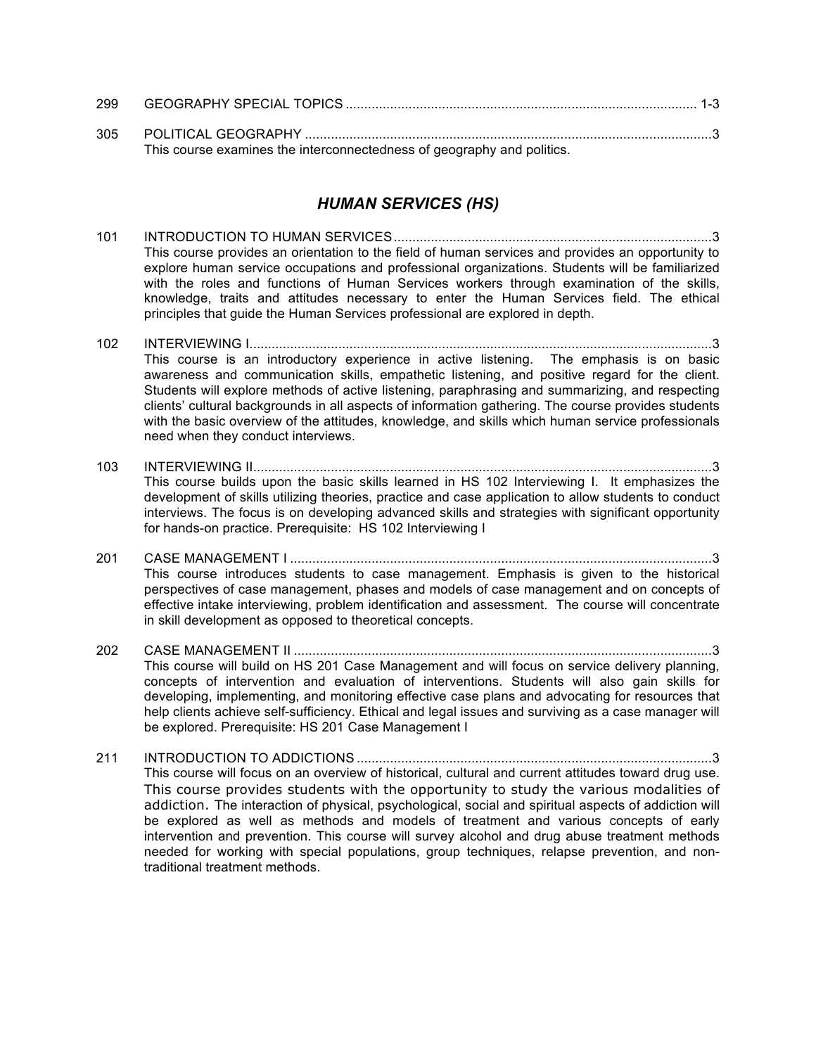299 GEOGRAPHY SPECIAL TOPICS ............................................................................................ 1-3

305 POLITICAL GEOGRAPHY ............................................................................................................3
This course examines the interconnectedness of geography and politics.

## *HUMAN SERVICES (HS)*

101 INTRODUCTION TO HUMAN SERVICES ....................................................................................3
This course provides an orientation to the field of human services and provides an opportunity to explore human service occupations and professional organizations. Students will be familiarized with the roles and functions of Human Services workers through examination of the skills, knowledge, traits and attitudes necessary to enter the Human Services field. The ethical principles that guide the Human Services professional are explored in depth.

102 INTERVIEWING I..........................................................................................................................3
This course is an introductory experience in active listening. The emphasis is on basic awareness and communication skills, empathetic listening, and positive regard for the client. Students will explore methods of active listening, paraphrasing and summarizing, and respecting clients' cultural backgrounds in all aspects of information gathering. The course provides students with the basic overview of the attitudes, knowledge, and skills which human service professionals need when they conduct interviews.

103 INTERVIEWING II.........................................................................................................................3
This course builds upon the basic skills learned in HS 102 Interviewing I. It emphasizes the development of skills utilizing theories, practice and case application to allow students to conduct interviews. The focus is on developing advanced skills and strategies with significant opportunity for hands-on practice. Prerequisite: HS 102 Interviewing I

201 CASE MANAGEMENT I ................................................................................................................3
This course introduces students to case management. Emphasis is given to the historical perspectives of case management, phases and models of case management and on concepts of effective intake interviewing, problem identification and assessment. The course will concentrate in skill development as opposed to theoretical concepts.

202 CASE MANAGEMENT II ...............................................................................................................3
This course will build on HS 201 Case Management and will focus on service delivery planning, concepts of intervention and evaluation of interventions. Students will also gain skills for developing, implementing, and monitoring effective case plans and advocating for resources that help clients achieve self-sufficiency. Ethical and legal issues and surviving as a case manager will be explored. Prerequisite: HS 201 Case Management I

211 INTRODUCTION TO ADDICTIONS ..............................................................................................3
This course will focus on an overview of historical, cultural and current attitudes toward drug use. This course provides students with the opportunity to study the various modalities of addiction. The interaction of physical, psychological, social and spiritual aspects of addiction will be explored as well as methods and models of treatment and various concepts of early intervention and prevention. This course will survey alcohol and drug abuse treatment methods needed for working with special populations, group techniques, relapse prevention, and non-traditional treatment methods.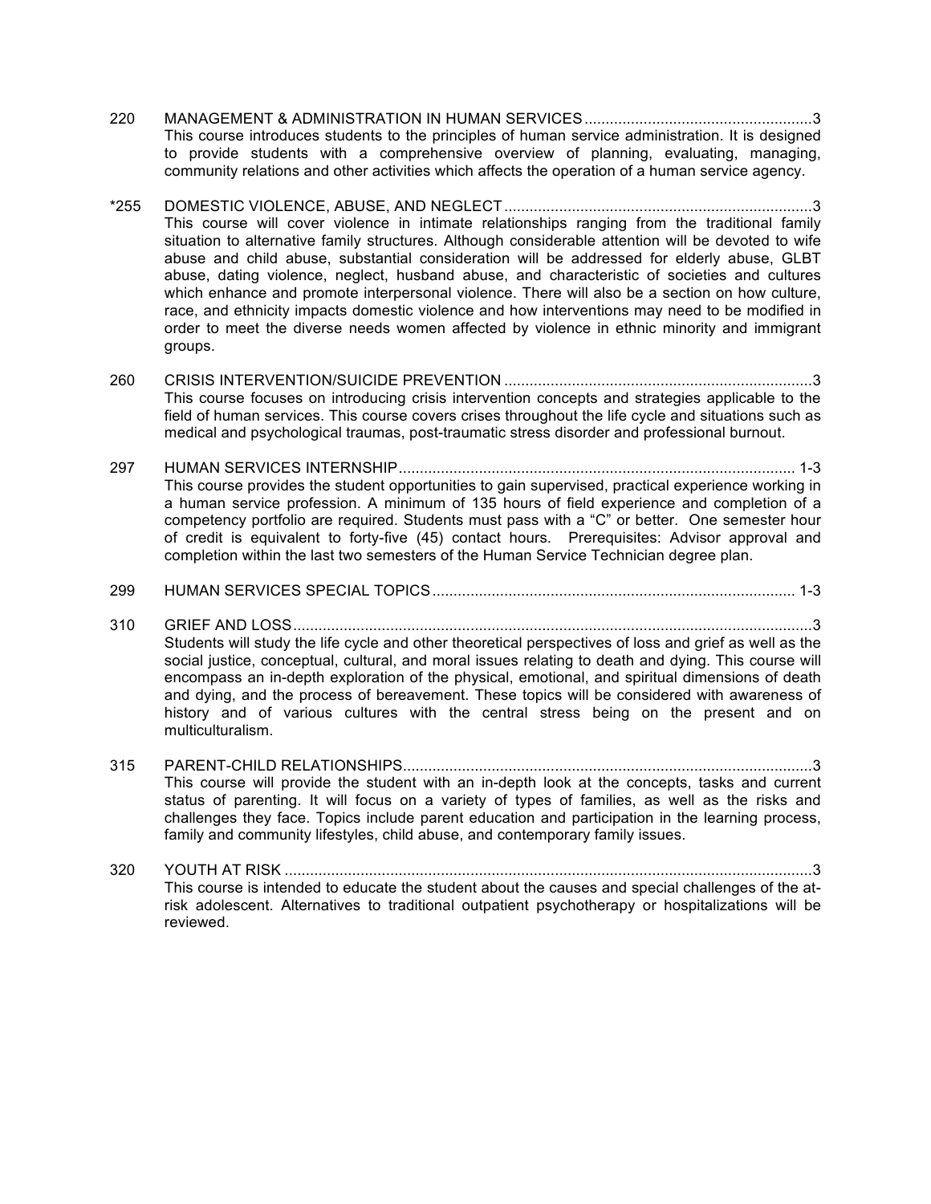220 MANAGEMENT & ADMINISTRATION IN HUMAN SERVICES......................................................3
This course introduces students to the principles of human service administration. It is designed to provide students with a comprehensive overview of planning, evaluating, managing, community relations and other activities which affects the operation of a human service agency.

*255 DOMESTIC VIOLENCE, ABUSE, AND NEGLECT..........................................................................3
This course will cover violence in intimate relationships ranging from the traditional family situation to alternative family structures. Although considerable attention will be devoted to wife abuse and child abuse, substantial consideration will be addressed for elderly abuse, GLBT abuse, dating violence, neglect, husband abuse, and characteristic of societies and cultures which enhance and promote interpersonal violence. There will also be a section on how culture, race, and ethnicity impacts domestic violence and how interventions may need to be modified in order to meet the diverse needs women affected by violence in ethnic minority and immigrant groups.

260 CRISIS INTERVENTION/SUICIDE PREVENTION ..........................................................................3
This course focuses on introducing crisis intervention concepts and strategies applicable to the field of human services. This course covers crises throughout the life cycle and situations such as medical and psychological traumas, post-traumatic stress disorder and professional burnout.

297 HUMAN SERVICES INTERNSHIP.............................................................................................. 1-3
This course provides the student opportunities to gain supervised, practical experience working in a human service profession. A minimum of 135 hours of field experience and completion of a competency portfolio are required. Students must pass with a "C" or better. One semester hour of credit is equivalent to forty-five (45) contact hours. Prerequisites: Advisor approval and completion within the last two semesters of the Human Service Technician degree plan.

299 HUMAN SERVICES SPECIAL TOPICS...................................................................................... 1-3

310 GRIEF AND LOSS.............................................................................................................................3
Students will study the life cycle and other theoretical perspectives of loss and grief as well as the social justice, conceptual, cultural, and moral issues relating to death and dying. This course will encompass an in-depth exploration of the physical, emotional, and spiritual dimensions of death and dying, and the process of bereavement. These topics will be considered with awareness of history and of various cultures with the central stress being on the present and on multiculturalism.

315 PARENT-CHILD RELATIONSHIPS..................................................................................................3
This course will provide the student with an in-depth look at the concepts, tasks and current status of parenting. It will focus on a variety of types of families, as well as the risks and challenges they face. Topics include parent education and participation in the learning process, family and community lifestyles, child abuse, and contemporary family issues.

320 YOUTH AT RISK .............................................................................................................................3
This course is intended to educate the student about the causes and special challenges of the at-risk adolescent. Alternatives to traditional outpatient psychotherapy or hospitalizations will be reviewed.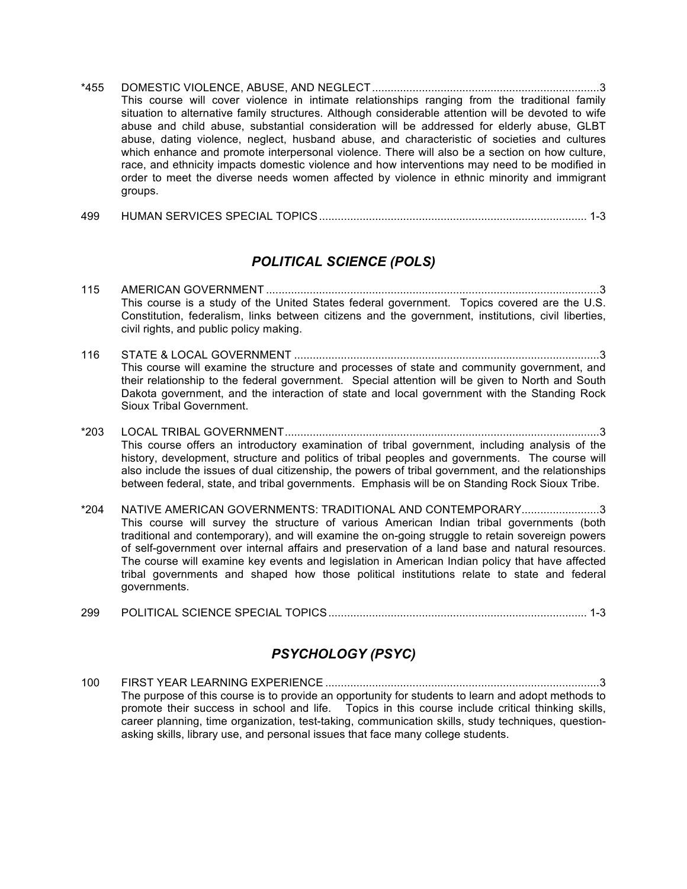*455 DOMESTIC VIOLENCE, ABUSE, AND NEGLECT ........................................................................3

This course will cover violence in intimate relationships ranging from the traditional family situation to alternative family structures. Although considerable attention will be devoted to wife abuse and child abuse, substantial consideration will be addressed for elderly abuse, GLBT abuse, dating violence, neglect, husband abuse, and characteristic of societies and cultures which enhance and promote interpersonal violence. There will also be a section on how culture, race, and ethnicity impacts domestic violence and how interventions may need to be modified in order to meet the diverse needs women affected by violence in ethnic minority and immigrant groups.

499 HUMAN SERVICES SPECIAL TOPICS ..................................................................................... 1-3

## *POLITICAL SCIENCE (POLS)*

115 AMERICAN GOVERNMENT ..........................................................................................................3

This course is a study of the United States federal government. Topics covered are the U.S. Constitution, federalism, links between citizens and the government, institutions, civil liberties, civil rights, and public policy making.

116 STATE & LOCAL GOVERNMENT .................................................................................................3

This course will examine the structure and processes of state and community government, and their relationship to the federal government. Special attention will be given to North and South Dakota government, and the interaction of state and local government with the Standing Rock Sioux Tribal Government.

*203 LOCAL TRIBAL GOVERNMENT....................................................................................................3

This course offers an introductory examination of tribal government, including analysis of the history, development, structure and politics of tribal peoples and governments. The course will also include the issues of dual citizenship, the powers of tribal government, and the relationships between federal, state, and tribal governments. Emphasis will be on Standing Rock Sioux Tribe.

*204 NATIVE AMERICAN GOVERNMENTS: TRADITIONAL AND CONTEMPORARY.........................3

This course will survey the structure of various American Indian tribal governments (both traditional and contemporary), and will examine the on-going struggle to retain sovereign powers of self-government over internal affairs and preservation of a land base and natural resources. The course will examine key events and legislation in American Indian policy that have affected tribal governments and shaped how those political institutions relate to state and federal governments.

299 POLITICAL SCIENCE SPECIAL TOPICS .................................................................................. 1-3

## *PSYCHOLOGY (PSYC)*

100 FIRST YEAR LEARNING EXPERIENCE .......................................................................................3

The purpose of this course is to provide an opportunity for students to learn and adopt methods to promote their success in school and life. Topics in this course include critical thinking skills, career planning, time organization, test-taking, communication skills, study techniques, question-asking skills, library use, and personal issues that face many college students.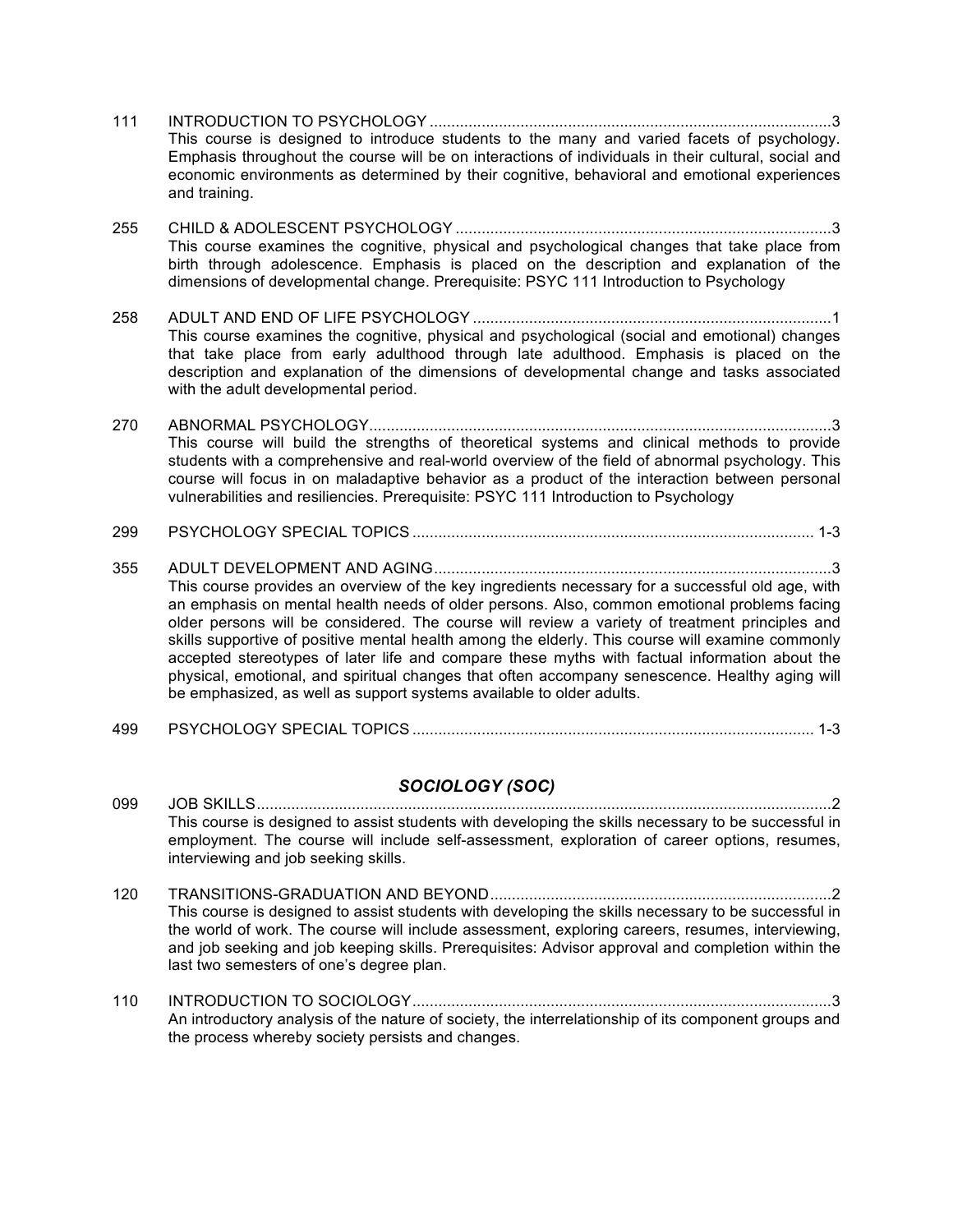111 INTRODUCTION TO PSYCHOLOGY ............................................................................................3
This course is designed to introduce students to the many and varied facets of psychology. Emphasis throughout the course will be on interactions of individuals in their cultural, social and economic environments as determined by their cognitive, behavioral and emotional experiences and training.

255 CHILD & ADOLESCENT PSYCHOLOGY ......................................................................................3
This course examines the cognitive, physical and psychological changes that take place from birth through adolescence. Emphasis is placed on the description and explanation of the dimensions of developmental change. Prerequisite: PSYC 111 Introduction to Psychology

258 ADULT AND END OF LIFE PSYCHOLOGY ..................................................................................1
This course examines the cognitive, physical and psychological (social and emotional) changes that take place from early adulthood through late adulthood. Emphasis is placed on the description and explanation of the dimensions of developmental change and tasks associated with the adult developmental period.

270 ABNORMAL PSYCHOLOGY..........................................................................................................3
This course will build the strengths of theoretical systems and clinical methods to provide students with a comprehensive and real-world overview of the field of abnormal psychology. This course will focus in on maladaptive behavior as a product of the interaction between personal vulnerabilities and resiliencies. Prerequisite: PSYC 111 Introduction to Psychology

299 PSYCHOLOGY SPECIAL TOPICS ............................................................................................ 1-3

355 ADULT DEVELOPMENT AND AGING...........................................................................................3
This course provides an overview of the key ingredients necessary for a successful old age, with an emphasis on mental health needs of older persons. Also, common emotional problems facing older persons will be considered. The course will review a variety of treatment principles and skills supportive of positive mental health among the elderly. This course will examine commonly accepted stereotypes of later life and compare these myths with factual information about the physical, emotional, and spiritual changes that often accompany senescence. Healthy aging will be emphasized, as well as support systems available to older adults.

499 PSYCHOLOGY SPECIAL TOPICS ............................................................................................ 1-3

## *SOCIOLOGY (SOC)*

099 JOB SKILLS....................................................................................................................................2
This course is designed to assist students with developing the skills necessary to be successful in employment. The course will include self-assessment, exploration of career options, resumes, interviewing and job seeking skills.

120 TRANSITIONS-GRADUATION AND BEYOND..............................................................................2
This course is designed to assist students with developing the skills necessary to be successful in the world of work. The course will include assessment, exploring careers, resumes, interviewing, and job seeking and job keeping skills. Prerequisites: Advisor approval and completion within the last two semesters of one's degree plan.

110 INTRODUCTION TO SOCIOLOGY................................................................................................3
An introductory analysis of the nature of society, the interrelationship of its component groups and the process whereby society persists and changes.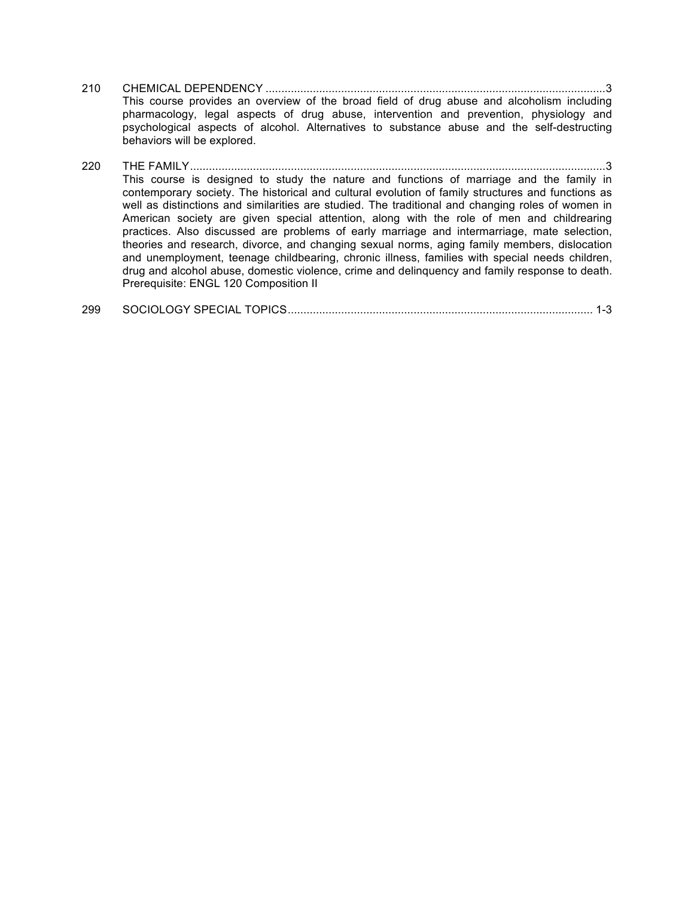210 CHEMICAL DEPENDENCY ............................................................................................................3
This course provides an overview of the broad field of drug abuse and alcoholism including pharmacology, legal aspects of drug abuse, intervention and prevention, physiology and psychological aspects of alcohol. Alternatives to substance abuse and the self-destructing behaviors will be explored.

220 THE FAMILY...................................................................................................................................3
This course is designed to study the nature and functions of marriage and the family in contemporary society. The historical and cultural evolution of family structures and functions as well as distinctions and similarities are studied. The traditional and changing roles of women in American society are given special attention, along with the role of men and childrearing practices. Also discussed are problems of early marriage and intermarriage, mate selection, theories and research, divorce, and changing sexual norms, aging family members, dislocation and unemployment, teenage childbearing, chronic illness, families with special needs children, drug and alcohol abuse, domestic violence, crime and delinquency and family response to death.
Prerequisite: ENGL 120 Composition II

299 SOCIOLOGY SPECIAL TOPICS................................................................................................ 1-3